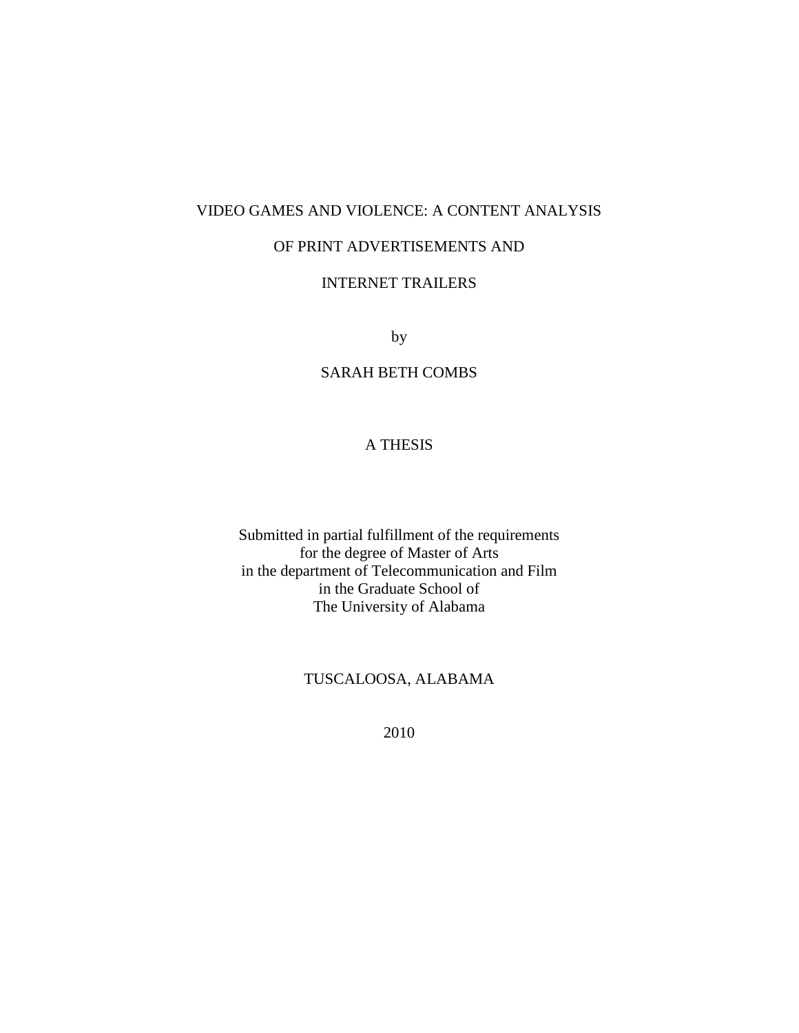# VIDEO GAMES AND VIOLENCE: A CONTENT ANALYSIS OF PRINT ADVERTISEMENTS AND INTERNET TRAILERS

by

SARAH BETH COMBS

A THESIS

Submitted in partial fulfillment of the requirements
for the degree of Master of Arts
in the department of Telecommunication and Film
in the Graduate School of
The University of Alabama

TUSCALOOSA, ALABAMA

2010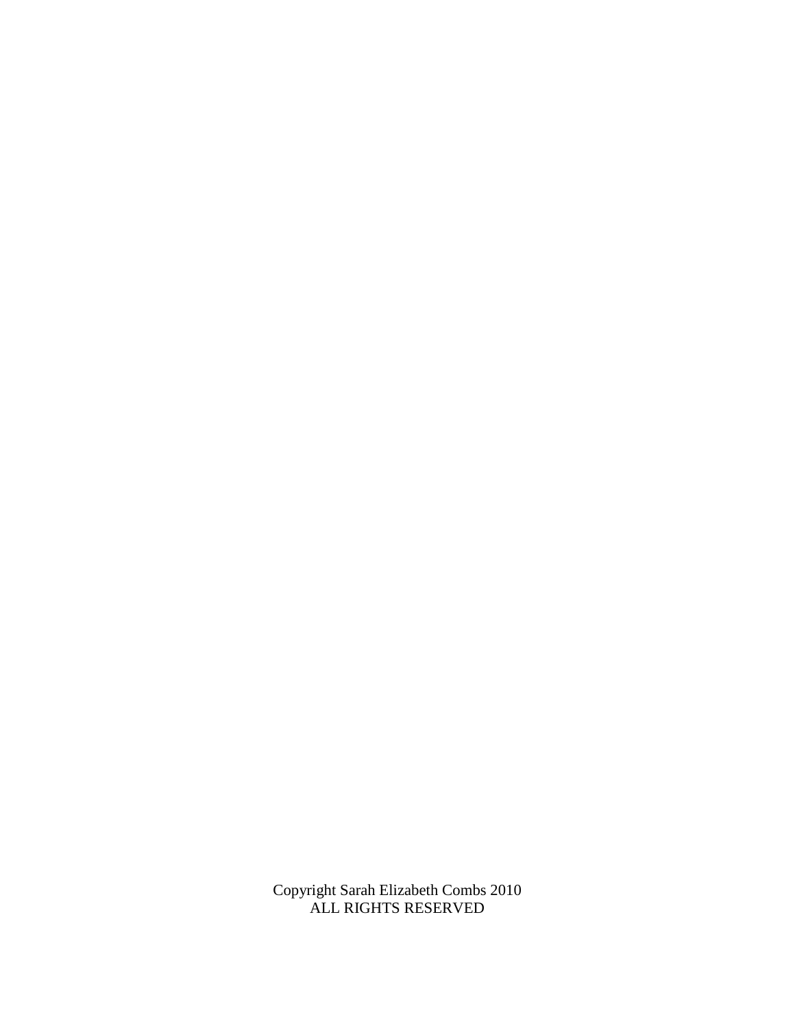Copyright Sarah Elizabeth Combs 2010
ALL RIGHTS RESERVED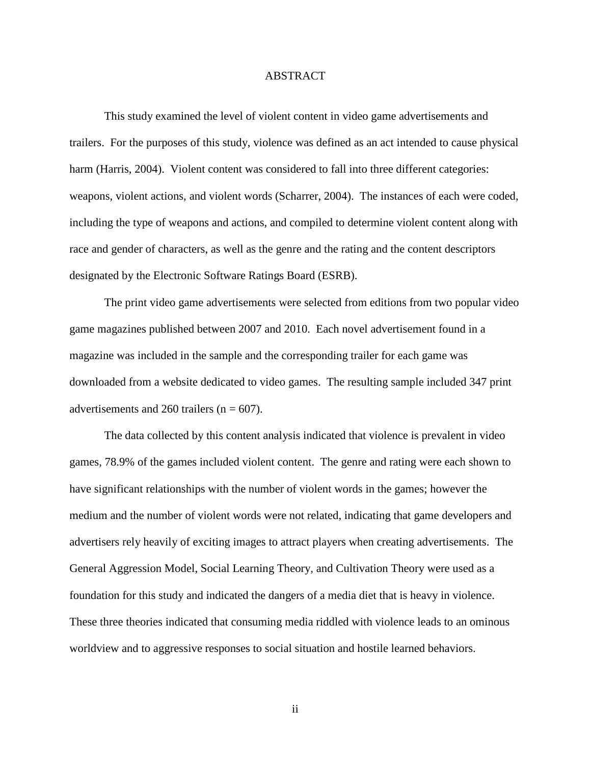# ABSTRACT

This study examined the level of violent content in video game advertisements and trailers. For the purposes of this study, violence was defined as an act intended to cause physical harm (Harris, 2004). Violent content was considered to fall into three different categories: weapons, violent actions, and violent words (Scharrer, 2004). The instances of each were coded, including the type of weapons and actions, and compiled to determine violent content along with race and gender of characters, as well as the genre and the rating and the content descriptors designated by the Electronic Software Ratings Board (ESRB).

The print video game advertisements were selected from editions from two popular video game magazines published between 2007 and 2010. Each novel advertisement found in a magazine was included in the sample and the corresponding trailer for each game was downloaded from a website dedicated to video games. The resulting sample included 347 print advertisements and 260 trailers ($n = 607$).

The data collected by this content analysis indicated that violence is prevalent in video games, 78.9% of the games included violent content. The genre and rating were each shown to have significant relationships with the number of violent words in the games; however the medium and the number of violent words were not related, indicating that game developers and advertisers rely heavily of exciting images to attract players when creating advertisements. The General Aggression Model, Social Learning Theory, and Cultivation Theory were used as a foundation for this study and indicated the dangers of a media diet that is heavy in violence. These three theories indicated that consuming media riddled with violence leads to an ominous worldview and to aggressive responses to social situation and hostile learned behaviors.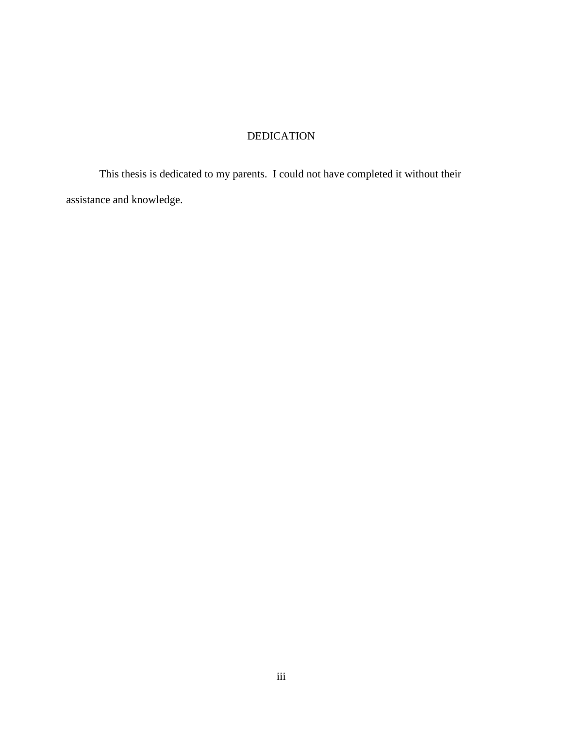# DEDICATION

This thesis is dedicated to my parents. I could not have completed it without their assistance and knowledge.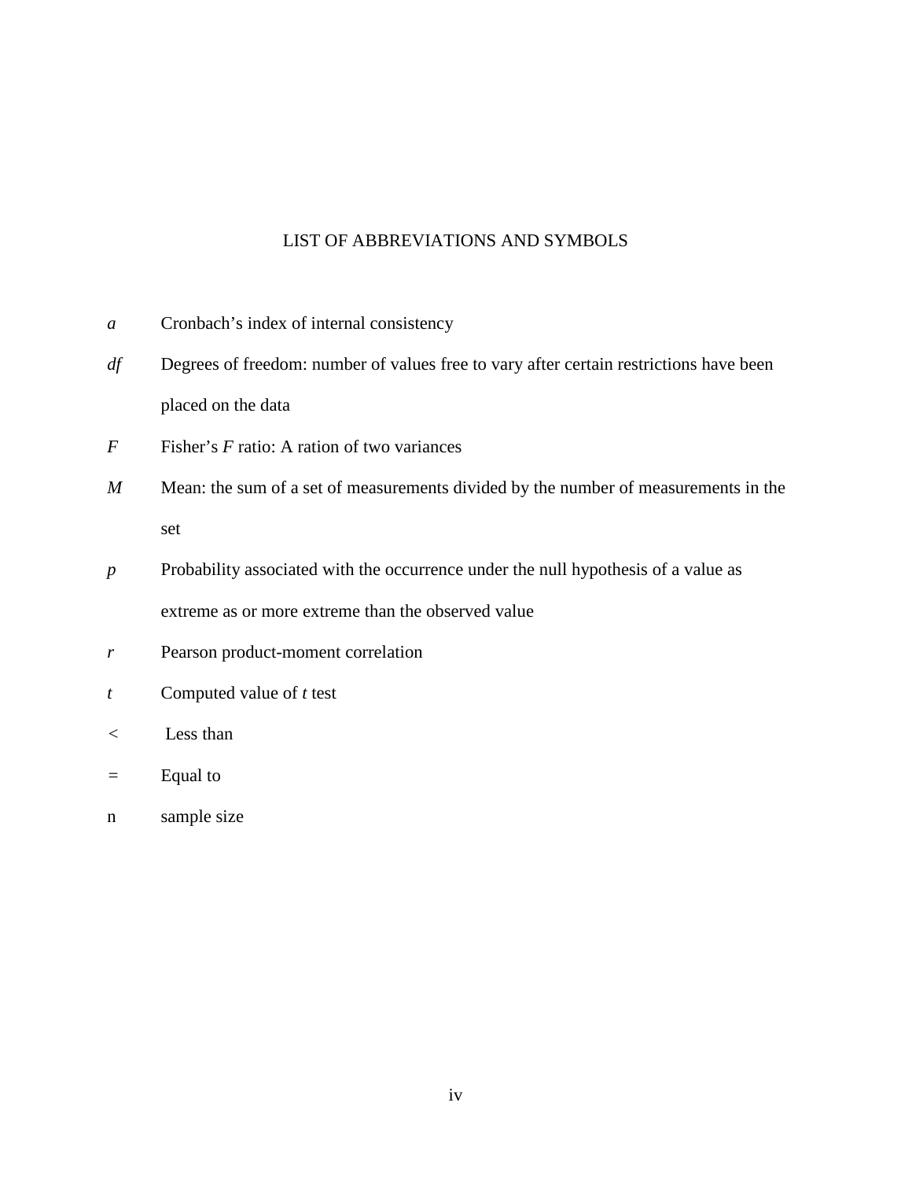# LIST OF ABBREVIATIONS AND SYMBOLS

| | |
|---|---|
| *a* | Cronbach's index of internal consistency |
| *df* | Degrees of freedom: number of values free to vary after certain restrictions have been placed on the data |
| *F* | Fisher's *F* ratio: A ration of two variances |
| *M* | Mean: the sum of a set of measurements divided by the number of measurements in the set |
| *p* | Probability associated with the occurrence under the null hypothesis of a value as extreme as or more extreme than the observed value |
| *r* | Pearson product-moment correlation |
| *t* | Computed value of *t* test |
| < | Less than |
| = | Equal to |
| n | sample size |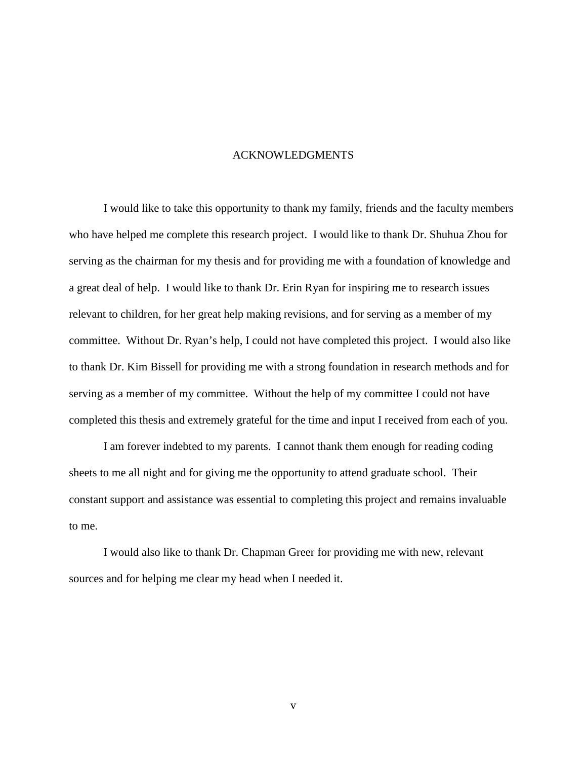# ACKNOWLEDGMENTS

I would like to take this opportunity to thank my family, friends and the faculty members who have helped me complete this research project. I would like to thank Dr. Shuhua Zhou for serving as the chairman for my thesis and for providing me with a foundation of knowledge and a great deal of help. I would like to thank Dr. Erin Ryan for inspiring me to research issues relevant to children, for her great help making revisions, and for serving as a member of my committee. Without Dr. Ryan's help, I could not have completed this project. I would also like to thank Dr. Kim Bissell for providing me with a strong foundation in research methods and for serving as a member of my committee. Without the help of my committee I could not have completed this thesis and extremely grateful for the time and input I received from each of you.

I am forever indebted to my parents. I cannot thank them enough for reading coding sheets to me all night and for giving me the opportunity to attend graduate school. Their constant support and assistance was essential to completing this project and remains invaluable to me.

I would also like to thank Dr. Chapman Greer for providing me with new, relevant sources and for helping me clear my head when I needed it.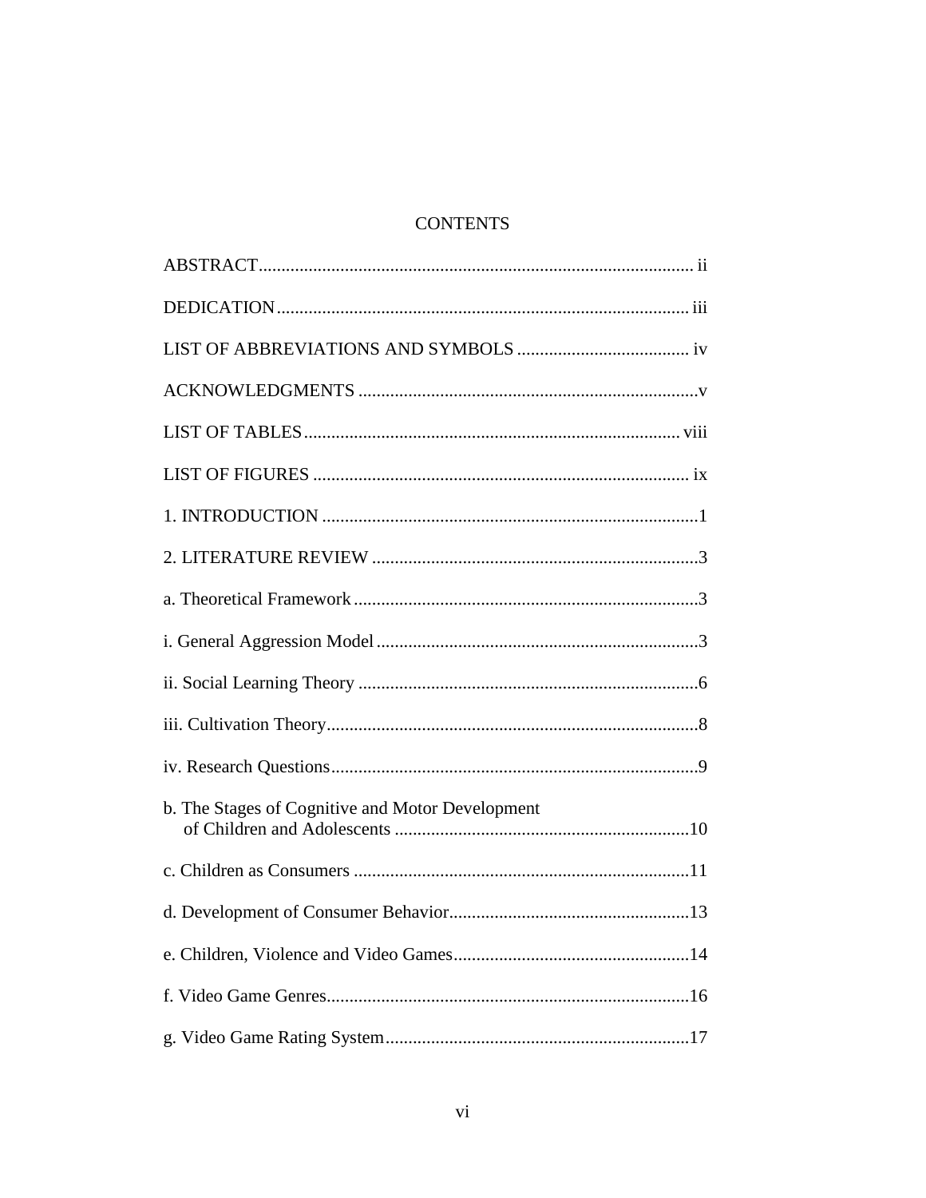# CONTENTS

ABSTRACT ..... ii

DEDICATION ..... iii

LIST OF ABBREVIATIONS AND SYMBOLS ..... iv

ACKNOWLEDGMENTS ..... v

LIST OF TABLES ..... viii

LIST OF FIGURES ..... ix

1. INTRODUCTION ..... 1

2. LITERATURE REVIEW ..... 3

a. Theoretical Framework ..... 3

i. General Aggression Model ..... 3

ii. Social Learning Theory ..... 6

iii. Cultivation Theory ..... 8

iv. Research Questions ..... 9

b. The Stages of Cognitive and Motor Development of Children and Adolescents ..... 10

c. Children as Consumers ..... 11

d. Development of Consumer Behavior ..... 13

e. Children, Violence and Video Games ..... 14

f. Video Game Genres ..... 16

g. Video Game Rating System ..... 17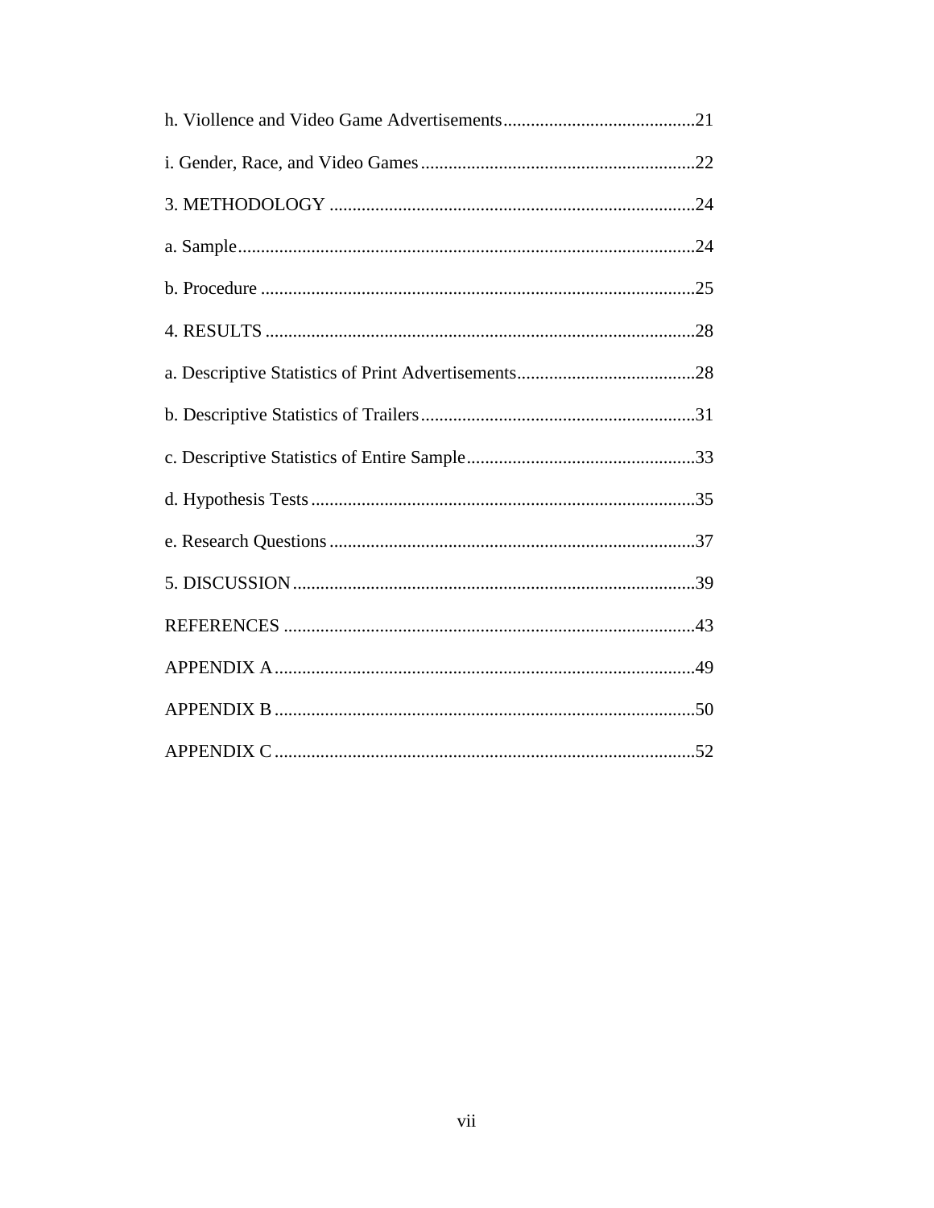h. Viollence and Video Game Advertisements..........................................21

i. Gender, Race, and Video Games ...........................................................22

3. METHODOLOGY ...............................................................................24

a. Sample...................................................................................................24

b. Procedure ..............................................................................................25

4. RESULTS .............................................................................................28

a. Descriptive Statistics of Print Advertisements.......................................28

b. Descriptive Statistics of Trailers ...........................................................31

c. Descriptive Statistics of Entire Sample..................................................33

d. Hypothesis Tests ....................................................................................35

e. Research Questions ...............................................................................37

5. DISCUSSION........................................................................................39

REFERENCES .........................................................................................43

APPENDIX A...........................................................................................49

APPENDIX B ...........................................................................................50

APPENDIX C ...........................................................................................52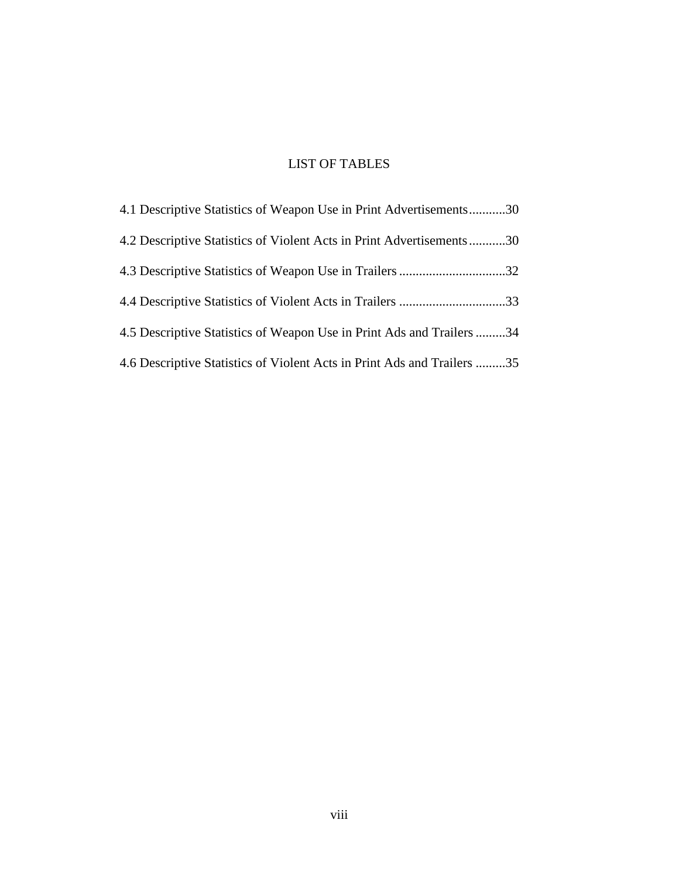# LIST OF TABLES

4.1 Descriptive Statistics of Weapon Use in Print Advertisements...........30

4.2 Descriptive Statistics of Violent Acts in Print Advertisements...........30

4.3 Descriptive Statistics of Weapon Use in Trailers ................................32

4.4 Descriptive Statistics of Violent Acts in Trailers ................................33

4.5 Descriptive Statistics of Weapon Use in Print Ads and Trailers .........34

4.6 Descriptive Statistics of Violent Acts in Print Ads and Trailers .........35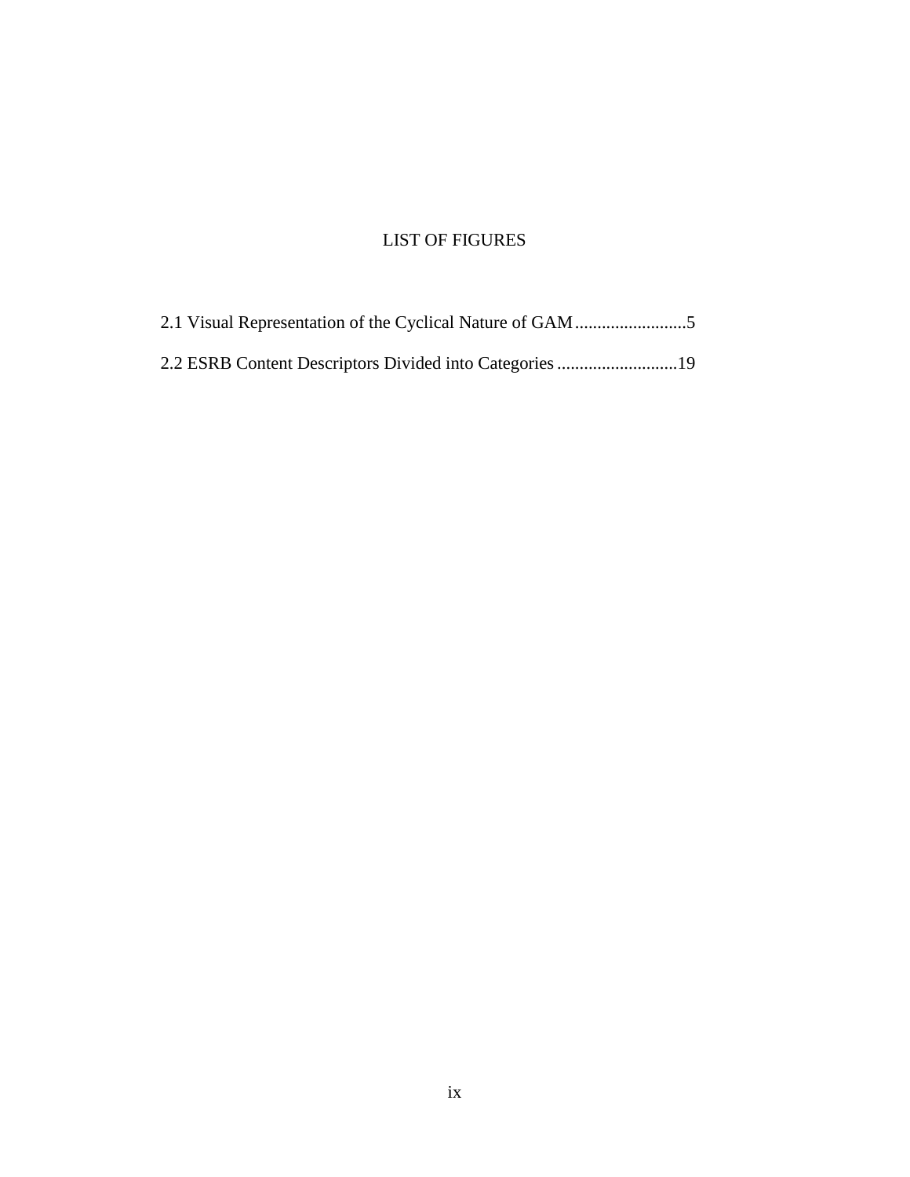# LIST OF FIGURES

2.1 Visual Representation of the Cyclical Nature of GAM.........................5

2.2 ESRB Content Descriptors Divided into Categories...........................19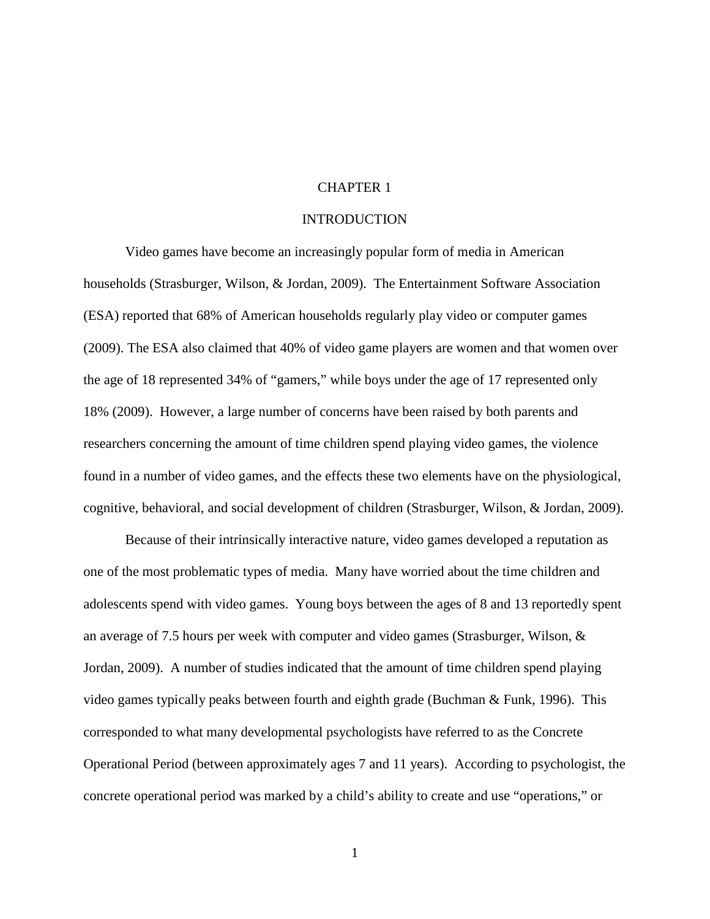# CHAPTER 1

## INTRODUCTION

Video games have become an increasingly popular form of media in American households (Strasburger, Wilson, & Jordan, 2009). The Entertainment Software Association (ESA) reported that 68% of American households regularly play video or computer games (2009). The ESA also claimed that 40% of video game players are women and that women over the age of 18 represented 34% of "gamers," while boys under the age of 17 represented only 18% (2009). However, a large number of concerns have been raised by both parents and researchers concerning the amount of time children spend playing video games, the violence found in a number of video games, and the effects these two elements have on the physiological, cognitive, behavioral, and social development of children (Strasburger, Wilson, & Jordan, 2009).

Because of their intrinsically interactive nature, video games developed a reputation as one of the most problematic types of media. Many have worried about the time children and adolescents spend with video games. Young boys between the ages of 8 and 13 reportedly spent an average of 7.5 hours per week with computer and video games (Strasburger, Wilson, & Jordan, 2009). A number of studies indicated that the amount of time children spend playing video games typically peaks between fourth and eighth grade (Buchman & Funk, 1996). This corresponded to what many developmental psychologists have referred to as the Concrete Operational Period (between approximately ages 7 and 11 years). According to psychologist, the concrete operational period was marked by a child's ability to create and use "operations," or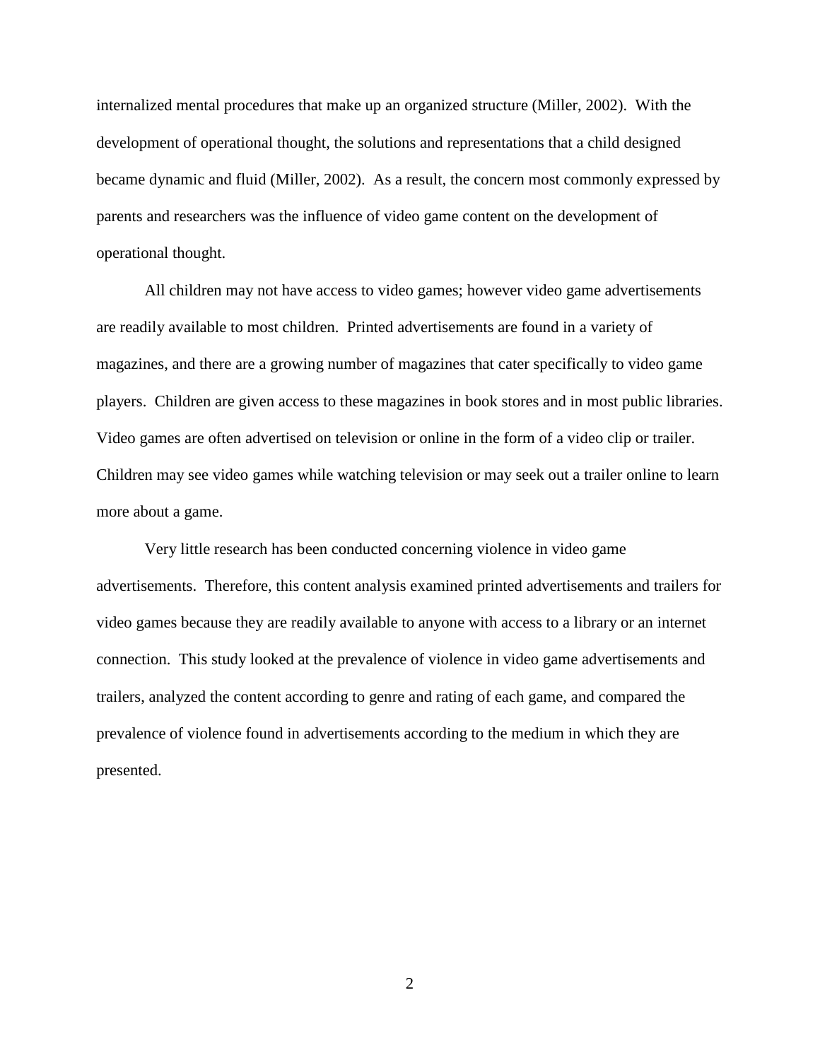internalized mental procedures that make up an organized structure (Miller, 2002). With the development of operational thought, the solutions and representations that a child designed became dynamic and fluid (Miller, 2002). As a result, the concern most commonly expressed by parents and researchers was the influence of video game content on the development of operational thought.

All children may not have access to video games; however video game advertisements are readily available to most children. Printed advertisements are found in a variety of magazines, and there are a growing number of magazines that cater specifically to video game players. Children are given access to these magazines in book stores and in most public libraries. Video games are often advertised on television or online in the form of a video clip or trailer. Children may see video games while watching television or may seek out a trailer online to learn more about a game.

Very little research has been conducted concerning violence in video game advertisements. Therefore, this content analysis examined printed advertisements and trailers for video games because they are readily available to anyone with access to a library or an internet connection. This study looked at the prevalence of violence in video game advertisements and trailers, analyzed the content according to genre and rating of each game, and compared the prevalence of violence found in advertisements according to the medium in which they are presented.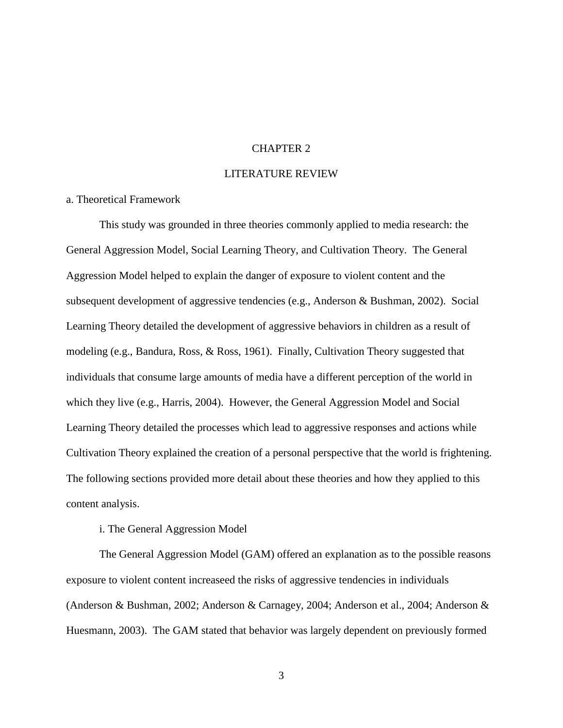# CHAPTER 2

# LITERATURE REVIEW

## a. Theoretical Framework

This study was grounded in three theories commonly applied to media research: the General Aggression Model, Social Learning Theory, and Cultivation Theory. The General Aggression Model helped to explain the danger of exposure to violent content and the subsequent development of aggressive tendencies (e.g., Anderson & Bushman, 2002). Social Learning Theory detailed the development of aggressive behaviors in children as a result of modeling (e.g., Bandura, Ross, & Ross, 1961). Finally, Cultivation Theory suggested that individuals that consume large amounts of media have a different perception of the world in which they live (e.g., Harris, 2004). However, the General Aggression Model and Social Learning Theory detailed the processes which lead to aggressive responses and actions while Cultivation Theory explained the creation of a personal perspective that the world is frightening. The following sections provided more detail about these theories and how they applied to this content analysis.

### i. The General Aggression Model

The General Aggression Model (GAM) offered an explanation as to the possible reasons exposure to violent content increaseed the risks of aggressive tendencies in individuals (Anderson & Bushman, 2002; Anderson & Carnagey, 2004; Anderson et al., 2004; Anderson & Huesmann, 2003). The GAM stated that behavior was largely dependent on previously formed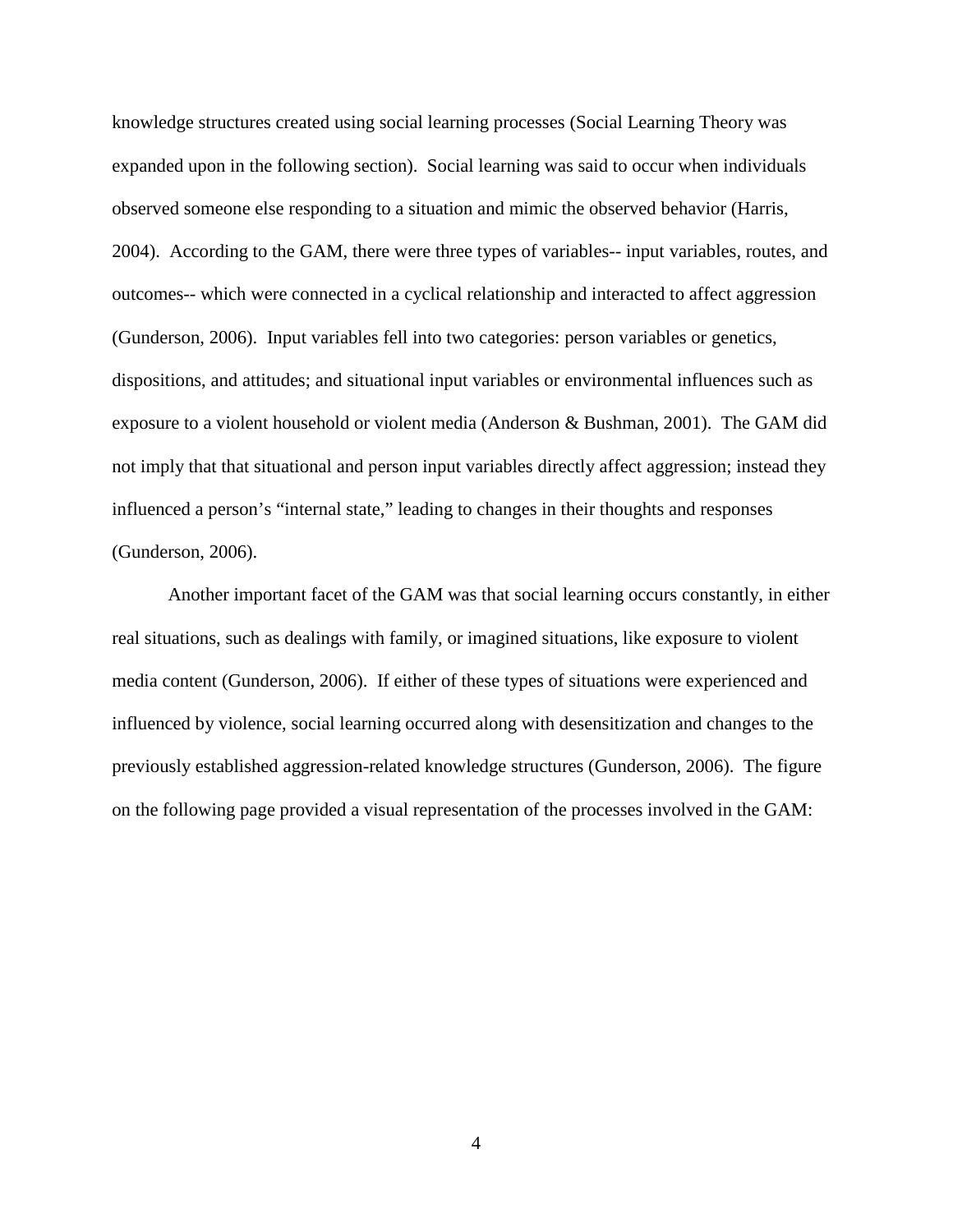knowledge structures created using social learning processes (Social Learning Theory was expanded upon in the following section). Social learning was said to occur when individuals observed someone else responding to a situation and mimic the observed behavior (Harris, 2004). According to the GAM, there were three types of variables-- input variables, routes, and outcomes-- which were connected in a cyclical relationship and interacted to affect aggression (Gunderson, 2006). Input variables fell into two categories: person variables or genetics, dispositions, and attitudes; and situational input variables or environmental influences such as exposure to a violent household or violent media (Anderson & Bushman, 2001). The GAM did not imply that that situational and person input variables directly affect aggression; instead they influenced a person's "internal state," leading to changes in their thoughts and responses (Gunderson, 2006).

Another important facet of the GAM was that social learning occurs constantly, in either real situations, such as dealings with family, or imagined situations, like exposure to violent media content (Gunderson, 2006). If either of these types of situations were experienced and influenced by violence, social learning occurred along with desensitization and changes to the previously established aggression-related knowledge structures (Gunderson, 2006). The figure on the following page provided a visual representation of the processes involved in the GAM: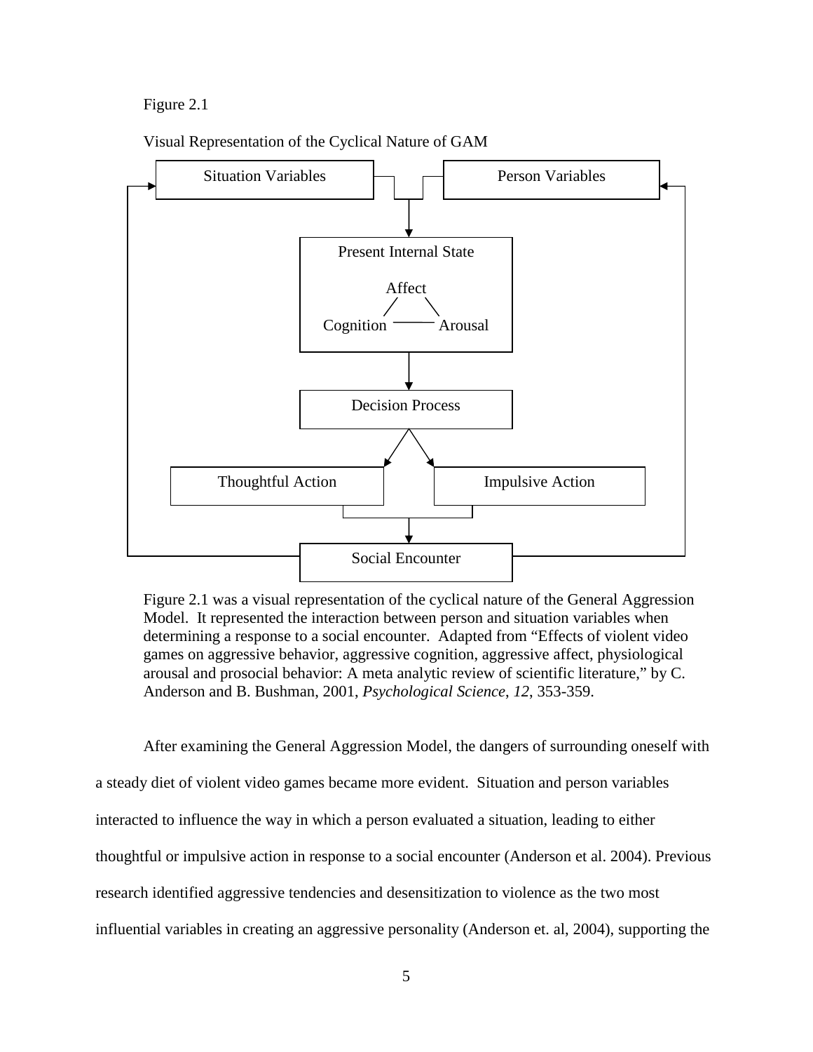Figure 2.1

Visual Representation of the Cyclical Nature of GAM

Situation Variables

Person Variables

Present Internal State

Affect

Cognition

Arousal

Decision Process

Thoughtful Action

Impulsive Action

Social Encounter

Figure 2.1 was a visual representation of the cyclical nature of the General Aggression Model. It represented the interaction between person and situation variables when determining a response to a social encounter. Adapted from "Effects of violent video games on aggressive behavior, aggressive cognition, aggressive affect, physiological arousal and prosocial behavior: A meta analytic review of scientific literature," by C. Anderson and B. Bushman, 2001, *Psychological Science*, *12*, 353-359.

After examining the General Aggression Model, the dangers of surrounding oneself with a steady diet of violent video games became more evident. Situation and person variables interacted to influence the way in which a person evaluated a situation, leading to either thoughtful or impulsive action in response to a social encounter (Anderson et al. 2004). Previous research identified aggressive tendencies and desensitization to violence as the two most influential variables in creating an aggressive personality (Anderson et. al, 2004), supporting the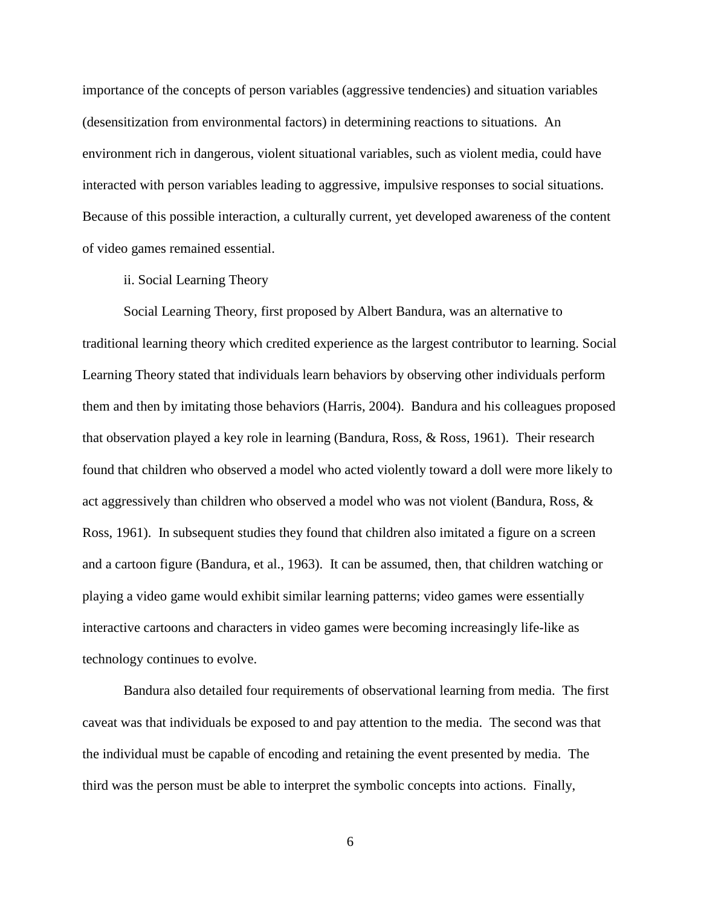importance of the concepts of person variables (aggressive tendencies) and situation variables (desensitization from environmental factors) in determining reactions to situations. An environment rich in dangerous, violent situational variables, such as violent media, could have interacted with person variables leading to aggressive, impulsive responses to social situations. Because of this possible interaction, a culturally current, yet developed awareness of the content of video games remained essential.

ii. Social Learning Theory

Social Learning Theory, first proposed by Albert Bandura, was an alternative to traditional learning theory which credited experience as the largest contributor to learning. Social Learning Theory stated that individuals learn behaviors by observing other individuals perform them and then by imitating those behaviors (Harris, 2004). Bandura and his colleagues proposed that observation played a key role in learning (Bandura, Ross, & Ross, 1961). Their research found that children who observed a model who acted violently toward a doll were more likely to act aggressively than children who observed a model who was not violent (Bandura, Ross, & Ross, 1961). In subsequent studies they found that children also imitated a figure on a screen and a cartoon figure (Bandura, et al., 1963). It can be assumed, then, that children watching or playing a video game would exhibit similar learning patterns; video games were essentially interactive cartoons and characters in video games were becoming increasingly life-like as technology continues to evolve.

Bandura also detailed four requirements of observational learning from media. The first caveat was that individuals be exposed to and pay attention to the media. The second was that the individual must be capable of encoding and retaining the event presented by media. The third was the person must be able to interpret the symbolic concepts into actions. Finally,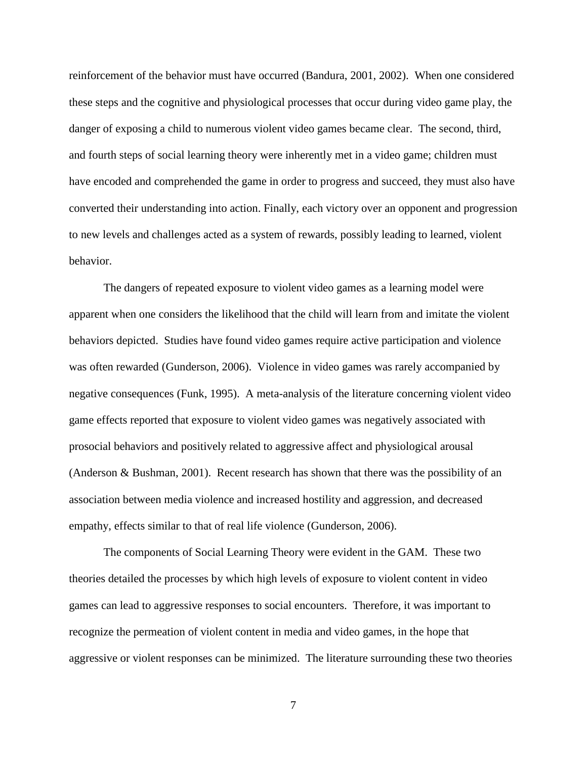reinforcement of the behavior must have occurred (Bandura, 2001, 2002). When one considered these steps and the cognitive and physiological processes that occur during video game play, the danger of exposing a child to numerous violent video games became clear. The second, third, and fourth steps of social learning theory were inherently met in a video game; children must have encoded and comprehended the game in order to progress and succeed, they must also have converted their understanding into action. Finally, each victory over an opponent and progression to new levels and challenges acted as a system of rewards, possibly leading to learned, violent behavior.

The dangers of repeated exposure to violent video games as a learning model were apparent when one considers the likelihood that the child will learn from and imitate the violent behaviors depicted. Studies have found video games require active participation and violence was often rewarded (Gunderson, 2006). Violence in video games was rarely accompanied by negative consequences (Funk, 1995). A meta-analysis of the literature concerning violent video game effects reported that exposure to violent video games was negatively associated with prosocial behaviors and positively related to aggressive affect and physiological arousal (Anderson & Bushman, 2001). Recent research has shown that there was the possibility of an association between media violence and increased hostility and aggression, and decreased empathy, effects similar to that of real life violence (Gunderson, 2006).

The components of Social Learning Theory were evident in the GAM. These two theories detailed the processes by which high levels of exposure to violent content in video games can lead to aggressive responses to social encounters. Therefore, it was important to recognize the permeation of violent content in media and video games, in the hope that aggressive or violent responses can be minimized. The literature surrounding these two theories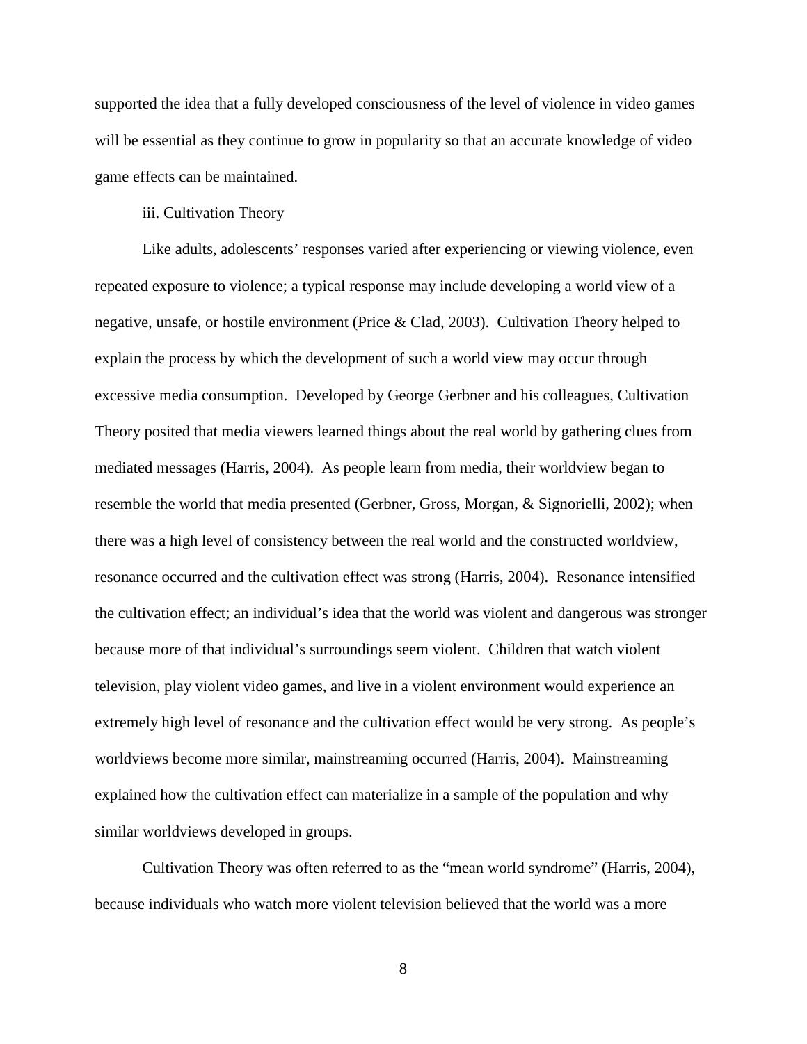supported the idea that a fully developed consciousness of the level of violence in video games will be essential as they continue to grow in popularity so that an accurate knowledge of video game effects can be maintained.

### iii. Cultivation Theory

Like adults, adolescents' responses varied after experiencing or viewing violence, even repeated exposure to violence; a typical response may include developing a world view of a negative, unsafe, or hostile environment (Price & Clad, 2003). Cultivation Theory helped to explain the process by which the development of such a world view may occur through excessive media consumption. Developed by George Gerbner and his colleagues, Cultivation Theory posited that media viewers learned things about the real world by gathering clues from mediated messages (Harris, 2004). As people learn from media, their worldview began to resemble the world that media presented (Gerbner, Gross, Morgan, & Signorielli, 2002); when there was a high level of consistency between the real world and the constructed worldview, resonance occurred and the cultivation effect was strong (Harris, 2004). Resonance intensified the cultivation effect; an individual's idea that the world was violent and dangerous was stronger because more of that individual's surroundings seem violent. Children that watch violent television, play violent video games, and live in a violent environment would experience an extremely high level of resonance and the cultivation effect would be very strong. As people's worldviews become more similar, mainstreaming occurred (Harris, 2004). Mainstreaming explained how the cultivation effect can materialize in a sample of the population and why similar worldviews developed in groups.

Cultivation Theory was often referred to as the "mean world syndrome" (Harris, 2004), because individuals who watch more violent television believed that the world was a more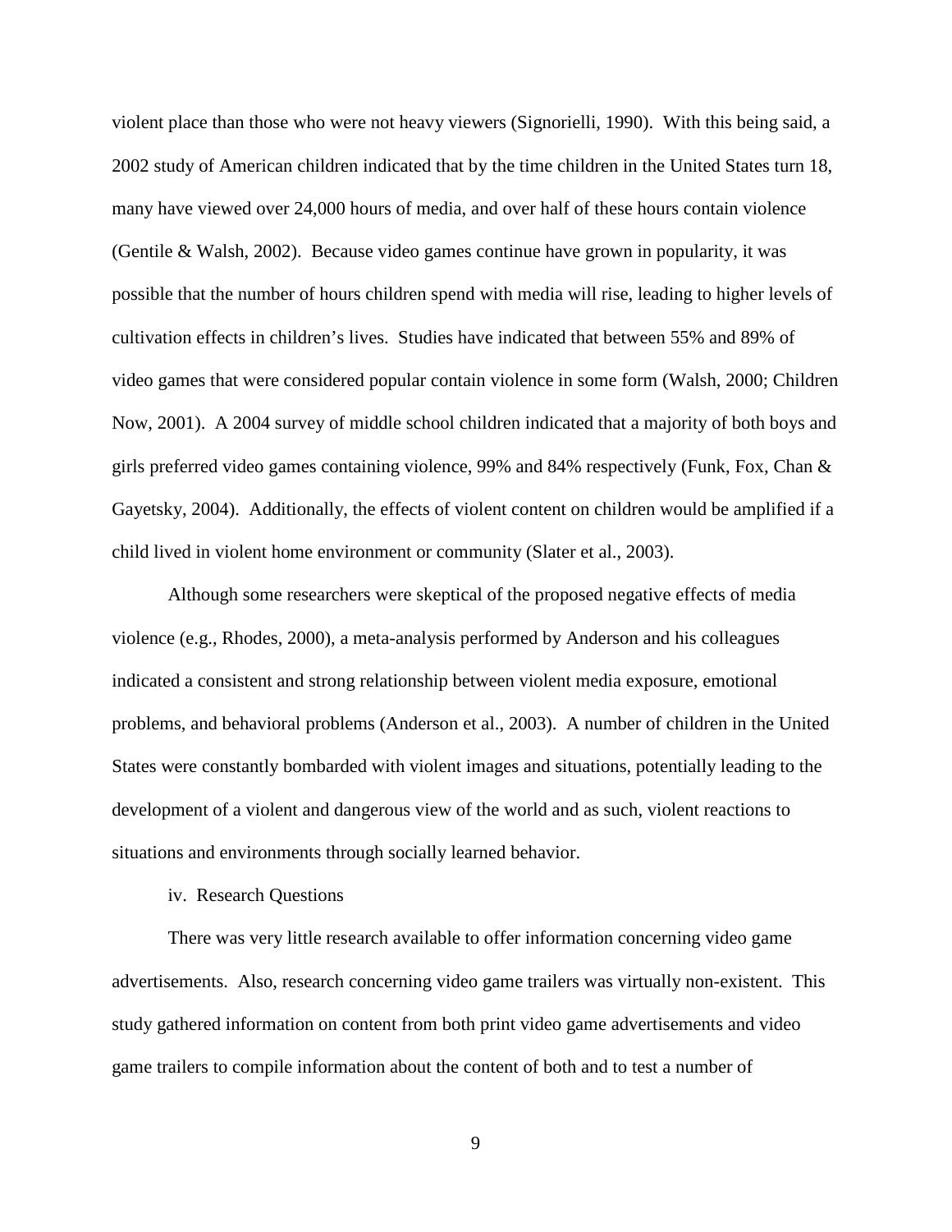violent place than those who were not heavy viewers (Signorielli, 1990). With this being said, a 2002 study of American children indicated that by the time children in the United States turn 18, many have viewed over 24,000 hours of media, and over half of these hours contain violence (Gentile & Walsh, 2002). Because video games continue have grown in popularity, it was possible that the number of hours children spend with media will rise, leading to higher levels of cultivation effects in children's lives. Studies have indicated that between 55% and 89% of video games that were considered popular contain violence in some form (Walsh, 2000; Children Now, 2001). A 2004 survey of middle school children indicated that a majority of both boys and girls preferred video games containing violence, 99% and 84% respectively (Funk, Fox, Chan & Gayetsky, 2004). Additionally, the effects of violent content on children would be amplified if a child lived in violent home environment or community (Slater et al., 2003).

Although some researchers were skeptical of the proposed negative effects of media violence (e.g., Rhodes, 2000), a meta-analysis performed by Anderson and his colleagues indicated a consistent and strong relationship between violent media exposure, emotional problems, and behavioral problems (Anderson et al., 2003). A number of children in the United States were constantly bombarded with violent images and situations, potentially leading to the development of a violent and dangerous view of the world and as such, violent reactions to situations and environments through socially learned behavior.

### iv. Research Questions

There was very little research available to offer information concerning video game advertisements. Also, research concerning video game trailers was virtually non-existent. This study gathered information on content from both print video game advertisements and video game trailers to compile information about the content of both and to test a number of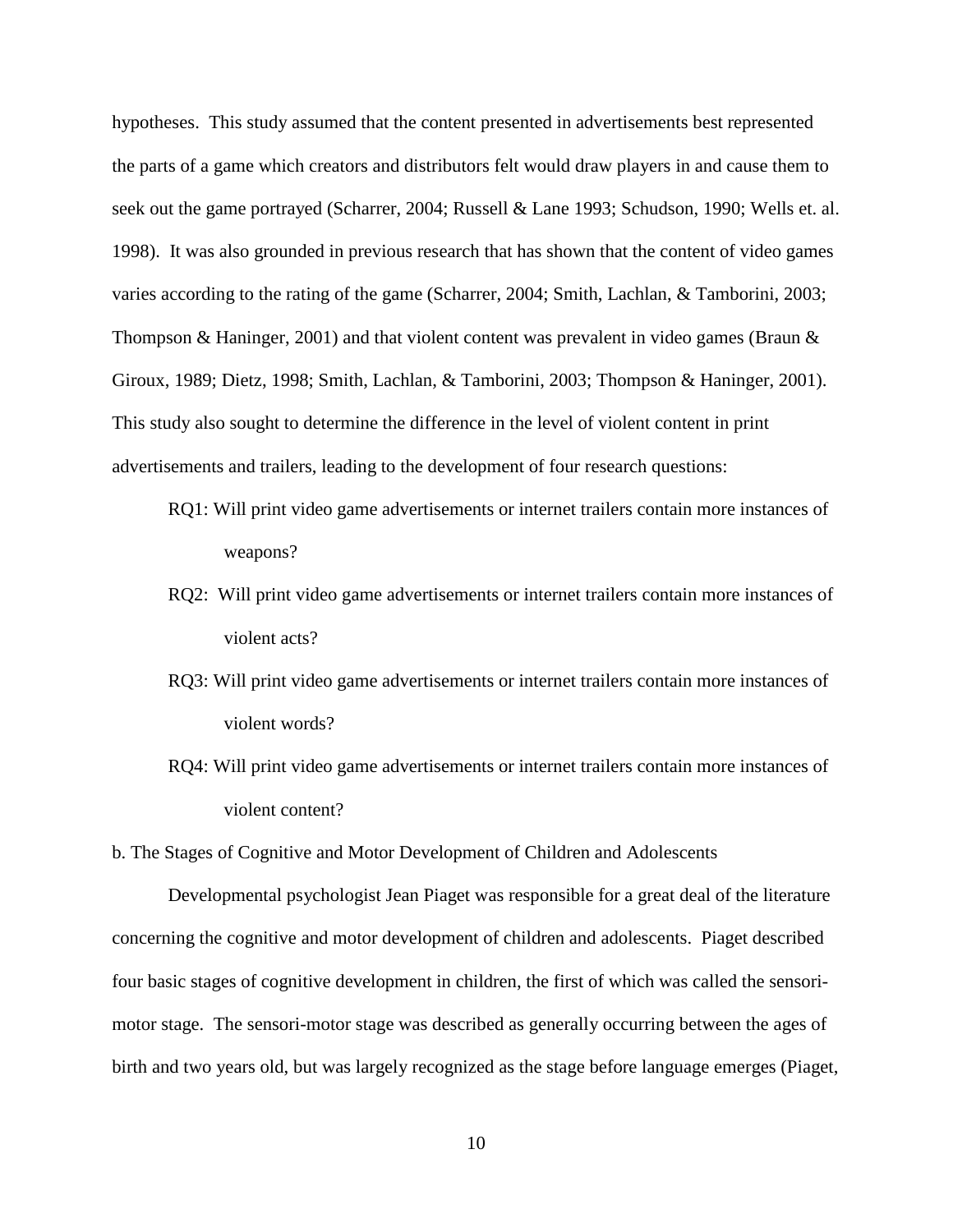hypotheses. This study assumed that the content presented in advertisements best represented the parts of a game which creators and distributors felt would draw players in and cause them to seek out the game portrayed (Scharrer, 2004; Russell & Lane 1993; Schudson, 1990; Wells et. al. 1998). It was also grounded in previous research that has shown that the content of video games varies according to the rating of the game (Scharrer, 2004; Smith, Lachlan, & Tamborini, 2003; Thompson & Haninger, 2001) and that violent content was prevalent in video games (Braun & Giroux, 1989; Dietz, 1998; Smith, Lachlan, & Tamborini, 2003; Thompson & Haninger, 2001). This study also sought to determine the difference in the level of violent content in print advertisements and trailers, leading to the development of four research questions:

RQ1: Will print video game advertisements or internet trailers contain more instances of weapons?

RQ2: Will print video game advertisements or internet trailers contain more instances of violent acts?

RQ3: Will print video game advertisements or internet trailers contain more instances of violent words?

RQ4: Will print video game advertisements or internet trailers contain more instances of violent content?

b. The Stages of Cognitive and Motor Development of Children and Adolescents

Developmental psychologist Jean Piaget was responsible for a great deal of the literature concerning the cognitive and motor development of children and adolescents. Piaget described four basic stages of cognitive development in children, the first of which was called the sensori-motor stage. The sensori-motor stage was described as generally occurring between the ages of birth and two years old, but was largely recognized as the stage before language emerges (Piaget,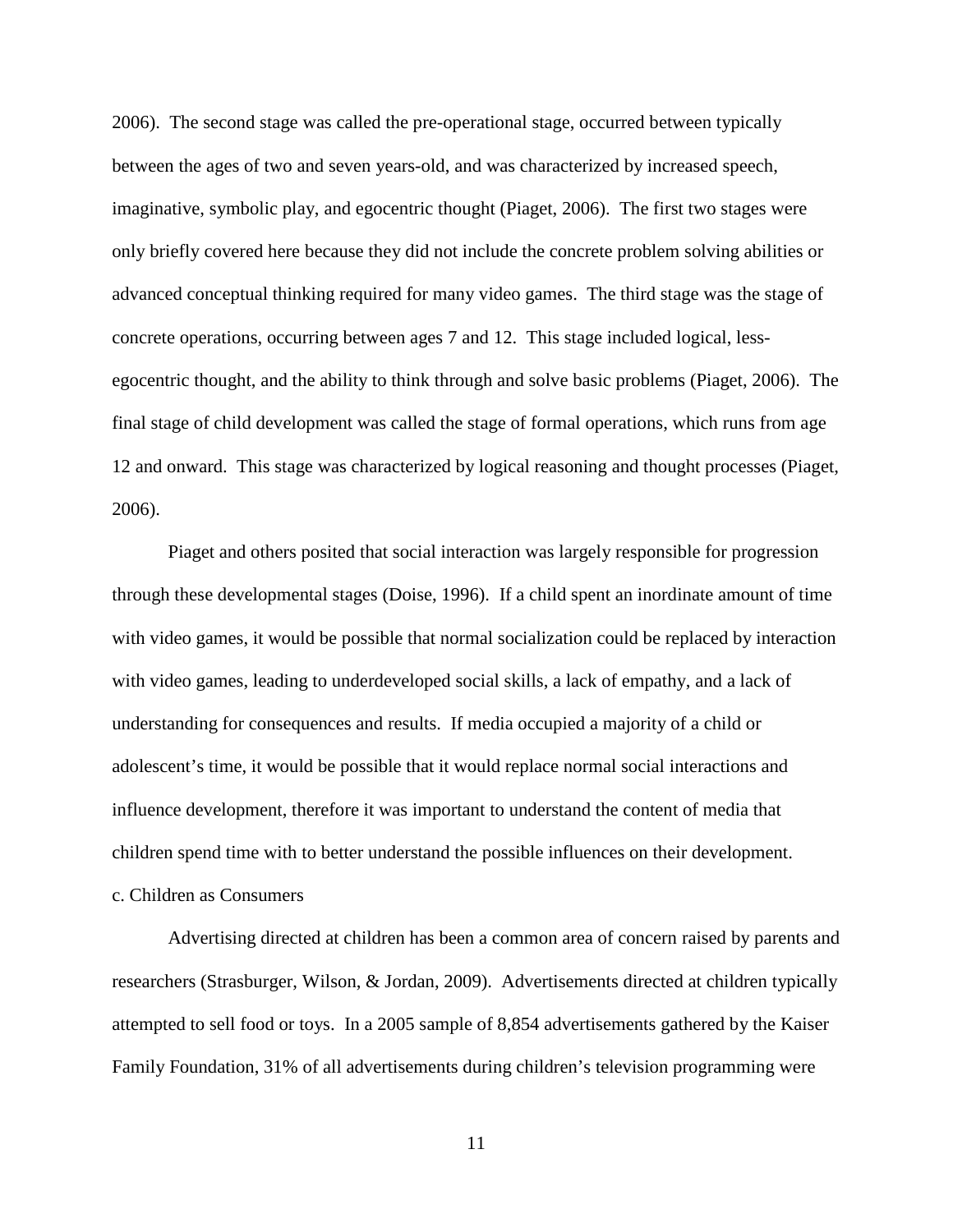2006). The second stage was called the pre-operational stage, occurred between typically between the ages of two and seven years-old, and was characterized by increased speech, imaginative, symbolic play, and egocentric thought (Piaget, 2006). The first two stages were only briefly covered here because they did not include the concrete problem solving abilities or advanced conceptual thinking required for many video games. The third stage was the stage of concrete operations, occurring between ages 7 and 12. This stage included logical, less-egocentric thought, and the ability to think through and solve basic problems (Piaget, 2006). The final stage of child development was called the stage of formal operations, which runs from age 12 and onward. This stage was characterized by logical reasoning and thought processes (Piaget, 2006).

Piaget and others posited that social interaction was largely responsible for progression through these developmental stages (Doise, 1996). If a child spent an inordinate amount of time with video games, it would be possible that normal socialization could be replaced by interaction with video games, leading to underdeveloped social skills, a lack of empathy, and a lack of understanding for consequences and results. If media occupied a majority of a child or adolescent's time, it would be possible that it would replace normal social interactions and influence development, therefore it was important to understand the content of media that children spend time with to better understand the possible influences on their development.

c. Children as Consumers

Advertising directed at children has been a common area of concern raised by parents and researchers (Strasburger, Wilson, & Jordan, 2009). Advertisements directed at children typically attempted to sell food or toys. In a 2005 sample of 8,854 advertisements gathered by the Kaiser Family Foundation, 31% of all advertisements during children's television programming were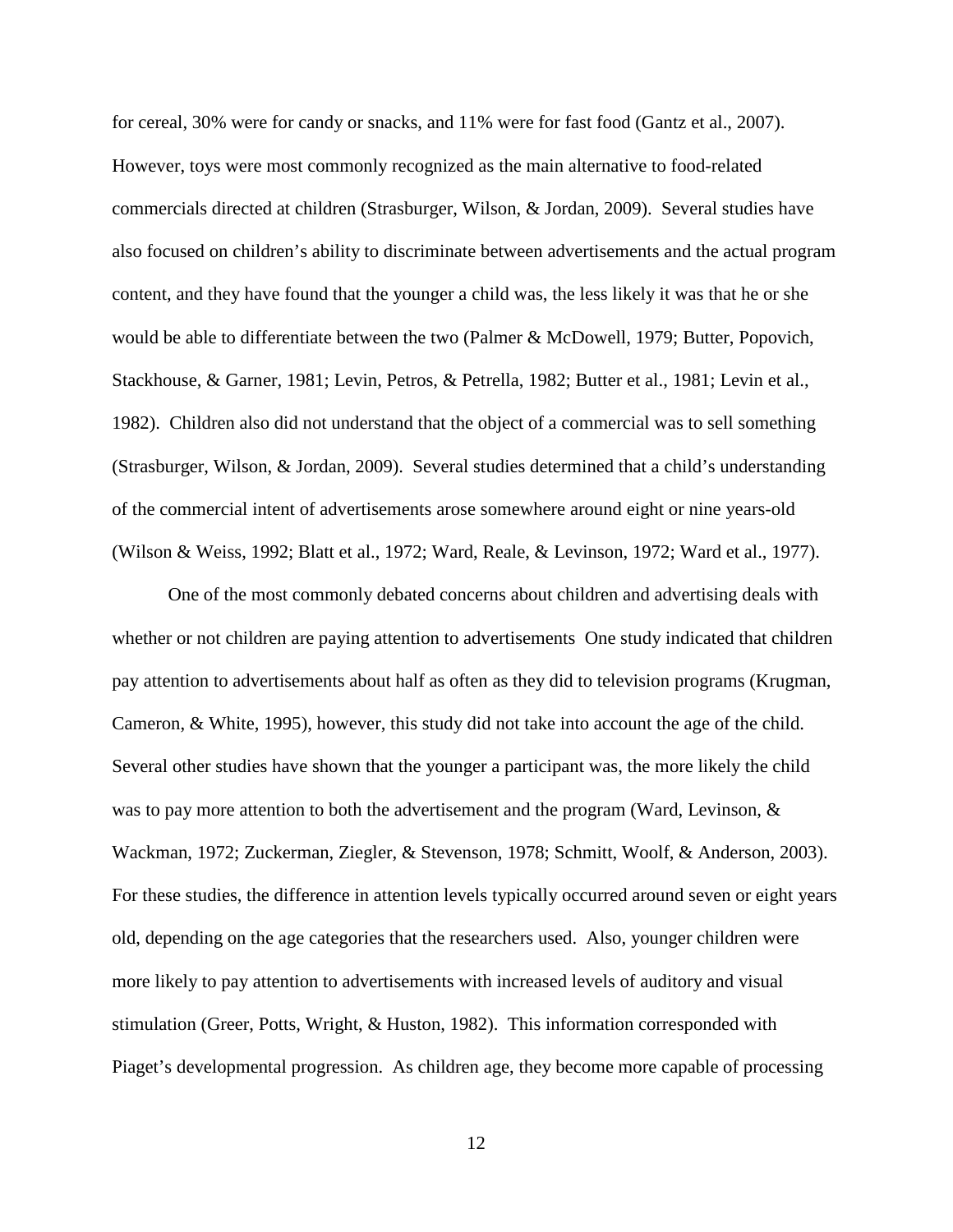for cereal, 30% were for candy or snacks, and 11% were for fast food (Gantz et al., 2007). However, toys were most commonly recognized as the main alternative to food-related commercials directed at children (Strasburger, Wilson, & Jordan, 2009). Several studies have also focused on children's ability to discriminate between advertisements and the actual program content, and they have found that the younger a child was, the less likely it was that he or she would be able to differentiate between the two (Palmer & McDowell, 1979; Butter, Popovich, Stackhouse, & Garner, 1981; Levin, Petros, & Petrella, 1982; Butter et al., 1981; Levin et al., 1982). Children also did not understand that the object of a commercial was to sell something (Strasburger, Wilson, & Jordan, 2009). Several studies determined that a child's understanding of the commercial intent of advertisements arose somewhere around eight or nine years-old (Wilson & Weiss, 1992; Blatt et al., 1972; Ward, Reale, & Levinson, 1972; Ward et al., 1977).

One of the most commonly debated concerns about children and advertising deals with whether or not children are paying attention to advertisements One study indicated that children pay attention to advertisements about half as often as they did to television programs (Krugman, Cameron, & White, 1995), however, this study did not take into account the age of the child. Several other studies have shown that the younger a participant was, the more likely the child was to pay more attention to both the advertisement and the program (Ward, Levinson, & Wackman, 1972; Zuckerman, Ziegler, & Stevenson, 1978; Schmitt, Woolf, & Anderson, 2003). For these studies, the difference in attention levels typically occurred around seven or eight years old, depending on the age categories that the researchers used. Also, younger children were more likely to pay attention to advertisements with increased levels of auditory and visual stimulation (Greer, Potts, Wright, & Huston, 1982). This information corresponded with Piaget's developmental progression. As children age, they become more capable of processing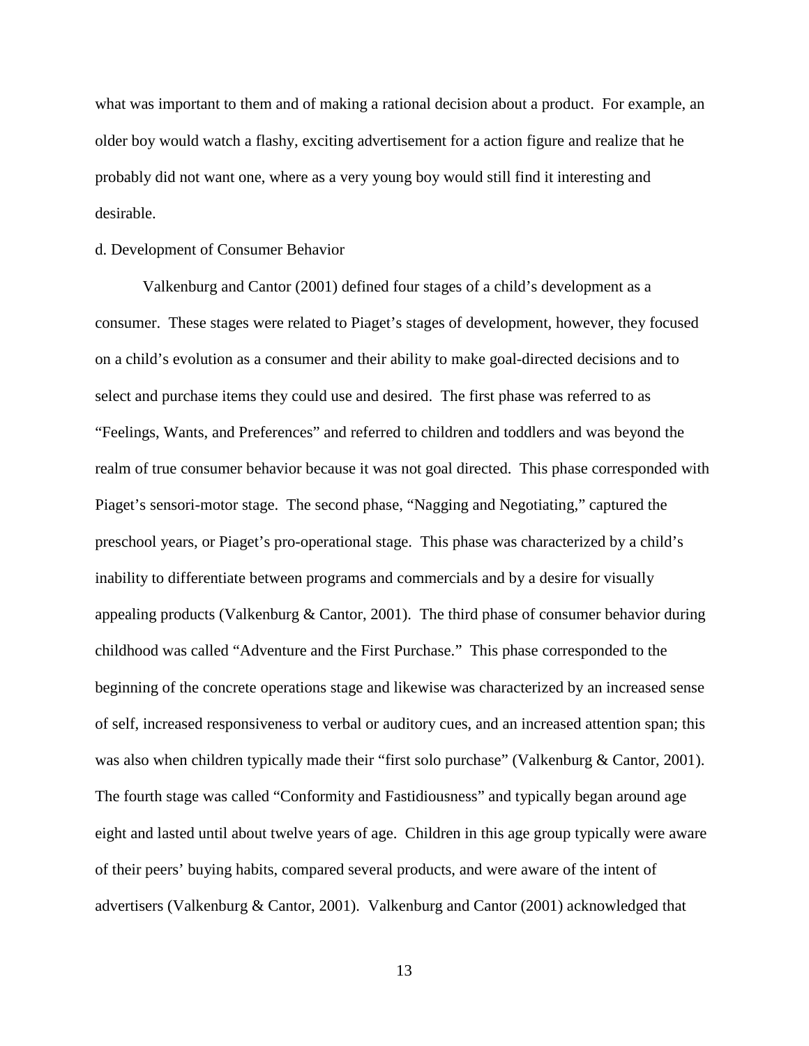what was important to them and of making a rational decision about a product. For example, an older boy would watch a flashy, exciting advertisement for a action figure and realize that he probably did not want one, where as a very young boy would still find it interesting and desirable.

d. Development of Consumer Behavior

Valkenburg and Cantor (2001) defined four stages of a child's development as a consumer. These stages were related to Piaget's stages of development, however, they focused on a child's evolution as a consumer and their ability to make goal-directed decisions and to select and purchase items they could use and desired. The first phase was referred to as "Feelings, Wants, and Preferences" and referred to children and toddlers and was beyond the realm of true consumer behavior because it was not goal directed. This phase corresponded with Piaget's sensori-motor stage. The second phase, "Nagging and Negotiating," captured the preschool years, or Piaget's pro-operational stage. This phase was characterized by a child's inability to differentiate between programs and commercials and by a desire for visually appealing products (Valkenburg & Cantor, 2001). The third phase of consumer behavior during childhood was called "Adventure and the First Purchase." This phase corresponded to the beginning of the concrete operations stage and likewise was characterized by an increased sense of self, increased responsiveness to verbal or auditory cues, and an increased attention span; this was also when children typically made their "first solo purchase" (Valkenburg & Cantor, 2001). The fourth stage was called "Conformity and Fastidiousness" and typically began around age eight and lasted until about twelve years of age. Children in this age group typically were aware of their peers' buying habits, compared several products, and were aware of the intent of advertisers (Valkenburg & Cantor, 2001). Valkenburg and Cantor (2001) acknowledged that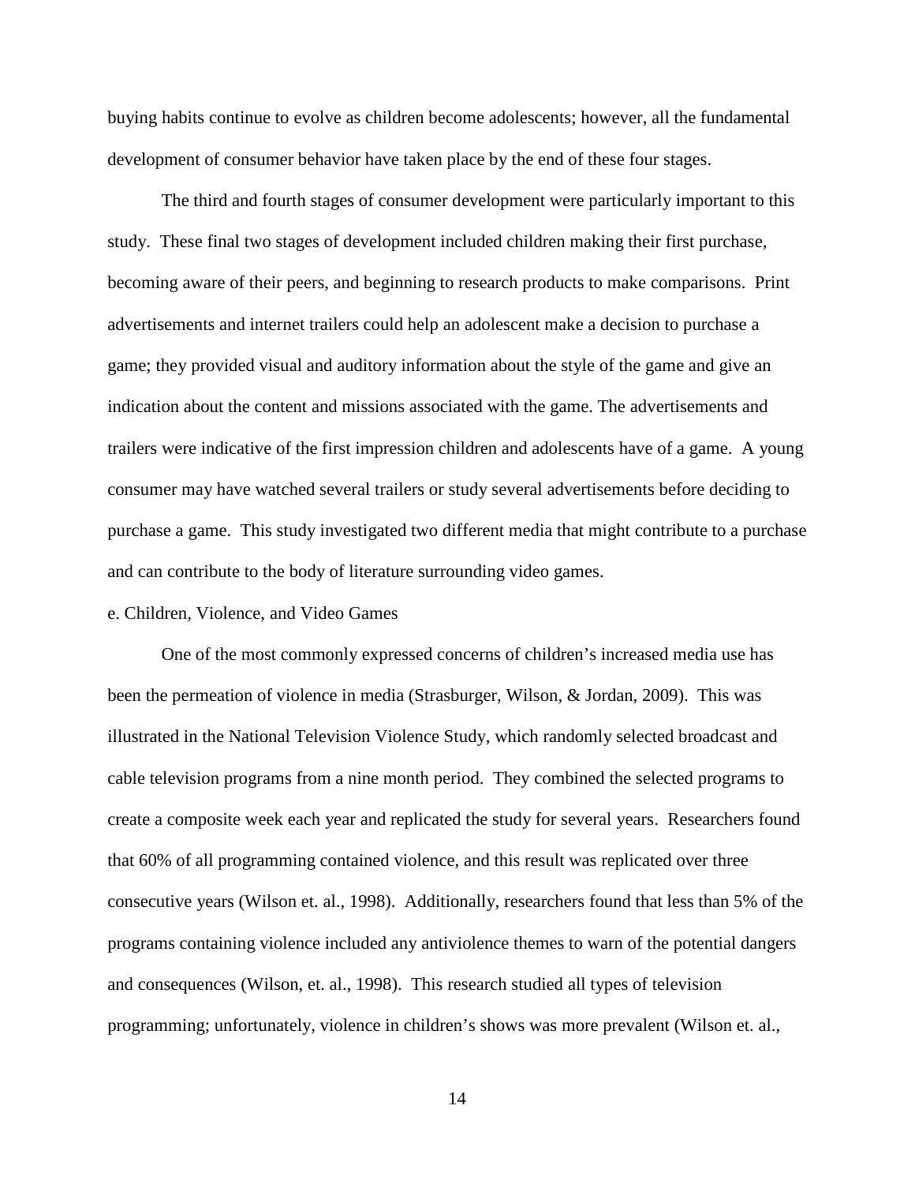buying habits continue to evolve as children become adolescents; however, all the fundamental development of consumer behavior have taken place by the end of these four stages.

The third and fourth stages of consumer development were particularly important to this study. These final two stages of development included children making their first purchase, becoming aware of their peers, and beginning to research products to make comparisons. Print advertisements and internet trailers could help an adolescent make a decision to purchase a game; they provided visual and auditory information about the style of the game and give an indication about the content and missions associated with the game. The advertisements and trailers were indicative of the first impression children and adolescents have of a game. A young consumer may have watched several trailers or study several advertisements before deciding to purchase a game. This study investigated two different media that might contribute to a purchase and can contribute to the body of literature surrounding video games.

e. Children, Violence, and Video Games

One of the most commonly expressed concerns of children's increased media use has been the permeation of violence in media (Strasburger, Wilson, & Jordan, 2009). This was illustrated in the National Television Violence Study, which randomly selected broadcast and cable television programs from a nine month period. They combined the selected programs to create a composite week each year and replicated the study for several years. Researchers found that 60% of all programming contained violence, and this result was replicated over three consecutive years (Wilson et. al., 1998). Additionally, researchers found that less than 5% of the programs containing violence included any antiviolence themes to warn of the potential dangers and consequences (Wilson, et. al., 1998). This research studied all types of television programming; unfortunately, violence in children's shows was more prevalent (Wilson et. al.,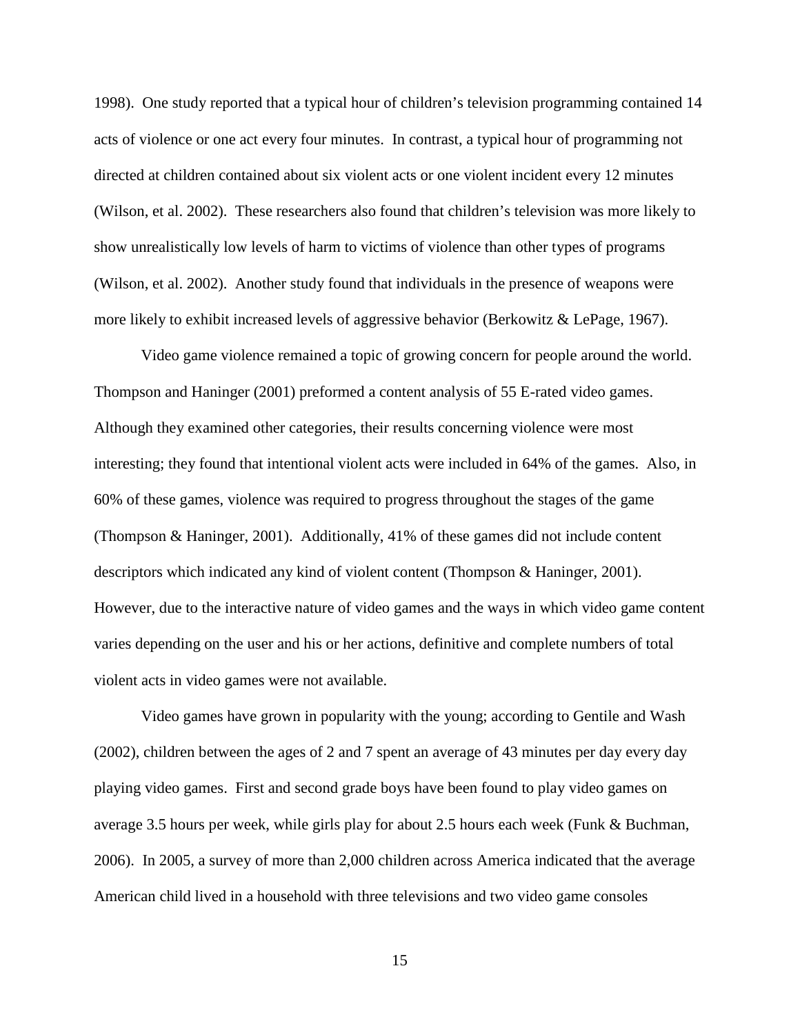1998). One study reported that a typical hour of children's television programming contained 14 acts of violence or one act every four minutes. In contrast, a typical hour of programming not directed at children contained about six violent acts or one violent incident every 12 minutes (Wilson, et al. 2002). These researchers also found that children's television was more likely to show unrealistically low levels of harm to victims of violence than other types of programs (Wilson, et al. 2002). Another study found that individuals in the presence of weapons were more likely to exhibit increased levels of aggressive behavior (Berkowitz & LePage, 1967).

Video game violence remained a topic of growing concern for people around the world. Thompson and Haninger (2001) preformed a content analysis of 55 E-rated video games. Although they examined other categories, their results concerning violence were most interesting; they found that intentional violent acts were included in 64% of the games. Also, in 60% of these games, violence was required to progress throughout the stages of the game (Thompson & Haninger, 2001). Additionally, 41% of these games did not include content descriptors which indicated any kind of violent content (Thompson & Haninger, 2001). However, due to the interactive nature of video games and the ways in which video game content varies depending on the user and his or her actions, definitive and complete numbers of total violent acts in video games were not available.

Video games have grown in popularity with the young; according to Gentile and Wash (2002), children between the ages of 2 and 7 spent an average of 43 minutes per day every day playing video games. First and second grade boys have been found to play video games on average 3.5 hours per week, while girls play for about 2.5 hours each week (Funk & Buchman, 2006). In 2005, a survey of more than 2,000 children across America indicated that the average American child lived in a household with three televisions and two video game consoles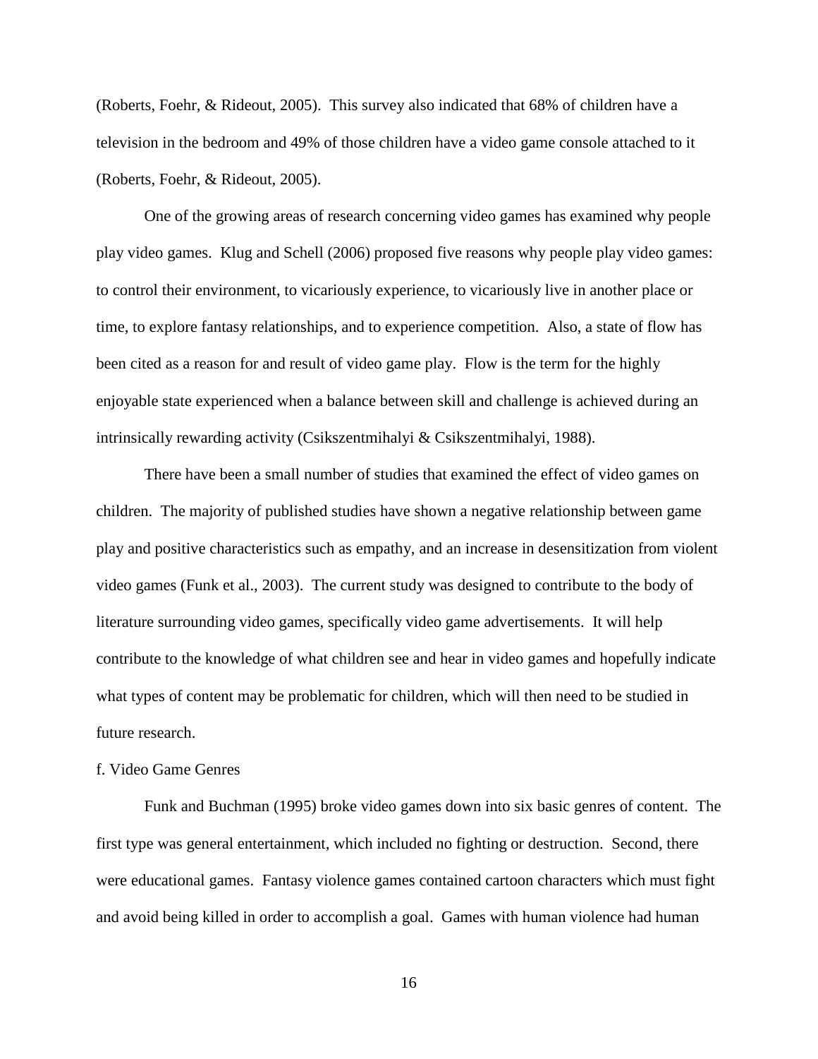(Roberts, Foehr, & Rideout, 2005). This survey also indicated that 68% of children have a television in the bedroom and 49% of those children have a video game console attached to it (Roberts, Foehr, & Rideout, 2005).

One of the growing areas of research concerning video games has examined why people play video games. Klug and Schell (2006) proposed five reasons why people play video games: to control their environment, to vicariously experience, to vicariously live in another place or time, to explore fantasy relationships, and to experience competition. Also, a state of flow has been cited as a reason for and result of video game play. Flow is the term for the highly enjoyable state experienced when a balance between skill and challenge is achieved during an intrinsically rewarding activity (Csikszentmihalyi & Csikszentmihalyi, 1988).

There have been a small number of studies that examined the effect of video games on children. The majority of published studies have shown a negative relationship between game play and positive characteristics such as empathy, and an increase in desensitization from violent video games (Funk et al., 2003). The current study was designed to contribute to the body of literature surrounding video games, specifically video game advertisements. It will help contribute to the knowledge of what children see and hear in video games and hopefully indicate what types of content may be problematic for children, which will then need to be studied in future research.

f. Video Game Genres

Funk and Buchman (1995) broke video games down into six basic genres of content. The first type was general entertainment, which included no fighting or destruction. Second, there were educational games. Fantasy violence games contained cartoon characters which must fight and avoid being killed in order to accomplish a goal. Games with human violence had human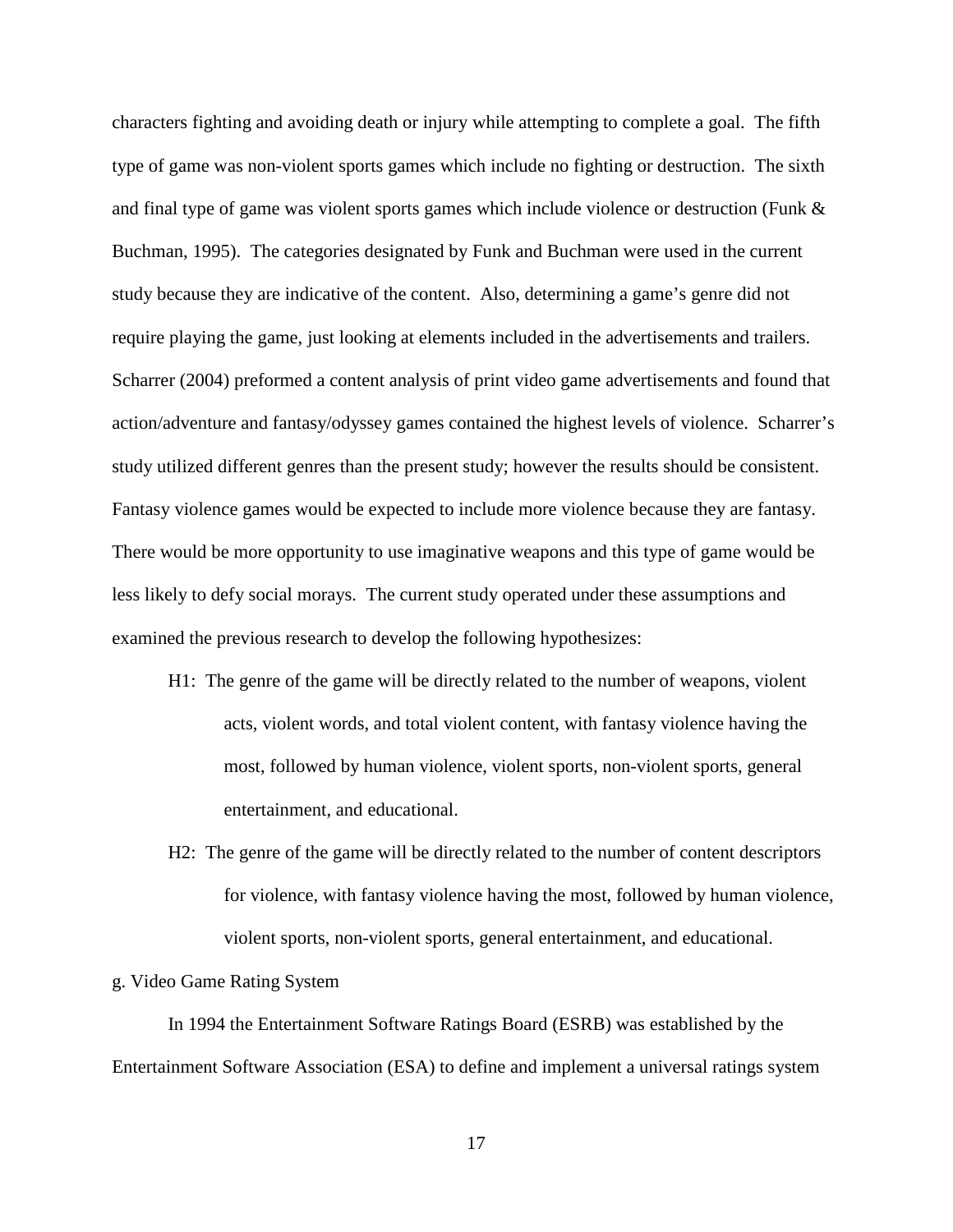characters fighting and avoiding death or injury while attempting to complete a goal. The fifth type of game was non-violent sports games which include no fighting or destruction. The sixth and final type of game was violent sports games which include violence or destruction (Funk & Buchman, 1995). The categories designated by Funk and Buchman were used in the current study because they are indicative of the content. Also, determining a game's genre did not require playing the game, just looking at elements included in the advertisements and trailers. Scharrer (2004) preformed a content analysis of print video game advertisements and found that action/adventure and fantasy/odyssey games contained the highest levels of violence. Scharrer's study utilized different genres than the present study; however the results should be consistent. Fantasy violence games would be expected to include more violence because they are fantasy. There would be more opportunity to use imaginative weapons and this type of game would be less likely to defy social morays. The current study operated under these assumptions and examined the previous research to develop the following hypothesizes:

H1: The genre of the game will be directly related to the number of weapons, violent acts, violent words, and total violent content, with fantasy violence having the most, followed by human violence, violent sports, non-violent sports, general entertainment, and educational.

H2: The genre of the game will be directly related to the number of content descriptors for violence, with fantasy violence having the most, followed by human violence, violent sports, non-violent sports, general entertainment, and educational.

g. Video Game Rating System

In 1994 the Entertainment Software Ratings Board (ESRB) was established by the Entertainment Software Association (ESA) to define and implement a universal ratings system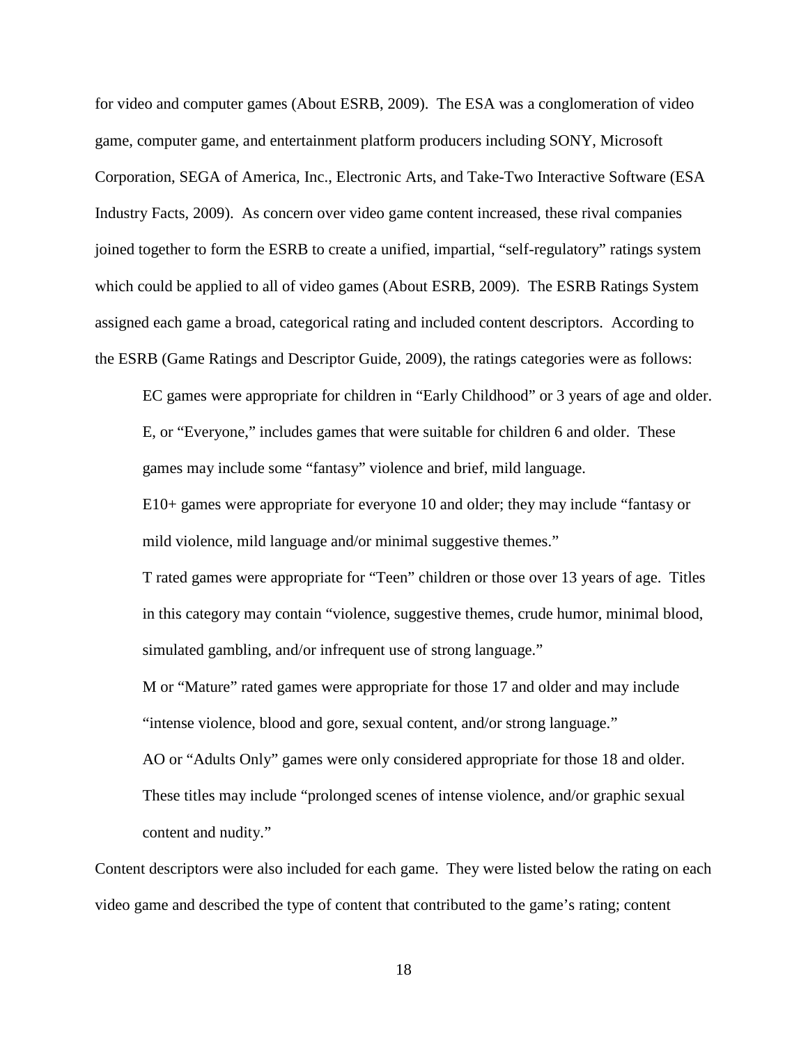for video and computer games (About ESRB, 2009). The ESA was a conglomeration of video game, computer game, and entertainment platform producers including SONY, Microsoft Corporation, SEGA of America, Inc., Electronic Arts, and Take-Two Interactive Software (ESA Industry Facts, 2009). As concern over video game content increased, these rival companies joined together to form the ESRB to create a unified, impartial, "self-regulatory" ratings system which could be applied to all of video games (About ESRB, 2009). The ESRB Ratings System assigned each game a broad, categorical rating and included content descriptors. According to the ESRB (Game Ratings and Descriptor Guide, 2009), the ratings categories were as follows:

> EC games were appropriate for children in "Early Childhood" or 3 years of age and older.
>
> E, or "Everyone," includes games that were suitable for children 6 and older. These games may include some "fantasy" violence and brief, mild language.
>
> E10+ games were appropriate for everyone 10 and older; they may include "fantasy or mild violence, mild language and/or minimal suggestive themes."
>
> T rated games were appropriate for "Teen" children or those over 13 years of age. Titles in this category may contain "violence, suggestive themes, crude humor, minimal blood, simulated gambling, and/or infrequent use of strong language."
>
> M or "Mature" rated games were appropriate for those 17 and older and may include "intense violence, blood and gore, sexual content, and/or strong language."
>
> AO or "Adults Only" games were only considered appropriate for those 18 and older. These titles may include "prolonged scenes of intense violence, and/or graphic sexual content and nudity."

Content descriptors were also included for each game. They were listed below the rating on each video game and described the type of content that contributed to the game's rating; content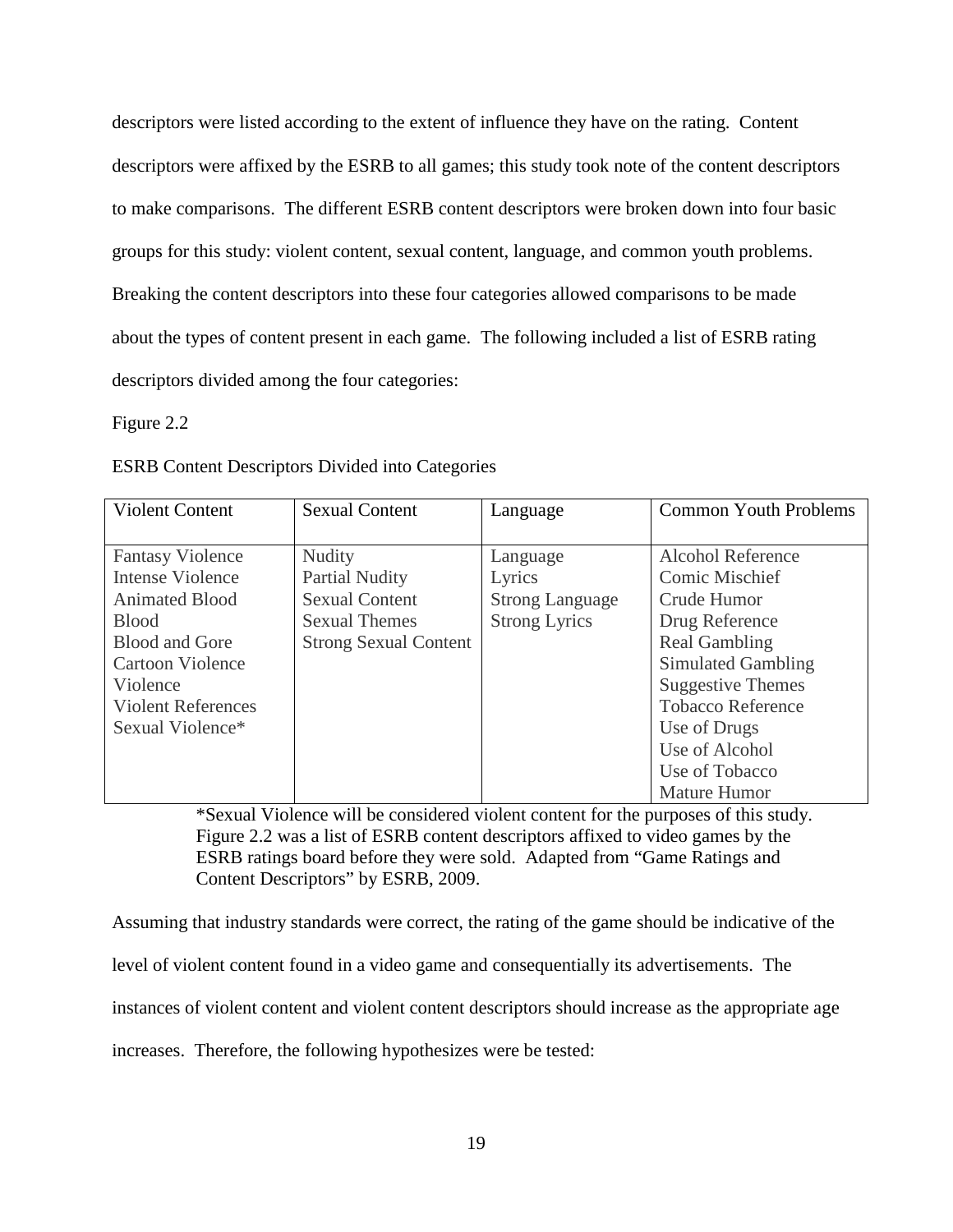descriptors were listed according to the extent of influence they have on the rating. Content descriptors were affixed by the ESRB to all games; this study took note of the content descriptors to make comparisons. The different ESRB content descriptors were broken down into four basic groups for this study: violent content, sexual content, language, and common youth problems. Breaking the content descriptors into these four categories allowed comparisons to be made about the types of content present in each game. The following included a list of ESRB rating descriptors divided among the four categories:

Figure 2.2

ESRB Content Descriptors Divided into Categories

| Violent Content | Sexual Content | Language | Common Youth Problems |
|---|---|---|---|
| Fantasy Violence | Nudity | Language | Alcohol Reference |
| Intense Violence | Partial Nudity | Lyrics | Comic Mischief |
| Animated Blood | Sexual Content | Strong Language | Crude Humor |
| Blood | Sexual Themes | Strong Lyrics | Drug Reference |
| Blood and Gore | Strong Sexual Content | | Real Gambling |
| Cartoon Violence | | | Simulated Gambling |
| Violence | | | Suggestive Themes |
| Violent References | | | Tobacco Reference |
| Sexual Violence* | | | Use of Drugs |
| | | | Use of Alcohol |
| | | | Use of Tobacco |
| | | | Mature Humor |

*Sexual Violence will be considered violent content for the purposes of this study. Figure 2.2 was a list of ESRB content descriptors affixed to video games by the ESRB ratings board before they were sold. Adapted from "Game Ratings and Content Descriptors" by ESRB, 2009.

Assuming that industry standards were correct, the rating of the game should be indicative of the level of violent content found in a video game and consequentially its advertisements. The instances of violent content and violent content descriptors should increase as the appropriate age increases. Therefore, the following hypothesizes were be tested: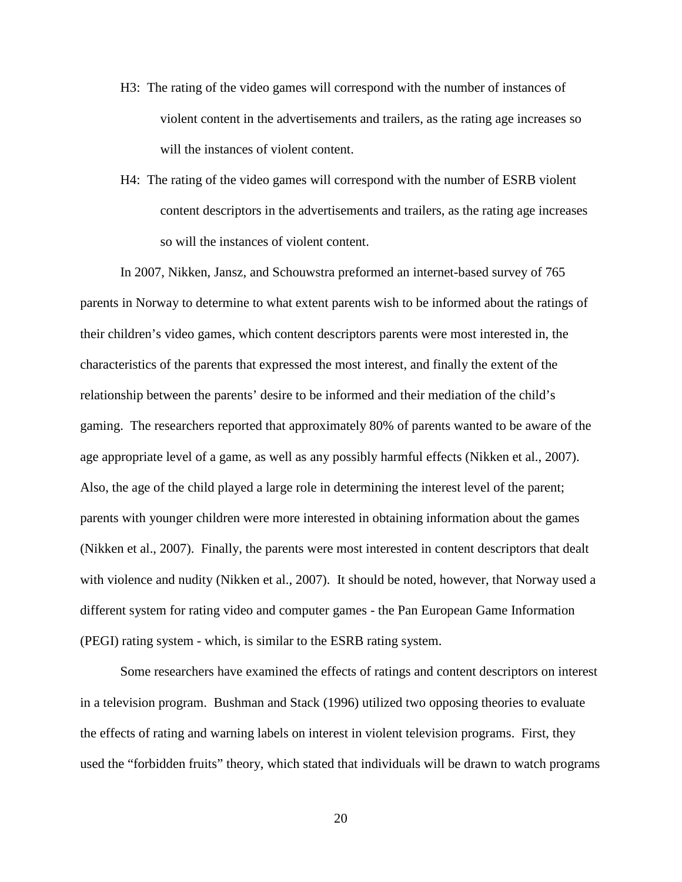H3: The rating of the video games will correspond with the number of instances of violent content in the advertisements and trailers, as the rating age increases so will the instances of violent content.

H4: The rating of the video games will correspond with the number of ESRB violent content descriptors in the advertisements and trailers, as the rating age increases so will the instances of violent content.

In 2007, Nikken, Jansz, and Schouwstra preformed an internet-based survey of 765 parents in Norway to determine to what extent parents wish to be informed about the ratings of their children's video games, which content descriptors parents were most interested in, the characteristics of the parents that expressed the most interest, and finally the extent of the relationship between the parents' desire to be informed and their mediation of the child's gaming. The researchers reported that approximately 80% of parents wanted to be aware of the age appropriate level of a game, as well as any possibly harmful effects (Nikken et al., 2007). Also, the age of the child played a large role in determining the interest level of the parent; parents with younger children were more interested in obtaining information about the games (Nikken et al., 2007). Finally, the parents were most interested in content descriptors that dealt with violence and nudity (Nikken et al., 2007). It should be noted, however, that Norway used a different system for rating video and computer games - the Pan European Game Information (PEGI) rating system - which, is similar to the ESRB rating system.

Some researchers have examined the effects of ratings and content descriptors on interest in a television program. Bushman and Stack (1996) utilized two opposing theories to evaluate the effects of rating and warning labels on interest in violent television programs. First, they used the "forbidden fruits" theory, which stated that individuals will be drawn to watch programs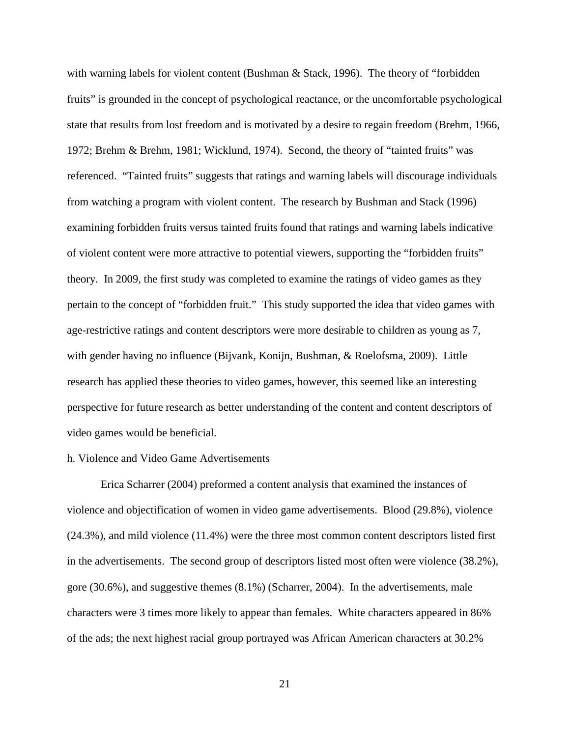with warning labels for violent content (Bushman & Stack, 1996). The theory of "forbidden fruits" is grounded in the concept of psychological reactance, or the uncomfortable psychological state that results from lost freedom and is motivated by a desire to regain freedom (Brehm, 1966, 1972; Brehm & Brehm, 1981; Wicklund, 1974). Second, the theory of "tainted fruits" was referenced. "Tainted fruits" suggests that ratings and warning labels will discourage individuals from watching a program with violent content. The research by Bushman and Stack (1996) examining forbidden fruits versus tainted fruits found that ratings and warning labels indicative of violent content were more attractive to potential viewers, supporting the "forbidden fruits" theory. In 2009, the first study was completed to examine the ratings of video games as they pertain to the concept of "forbidden fruit." This study supported the idea that video games with age-restrictive ratings and content descriptors were more desirable to children as young as 7, with gender having no influence (Bijvank, Konijn, Bushman, & Roelofsma, 2009). Little research has applied these theories to video games, however, this seemed like an interesting perspective for future research as better understanding of the content and content descriptors of video games would be beneficial.

h. Violence and Video Game Advertisements

Erica Scharrer (2004) preformed a content analysis that examined the instances of violence and objectification of women in video game advertisements. Blood (29.8%), violence (24.3%), and mild violence (11.4%) were the three most common content descriptors listed first in the advertisements. The second group of descriptors listed most often were violence (38.2%), gore (30.6%), and suggestive themes (8.1%) (Scharrer, 2004). In the advertisements, male characters were 3 times more likely to appear than females. White characters appeared in 86% of the ads; the next highest racial group portrayed was African American characters at 30.2%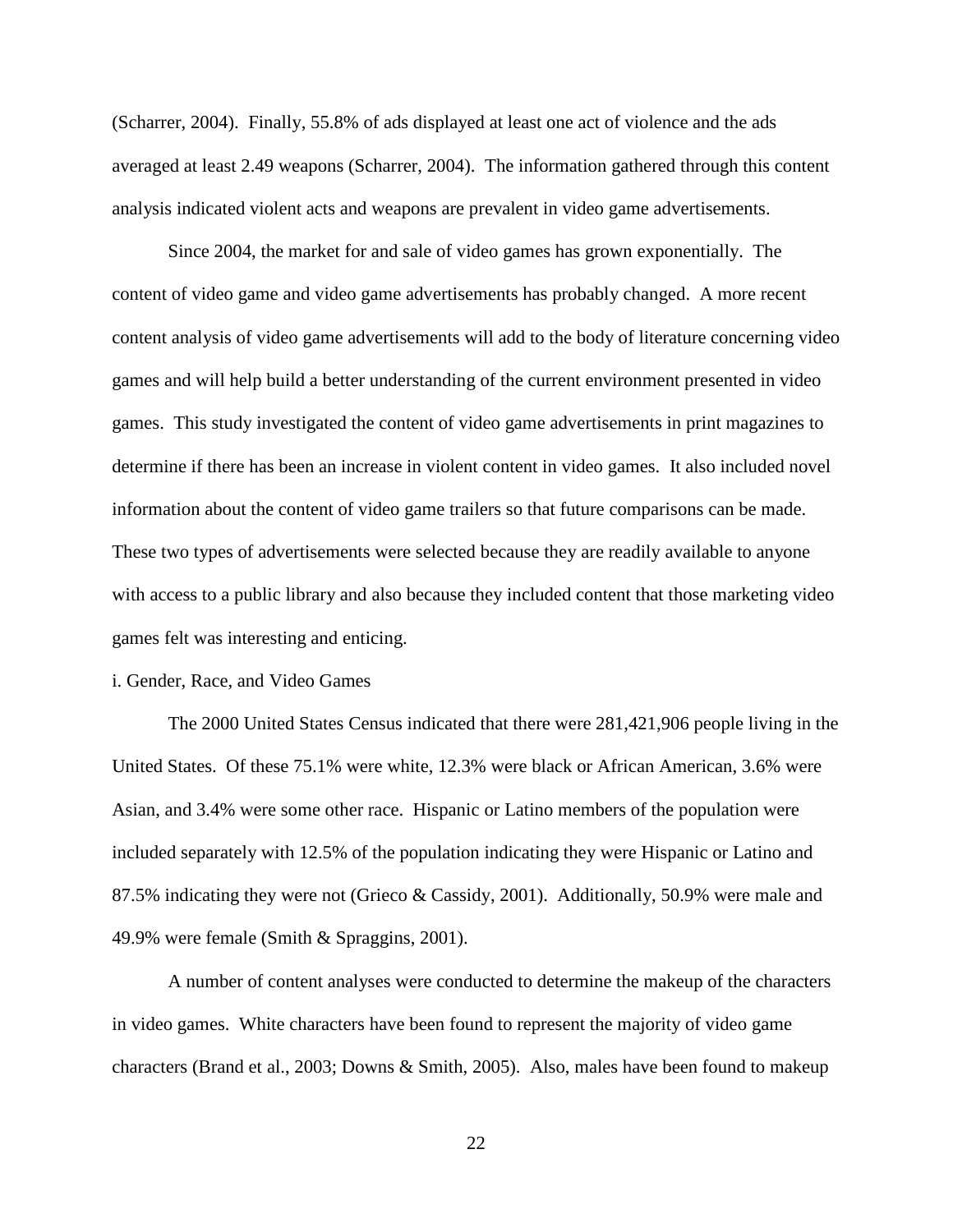(Scharrer, 2004). Finally, 55.8% of ads displayed at least one act of violence and the ads averaged at least 2.49 weapons (Scharrer, 2004). The information gathered through this content analysis indicated violent acts and weapons are prevalent in video game advertisements.

Since 2004, the market for and sale of video games has grown exponentially. The content of video game and video game advertisements has probably changed. A more recent content analysis of video game advertisements will add to the body of literature concerning video games and will help build a better understanding of the current environment presented in video games. This study investigated the content of video game advertisements in print magazines to determine if there has been an increase in violent content in video games. It also included novel information about the content of video game trailers so that future comparisons can be made. These two types of advertisements were selected because they are readily available to anyone with access to a public library and also because they included content that those marketing video games felt was interesting and enticing.

i. Gender, Race, and Video Games

The 2000 United States Census indicated that there were 281,421,906 people living in the United States. Of these 75.1% were white, 12.3% were black or African American, 3.6% were Asian, and 3.4% were some other race. Hispanic or Latino members of the population were included separately with 12.5% of the population indicating they were Hispanic or Latino and 87.5% indicating they were not (Grieco & Cassidy, 2001). Additionally, 50.9% were male and 49.9% were female (Smith & Spraggins, 2001).

A number of content analyses were conducted to determine the makeup of the characters in video games. White characters have been found to represent the majority of video game characters (Brand et al., 2003; Downs & Smith, 2005). Also, males have been found to makeup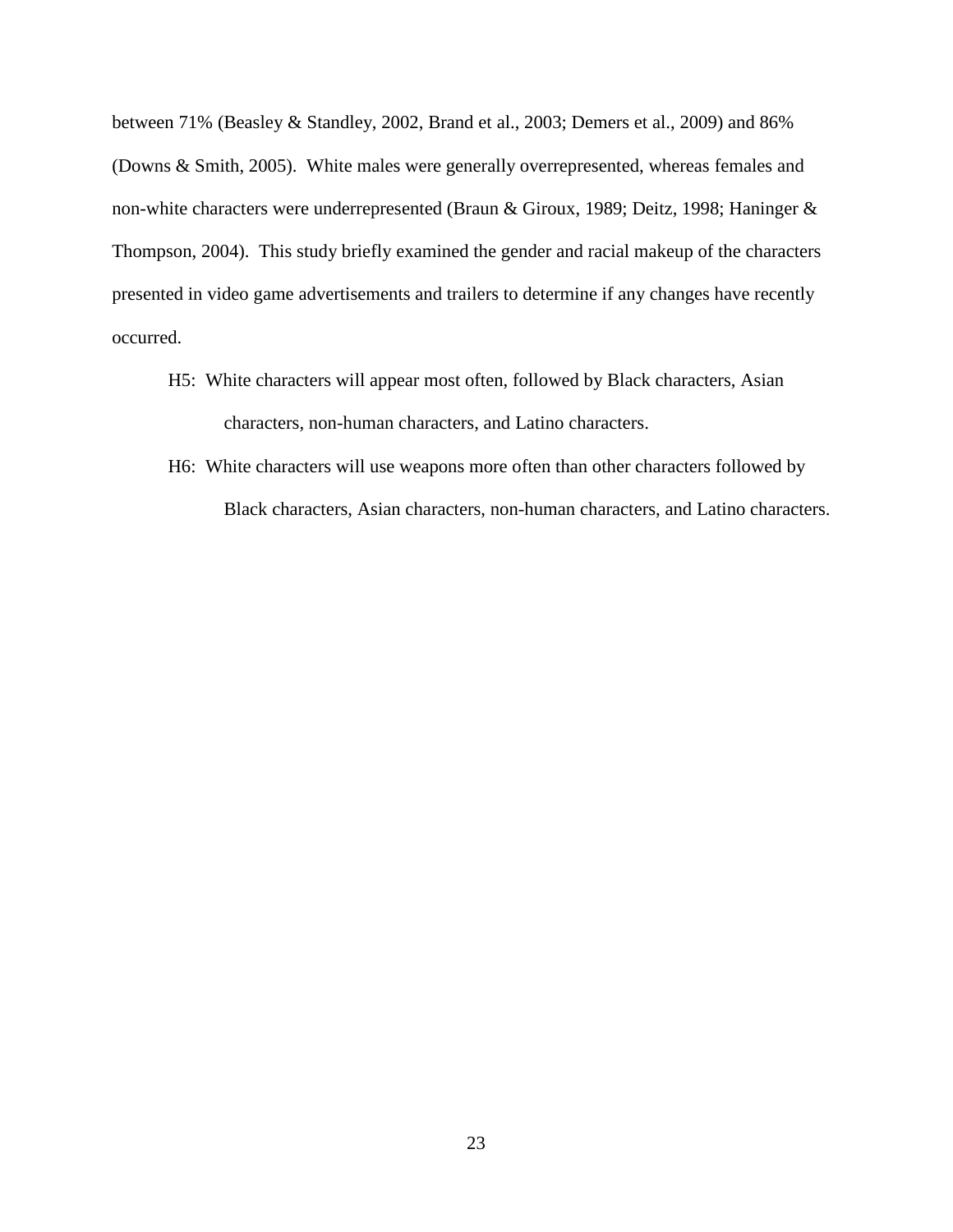between 71% (Beasley & Standley, 2002, Brand et al., 2003; Demers et al., 2009) and 86% (Downs & Smith, 2005). White males were generally overrepresented, whereas females and non-white characters were underrepresented (Braun & Giroux, 1989; Deitz, 1998; Haninger & Thompson, 2004). This study briefly examined the gender and racial makeup of the characters presented in video game advertisements and trailers to determine if any changes have recently occurred.

H5: White characters will appear most often, followed by Black characters, Asian characters, non-human characters, and Latino characters.

H6: White characters will use weapons more often than other characters followed by Black characters, Asian characters, non-human characters, and Latino characters.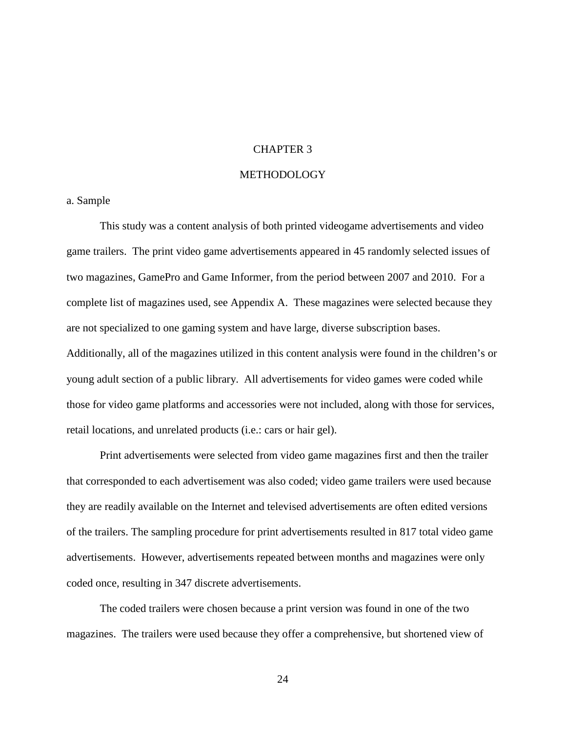# CHAPTER 3

# METHODOLOGY

## a. Sample

This study was a content analysis of both printed videogame advertisements and video game trailers. The print video game advertisements appeared in 45 randomly selected issues of two magazines, GamePro and Game Informer, from the period between 2007 and 2010. For a complete list of magazines used, see Appendix A. These magazines were selected because they are not specialized to one gaming system and have large, diverse subscription bases. Additionally, all of the magazines utilized in this content analysis were found in the children's or young adult section of a public library. All advertisements for video games were coded while those for video game platforms and accessories were not included, along with those for services, retail locations, and unrelated products (i.e.: cars or hair gel).

Print advertisements were selected from video game magazines first and then the trailer that corresponded to each advertisement was also coded; video game trailers were used because they are readily available on the Internet and televised advertisements are often edited versions of the trailers. The sampling procedure for print advertisements resulted in 817 total video game advertisements. However, advertisements repeated between months and magazines were only coded once, resulting in 347 discrete advertisements.

The coded trailers were chosen because a print version was found in one of the two magazines. The trailers were used because they offer a comprehensive, but shortened view of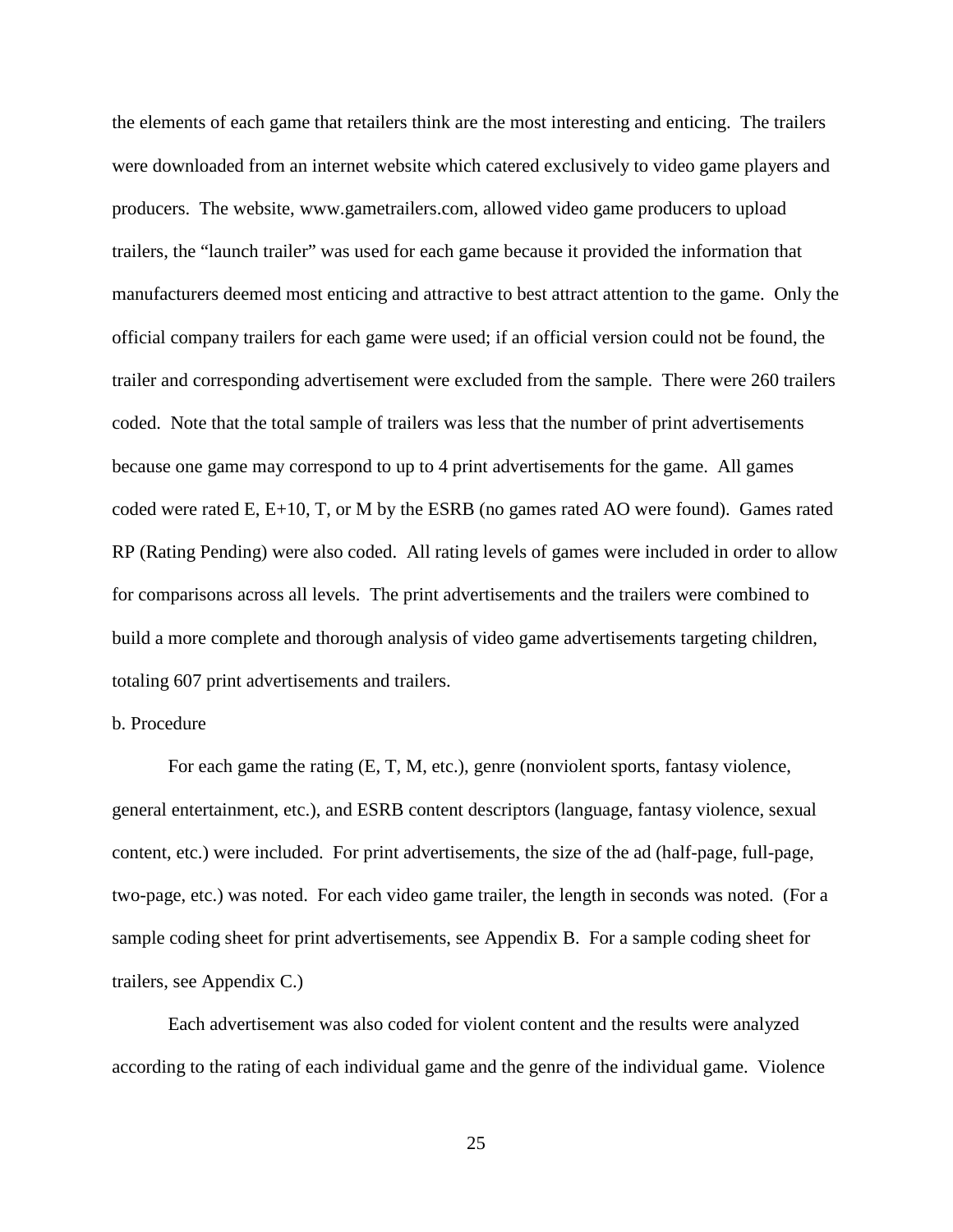the elements of each game that retailers think are the most interesting and enticing. The trailers were downloaded from an internet website which catered exclusively to video game players and producers. The website, www.gametrailers.com, allowed video game producers to upload trailers, the "launch trailer" was used for each game because it provided the information that manufacturers deemed most enticing and attractive to best attract attention to the game. Only the official company trailers for each game were used; if an official version could not be found, the trailer and corresponding advertisement were excluded from the sample. There were 260 trailers coded. Note that the total sample of trailers was less that the number of print advertisements because one game may correspond to up to 4 print advertisements for the game. All games coded were rated E, E+10, T, or M by the ESRB (no games rated AO were found). Games rated RP (Rating Pending) were also coded. All rating levels of games were included in order to allow for comparisons across all levels. The print advertisements and the trailers were combined to build a more complete and thorough analysis of video game advertisements targeting children, totaling 607 print advertisements and trailers.

b. Procedure

For each game the rating (E, T, M, etc.), genre (nonviolent sports, fantasy violence, general entertainment, etc.), and ESRB content descriptors (language, fantasy violence, sexual content, etc.) were included. For print advertisements, the size of the ad (half-page, full-page, two-page, etc.) was noted. For each video game trailer, the length in seconds was noted. (For a sample coding sheet for print advertisements, see Appendix B. For a sample coding sheet for trailers, see Appendix C.)

Each advertisement was also coded for violent content and the results were analyzed according to the rating of each individual game and the genre of the individual game. Violence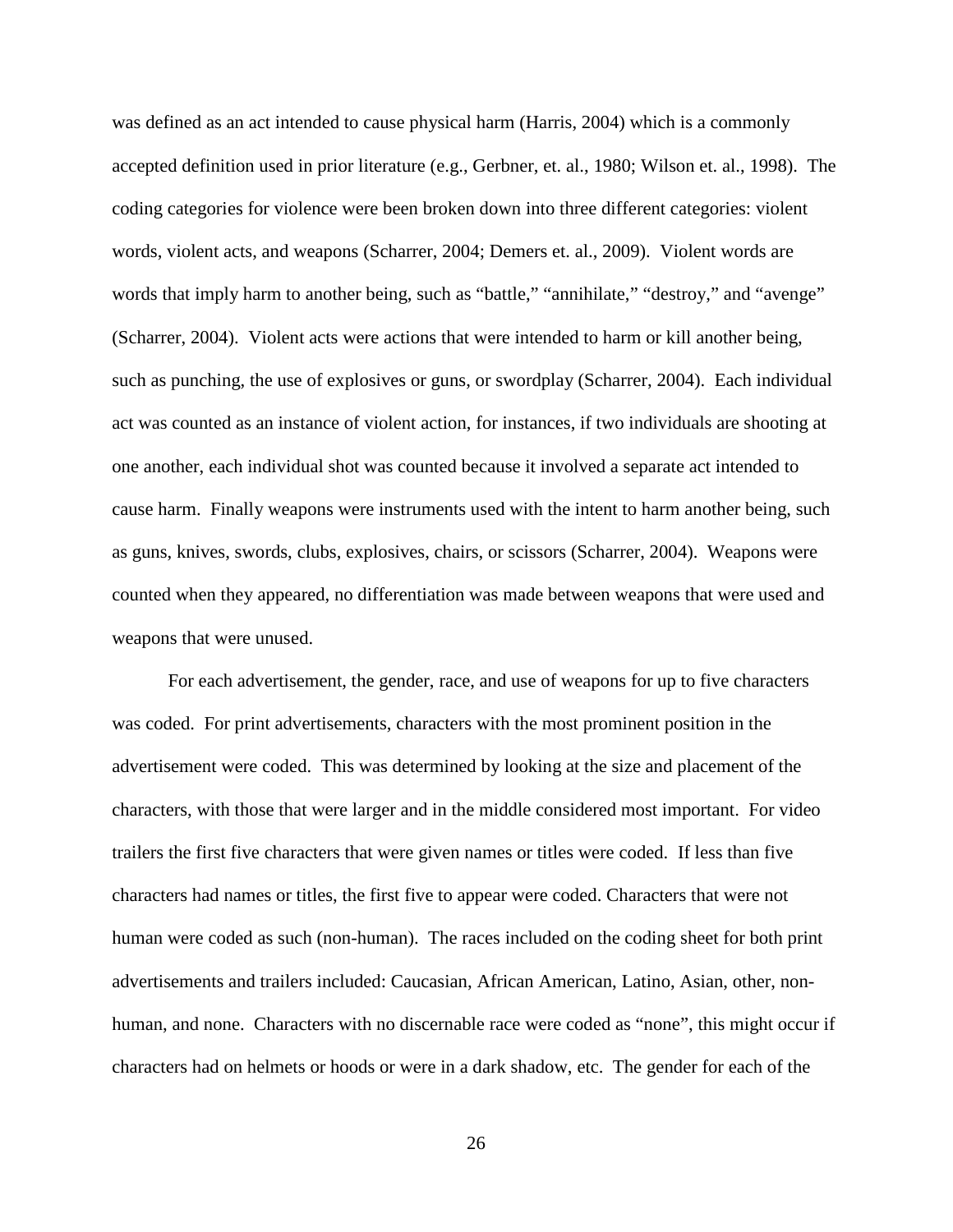was defined as an act intended to cause physical harm (Harris, 2004) which is a commonly accepted definition used in prior literature (e.g., Gerbner, et. al., 1980; Wilson et. al., 1998). The coding categories for violence were been broken down into three different categories: violent words, violent acts, and weapons (Scharrer, 2004; Demers et. al., 2009). Violent words are words that imply harm to another being, such as "battle," "annihilate," "destroy," and "avenge" (Scharrer, 2004). Violent acts were actions that were intended to harm or kill another being, such as punching, the use of explosives or guns, or swordplay (Scharrer, 2004). Each individual act was counted as an instance of violent action, for instances, if two individuals are shooting at one another, each individual shot was counted because it involved a separate act intended to cause harm. Finally weapons were instruments used with the intent to harm another being, such as guns, knives, swords, clubs, explosives, chairs, or scissors (Scharrer, 2004). Weapons were counted when they appeared, no differentiation was made between weapons that were used and weapons that were unused.

For each advertisement, the gender, race, and use of weapons for up to five characters was coded. For print advertisements, characters with the most prominent position in the advertisement were coded. This was determined by looking at the size and placement of the characters, with those that were larger and in the middle considered most important. For video trailers the first five characters that were given names or titles were coded. If less than five characters had names or titles, the first five to appear were coded. Characters that were not human were coded as such (non-human). The races included on the coding sheet for both print advertisements and trailers included: Caucasian, African American, Latino, Asian, other, non-human, and none. Characters with no discernable race were coded as "none", this might occur if characters had on helmets or hoods or were in a dark shadow, etc. The gender for each of the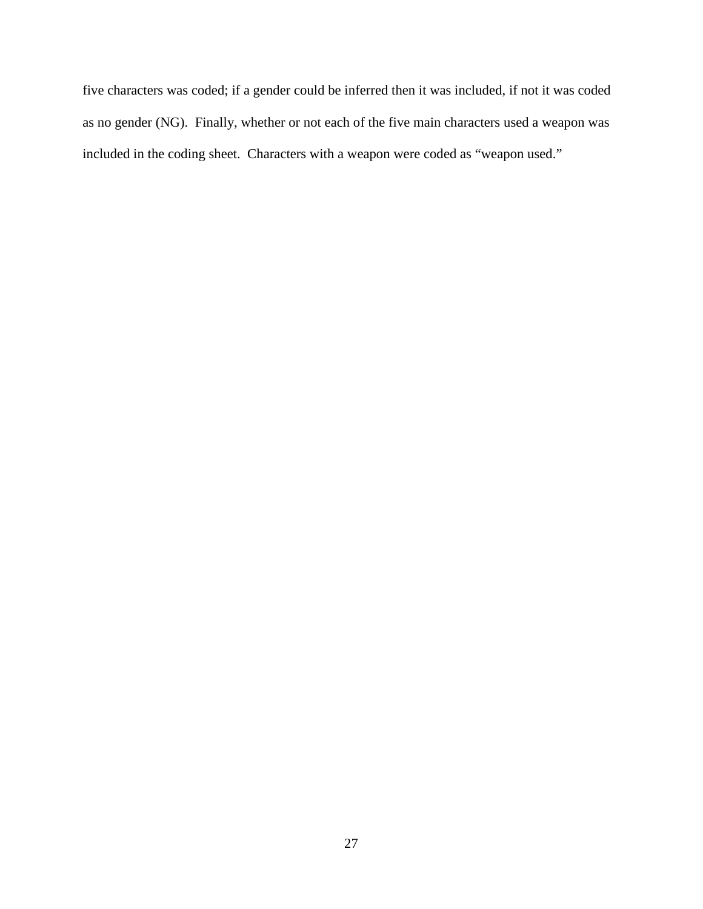five characters was coded; if a gender could be inferred then it was included, if not it was coded as no gender (NG). Finally, whether or not each of the five main characters used a weapon was included in the coding sheet. Characters with a weapon were coded as "weapon used."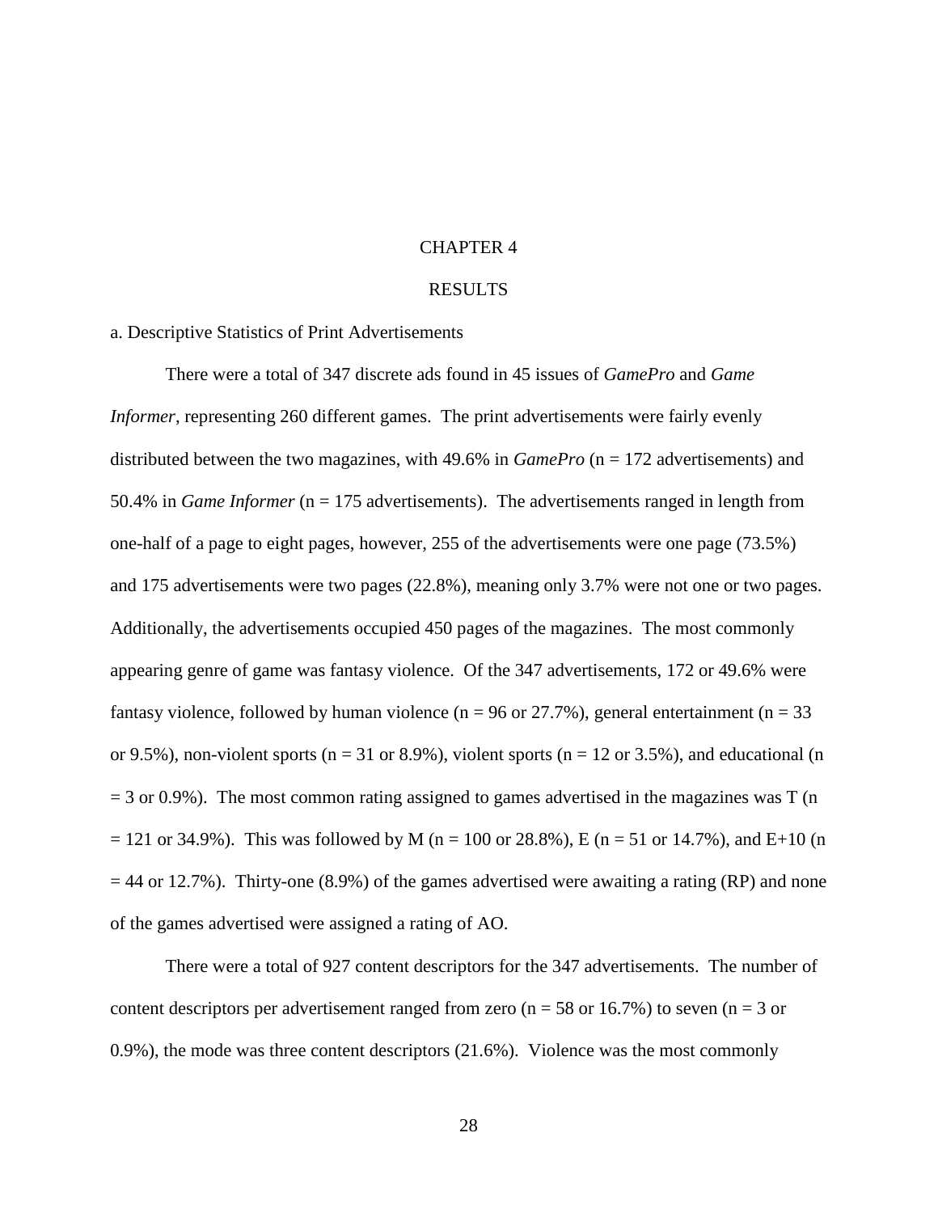# CHAPTER 4

# RESULTS

## a. Descriptive Statistics of Print Advertisements

There were a total of 347 discrete ads found in 45 issues of *GamePro* and *Game Informer*, representing 260 different games. The print advertisements were fairly evenly distributed between the two magazines, with 49.6% in *GamePro* (n = 172 advertisements) and 50.4% in *Game Informer* (n = 175 advertisements). The advertisements ranged in length from one-half of a page to eight pages, however, 255 of the advertisements were one page (73.5%) and 175 advertisements were two pages (22.8%), meaning only 3.7% were not one or two pages. Additionally, the advertisements occupied 450 pages of the magazines. The most commonly appearing genre of game was fantasy violence. Of the 347 advertisements, 172 or 49.6% were fantasy violence, followed by human violence (n = 96 or 27.7%), general entertainment (n = 33 or 9.5%), non-violent sports (n = 31 or 8.9%), violent sports (n = 12 or 3.5%), and educational (n = 3 or 0.9%). The most common rating assigned to games advertised in the magazines was T (n = 121 or 34.9%). This was followed by M (n = 100 or 28.8%), E (n = 51 or 14.7%), and E+10 (n = 44 or 12.7%). Thirty-one (8.9%) of the games advertised were awaiting a rating (RP) and none of the games advertised were assigned a rating of AO.

There were a total of 927 content descriptors for the 347 advertisements. The number of content descriptors per advertisement ranged from zero (n = 58 or 16.7%) to seven (n = 3 or 0.9%), the mode was three content descriptors (21.6%). Violence was the most commonly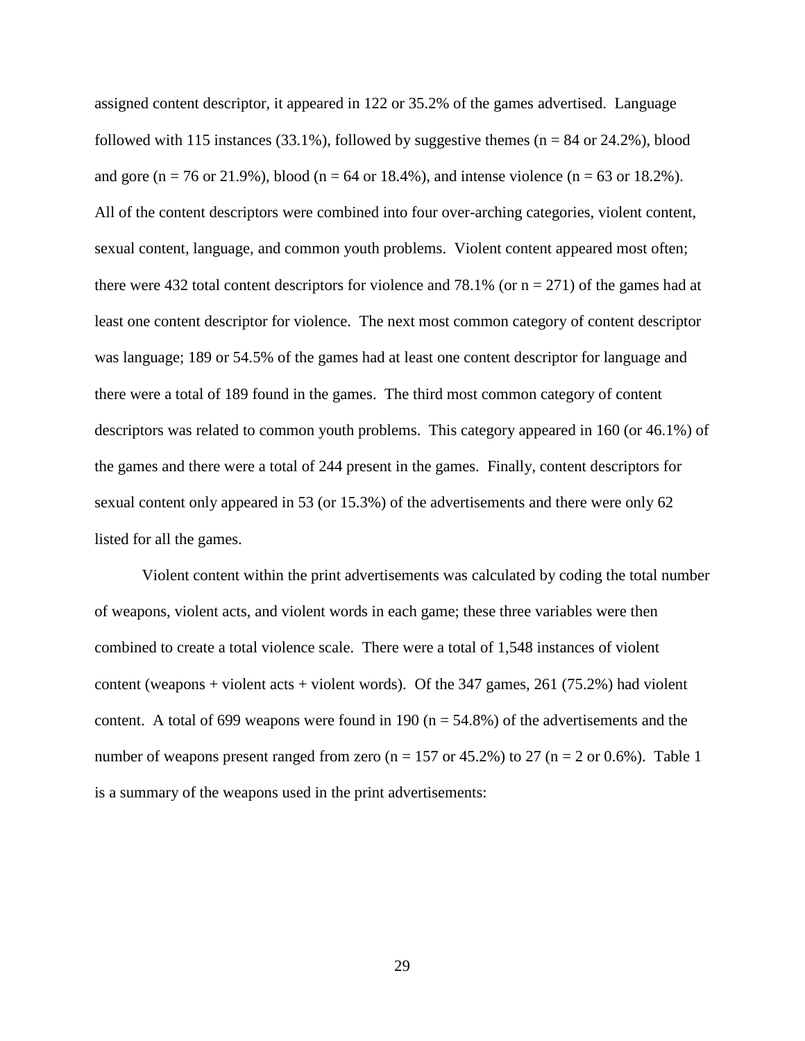assigned content descriptor, it appeared in 122 or 35.2% of the games advertised. Language followed with 115 instances (33.1%), followed by suggestive themes (n = 84 or 24.2%), blood and gore (n = 76 or 21.9%), blood (n = 64 or 18.4%), and intense violence (n = 63 or 18.2%). All of the content descriptors were combined into four over-arching categories, violent content, sexual content, language, and common youth problems. Violent content appeared most often; there were 432 total content descriptors for violence and 78.1% (or n = 271) of the games had at least one content descriptor for violence. The next most common category of content descriptor was language; 189 or 54.5% of the games had at least one content descriptor for language and there were a total of 189 found in the games. The third most common category of content descriptors was related to common youth problems. This category appeared in 160 (or 46.1%) of the games and there were a total of 244 present in the games. Finally, content descriptors for sexual content only appeared in 53 (or 15.3%) of the advertisements and there were only 62 listed for all the games.

Violent content within the print advertisements was calculated by coding the total number of weapons, violent acts, and violent words in each game; these three variables were then combined to create a total violence scale. There were a total of 1,548 instances of violent content (weapons + violent acts + violent words). Of the 347 games, 261 (75.2%) had violent content. A total of 699 weapons were found in 190 (n = 54.8%) of the advertisements and the number of weapons present ranged from zero (n = 157 or 45.2%) to 27 (n = 2 or 0.6%). Table 1 is a summary of the weapons used in the print advertisements: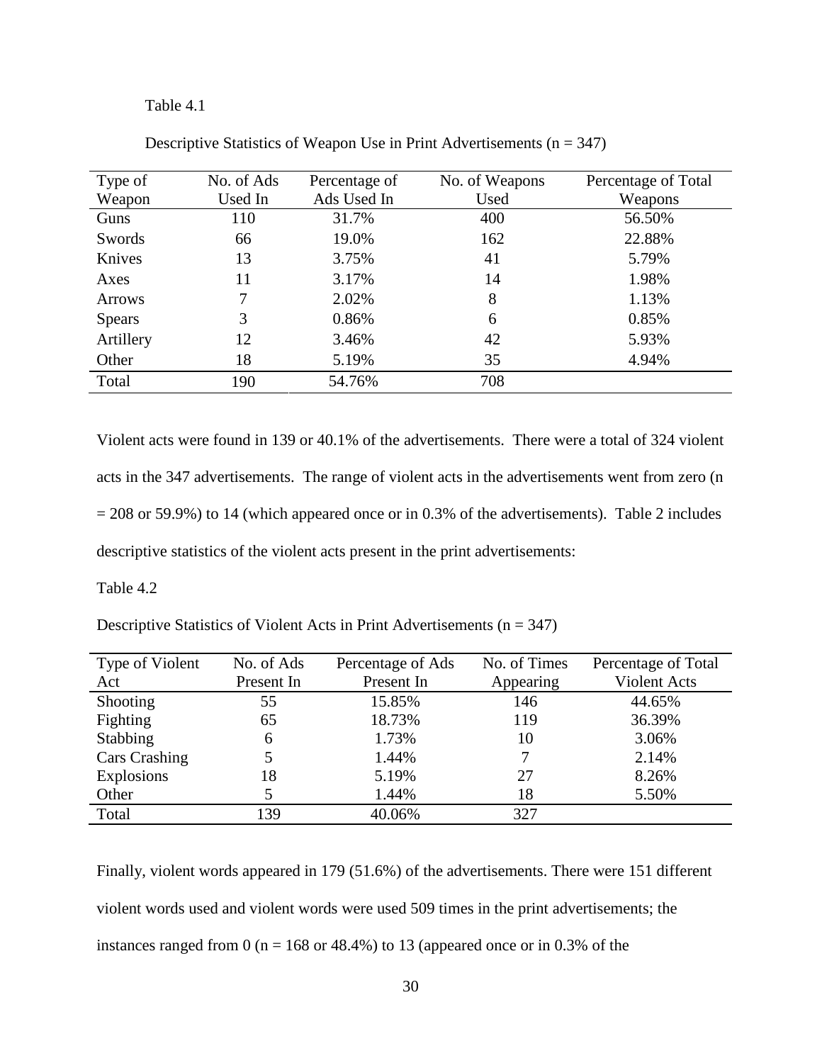Table 4.1

Descriptive Statistics of Weapon Use in Print Advertisements (n = 347)

| Type of Weapon | No. of Ads Used In | Percentage of Ads Used In | No. of Weapons Used | Percentage of Total Weapons |
|---|---|---|---|---|
| Guns | 110 | 31.7% | 400 | 56.50% |
| Swords | 66 | 19.0% | 162 | 22.88% |
| Knives | 13 | 3.75% | 41 | 5.79% |
| Axes | 11 | 3.17% | 14 | 1.98% |
| Arrows | 7 | 2.02% | 8 | 1.13% |
| Spears | 3 | 0.86% | 6 | 0.85% |
| Artillery | 12 | 3.46% | 42 | 5.93% |
| Other | 18 | 5.19% | 35 | 4.94% |
| Total | 190 | 54.76% | 708 | |

Violent acts were found in 139 or 40.1% of the advertisements. There were a total of 324 violent acts in the 347 advertisements. The range of violent acts in the advertisements went from zero (n = 208 or 59.9%) to 14 (which appeared once or in 0.3% of the advertisements). Table 2 includes descriptive statistics of the violent acts present in the print advertisements:

Table 4.2

Descriptive Statistics of Violent Acts in Print Advertisements (n = 347)

| Type of Violent Act | No. of Ads Present In | Percentage of Ads Present In | No. of Times Appearing | Percentage of Total Violent Acts |
|---|---|---|---|---|
| Shooting | 55 | 15.85% | 146 | 44.65% |
| Fighting | 65 | 18.73% | 119 | 36.39% |
| Stabbing | 6 | 1.73% | 10 | 3.06% |
| Cars Crashing | 5 | 1.44% | 7 | 2.14% |
| Explosions | 18 | 5.19% | 27 | 8.26% |
| Other | 5 | 1.44% | 18 | 5.50% |
| Total | 139 | 40.06% | 327 | |

Finally, violent words appeared in 179 (51.6%) of the advertisements. There were 151 different violent words used and violent words were used 509 times in the print advertisements; the instances ranged from 0 (n = 168 or 48.4%) to 13 (appeared once or in 0.3% of the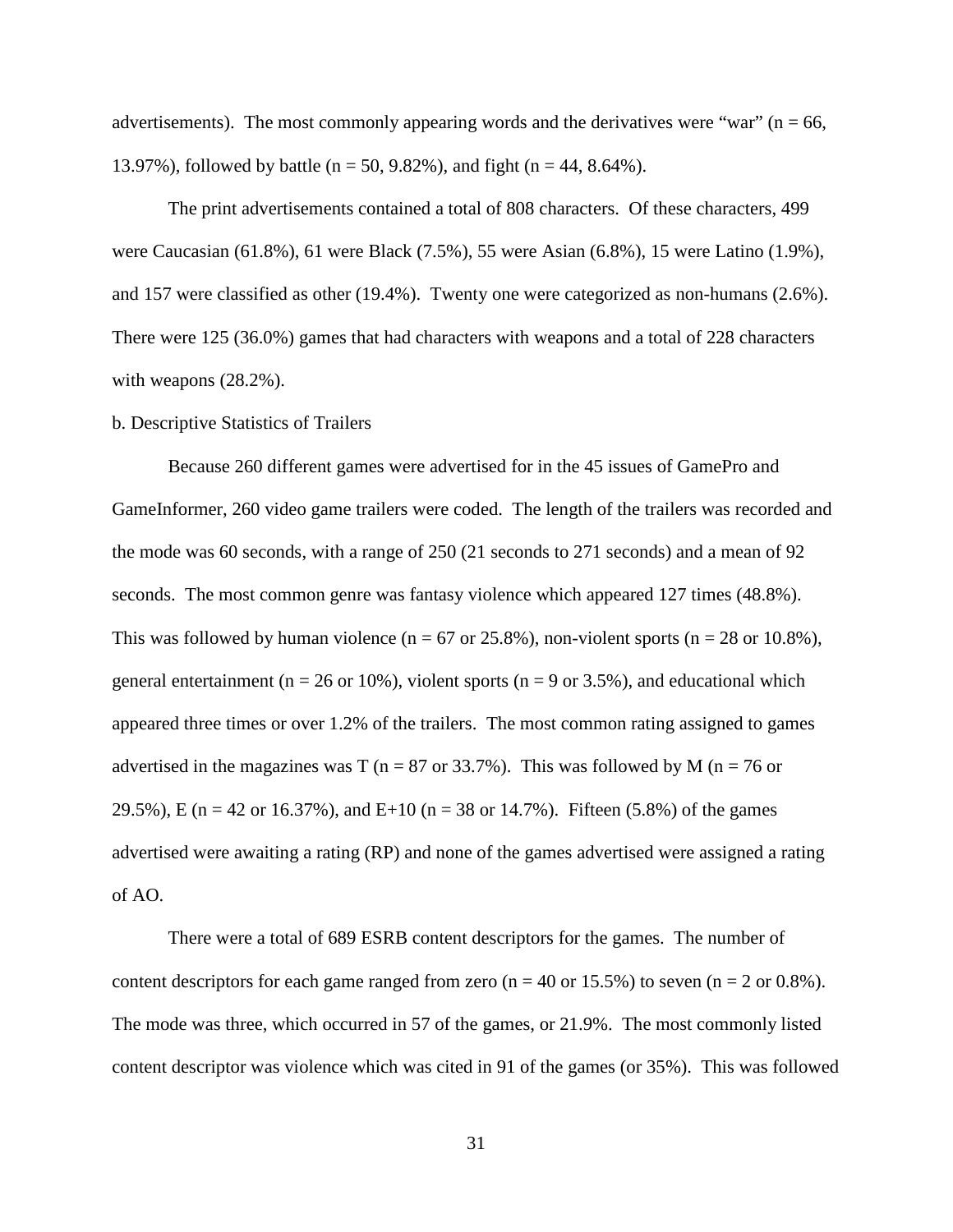advertisements). The most commonly appearing words and the derivatives were "war" (n = 66, 13.97%), followed by battle (n = 50, 9.82%), and fight (n = 44, 8.64%).

The print advertisements contained a total of 808 characters. Of these characters, 499 were Caucasian (61.8%), 61 were Black (7.5%), 55 were Asian (6.8%), 15 were Latino (1.9%), and 157 were classified as other (19.4%). Twenty one were categorized as non-humans (2.6%). There were 125 (36.0%) games that had characters with weapons and a total of 228 characters with weapons (28.2%).

b. Descriptive Statistics of Trailers

Because 260 different games were advertised for in the 45 issues of GamePro and GameInformer, 260 video game trailers were coded. The length of the trailers was recorded and the mode was 60 seconds, with a range of 250 (21 seconds to 271 seconds) and a mean of 92 seconds. The most common genre was fantasy violence which appeared 127 times (48.8%). This was followed by human violence (n = 67 or 25.8%), non-violent sports (n = 28 or 10.8%), general entertainment (n = 26 or 10%), violent sports (n = 9 or 3.5%), and educational which appeared three times or over 1.2% of the trailers. The most common rating assigned to games advertised in the magazines was T (n = 87 or 33.7%). This was followed by M (n = 76 or 29.5%), E (n = 42 or 16.37%), and E+10 (n = 38 or 14.7%). Fifteen (5.8%) of the games advertised were awaiting a rating (RP) and none of the games advertised were assigned a rating of AO.

There were a total of 689 ESRB content descriptors for the games. The number of content descriptors for each game ranged from zero (n = 40 or 15.5%) to seven (n = 2 or 0.8%). The mode was three, which occurred in 57 of the games, or 21.9%. The most commonly listed content descriptor was violence which was cited in 91 of the games (or 35%). This was followed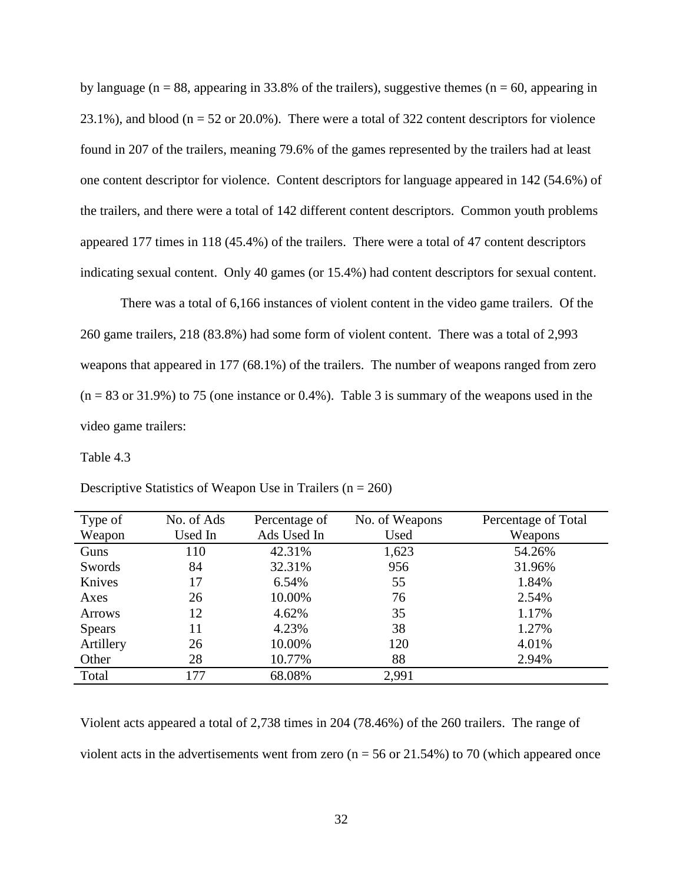by language (n = 88, appearing in 33.8% of the trailers), suggestive themes (n = 60, appearing in 23.1%), and blood (n = 52 or 20.0%). There were a total of 322 content descriptors for violence found in 207 of the trailers, meaning 79.6% of the games represented by the trailers had at least one content descriptor for violence. Content descriptors for language appeared in 142 (54.6%) of the trailers, and there were a total of 142 different content descriptors. Common youth problems appeared 177 times in 118 (45.4%) of the trailers. There were a total of 47 content descriptors indicating sexual content. Only 40 games (or 15.4%) had content descriptors for sexual content.

There was a total of 6,166 instances of violent content in the video game trailers. Of the 260 game trailers, 218 (83.8%) had some form of violent content. There was a total of 2,993 weapons that appeared in 177 (68.1%) of the trailers. The number of weapons ranged from zero (n = 83 or 31.9%) to 75 (one instance or 0.4%). Table 3 is summary of the weapons used in the video game trailers:

Table 4.3

Descriptive Statistics of Weapon Use in Trailers (n = 260)

| Type of Weapon | No. of Ads Used In | Percentage of Ads Used In | No. of Weapons Used | Percentage of Total Weapons |
|---|---|---|---|---|
| Guns | 110 | 42.31% | 1,623 | 54.26% |
| Swords | 84 | 32.31% | 956 | 31.96% |
| Knives | 17 | 6.54% | 55 | 1.84% |
| Axes | 26 | 10.00% | 76 | 2.54% |
| Arrows | 12 | 4.62% | 35 | 1.17% |
| Spears | 11 | 4.23% | 38 | 1.27% |
| Artillery | 26 | 10.00% | 120 | 4.01% |
| Other | 28 | 10.77% | 88 | 2.94% |
| Total | 177 | 68.08% | 2,991 | |

Violent acts appeared a total of 2,738 times in 204 (78.46%) of the 260 trailers. The range of violent acts in the advertisements went from zero (n = 56 or 21.54%) to 70 (which appeared once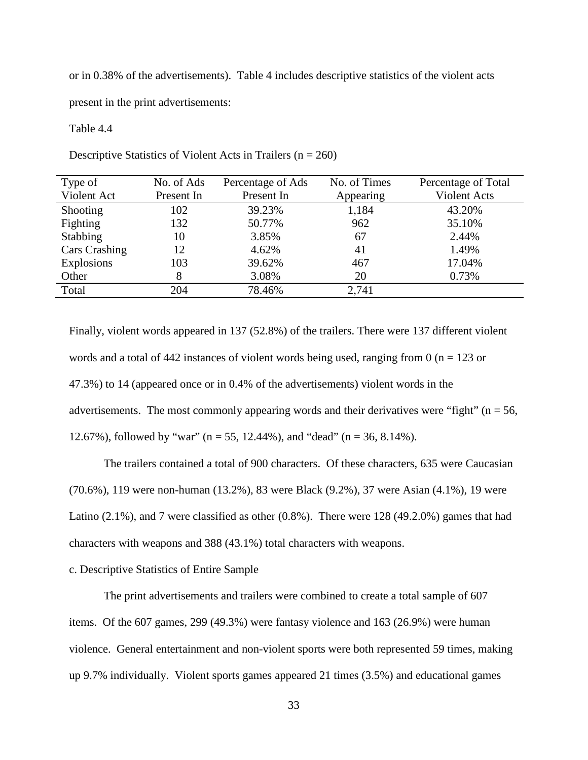or in 0.38% of the advertisements). Table 4 includes descriptive statistics of the violent acts present in the print advertisements:

Table 4.4

Descriptive Statistics of Violent Acts in Trailers (n = 260)

| Type of Violent Act | No. of Ads Present In | Percentage of Ads Present In | No. of Times Appearing | Percentage of Total Violent Acts |
|---|---|---|---|---|
| Shooting | 102 | 39.23% | 1,184 | 43.20% |
| Fighting | 132 | 50.77% | 962 | 35.10% |
| Stabbing | 10 | 3.85% | 67 | 2.44% |
| Cars Crashing | 12 | 4.62% | 41 | 1.49% |
| Explosions | 103 | 39.62% | 467 | 17.04% |
| Other | 8 | 3.08% | 20 | 0.73% |
| Total | 204 | 78.46% | 2,741 | |

Finally, violent words appeared in 137 (52.8%) of the trailers. There were 137 different violent words and a total of 442 instances of violent words being used, ranging from 0 (n = 123 or 47.3%) to 14 (appeared once or in 0.4% of the advertisements) violent words in the advertisements. The most commonly appearing words and their derivatives were "fight" (n = 56, 12.67%), followed by "war" (n = 55, 12.44%), and "dead" (n = 36, 8.14%).

The trailers contained a total of 900 characters. Of these characters, 635 were Caucasian (70.6%), 119 were non-human (13.2%), 83 were Black (9.2%), 37 were Asian (4.1%), 19 were Latino (2.1%), and 7 were classified as other (0.8%). There were 128 (49.2.0%) games that had characters with weapons and 388 (43.1%) total characters with weapons.

c. Descriptive Statistics of Entire Sample

The print advertisements and trailers were combined to create a total sample of 607 items. Of the 607 games, 299 (49.3%) were fantasy violence and 163 (26.9%) were human violence. General entertainment and non-violent sports were both represented 59 times, making up 9.7% individually. Violent sports games appeared 21 times (3.5%) and educational games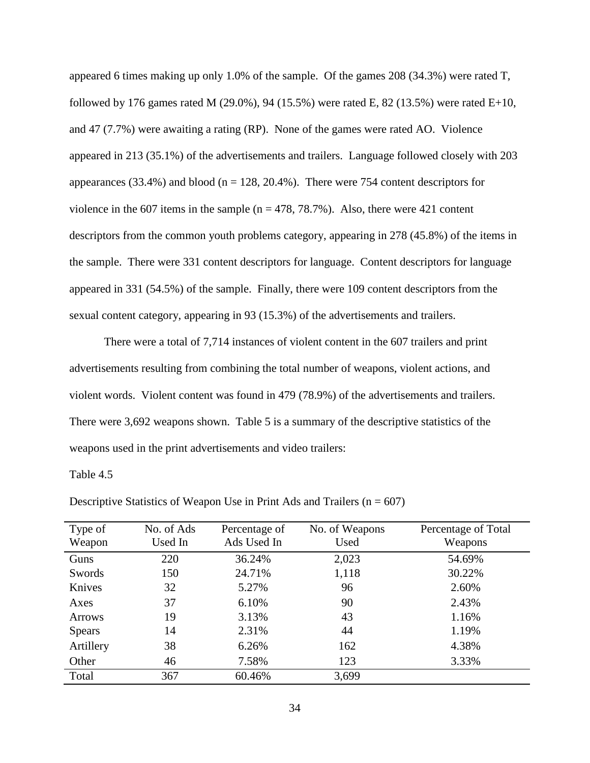appeared 6 times making up only 1.0% of the sample. Of the games 208 (34.3%) were rated T, followed by 176 games rated M (29.0%), 94 (15.5%) were rated E, 82 (13.5%) were rated E+10, and 47 (7.7%) were awaiting a rating (RP). None of the games were rated AO. Violence appeared in 213 (35.1%) of the advertisements and trailers. Language followed closely with 203 appearances (33.4%) and blood ($n = 128$, 20.4%). There were 754 content descriptors for violence in the 607 items in the sample ($n = 478$, 78.7%). Also, there were 421 content descriptors from the common youth problems category, appearing in 278 (45.8%) of the items in the sample. There were 331 content descriptors for language. Content descriptors for language appeared in 331 (54.5%) of the sample. Finally, there were 109 content descriptors from the sexual content category, appearing in 93 (15.3%) of the advertisements and trailers.

There were a total of 7,714 instances of violent content in the 607 trailers and print advertisements resulting from combining the total number of weapons, violent actions, and violent words. Violent content was found in 479 (78.9%) of the advertisements and trailers. There were 3,692 weapons shown. Table 5 is a summary of the descriptive statistics of the weapons used in the print advertisements and video trailers:

Table 4.5

Descriptive Statistics of Weapon Use in Print Ads and Trailers ($n = 607$)

| Type of Weapon | No. of Ads Used In | Percentage of Ads Used In | No. of Weapons Used | Percentage of Total Weapons |
|---|---|---|---|---|
| Guns | 220 | 36.24% | 2,023 | 54.69% |
| Swords | 150 | 24.71% | 1,118 | 30.22% |
| Knives | 32 | 5.27% | 96 | 2.60% |
| Axes | 37 | 6.10% | 90 | 2.43% |
| Arrows | 19 | 3.13% | 43 | 1.16% |
| Spears | 14 | 2.31% | 44 | 1.19% |
| Artillery | 38 | 6.26% | 162 | 4.38% |
| Other | 46 | 7.58% | 123 | 3.33% |
| Total | 367 | 60.46% | 3,699 | |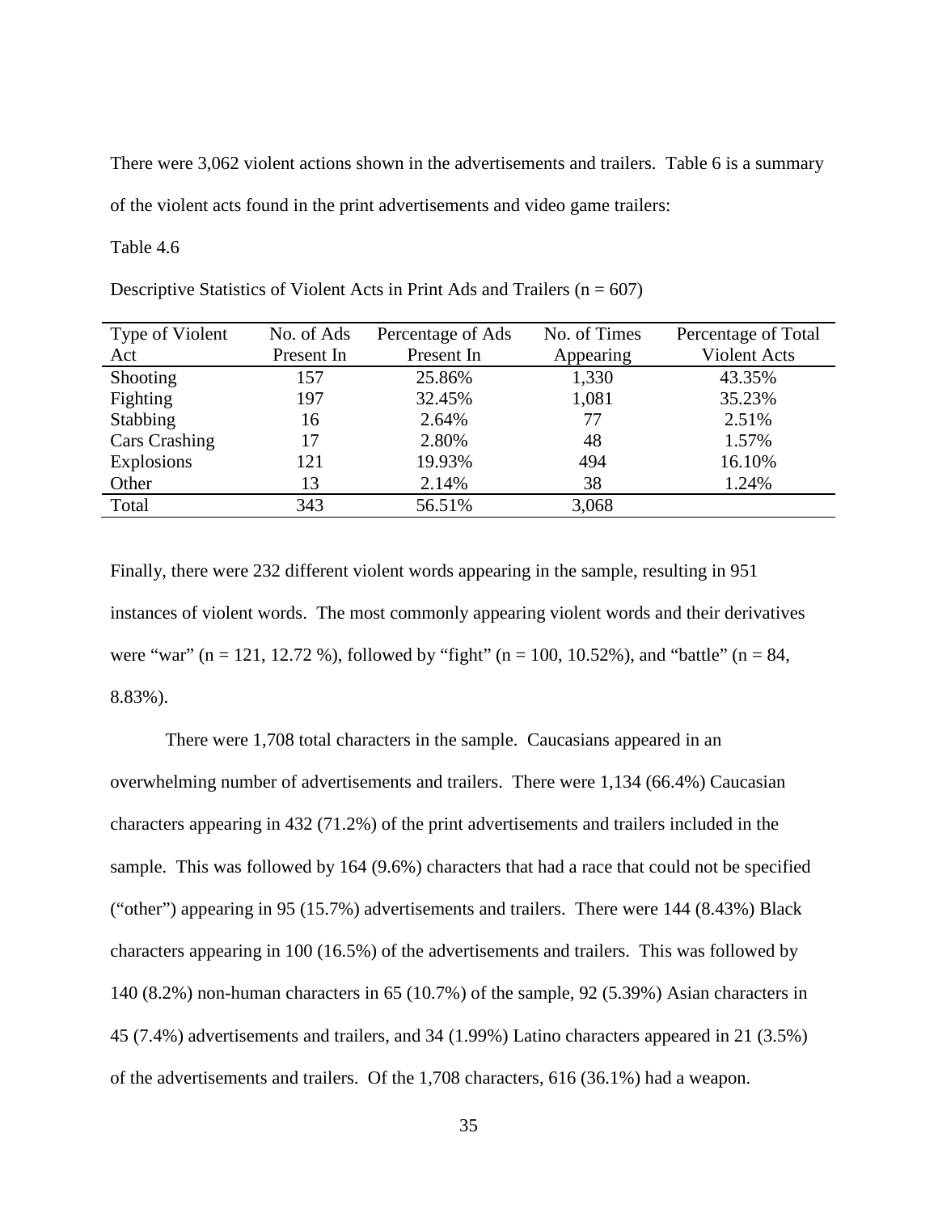There were 3,062 violent actions shown in the advertisements and trailers. Table 6 is a summary of the violent acts found in the print advertisements and video game trailers:

Table 4.6

Descriptive Statistics of Violent Acts in Print Ads and Trailers (n = 607)

| Type of Violent Act | No. of Ads Present In | Percentage of Ads Present In | No. of Times Appearing | Percentage of Total Violent Acts |
|---|---|---|---|---|
| Shooting | 157 | 25.86% | 1,330 | 43.35% |
| Fighting | 197 | 32.45% | 1,081 | 35.23% |
| Stabbing | 16 | 2.64% | 77 | 2.51% |
| Cars Crashing | 17 | 2.80% | 48 | 1.57% |
| Explosions | 121 | 19.93% | 494 | 16.10% |
| Other | 13 | 2.14% | 38 | 1.24% |
| Total | 343 | 56.51% | 3,068 | |

Finally, there were 232 different violent words appearing in the sample, resulting in 951 instances of violent words. The most commonly appearing violent words and their derivatives were "war" (n = 121, 12.72 %), followed by "fight" (n = 100, 10.52%), and "battle" (n = 84, 8.83%).

There were 1,708 total characters in the sample. Caucasians appeared in an overwhelming number of advertisements and trailers. There were 1,134 (66.4%) Caucasian characters appearing in 432 (71.2%) of the print advertisements and trailers included in the sample. This was followed by 164 (9.6%) characters that had a race that could not be specified ("other") appearing in 95 (15.7%) advertisements and trailers. There were 144 (8.43%) Black characters appearing in 100 (16.5%) of the advertisements and trailers. This was followed by 140 (8.2%) non-human characters in 65 (10.7%) of the sample, 92 (5.39%) Asian characters in 45 (7.4%) advertisements and trailers, and 34 (1.99%) Latino characters appeared in 21 (3.5%) of the advertisements and trailers. Of the 1,708 characters, 616 (36.1%) had a weapon.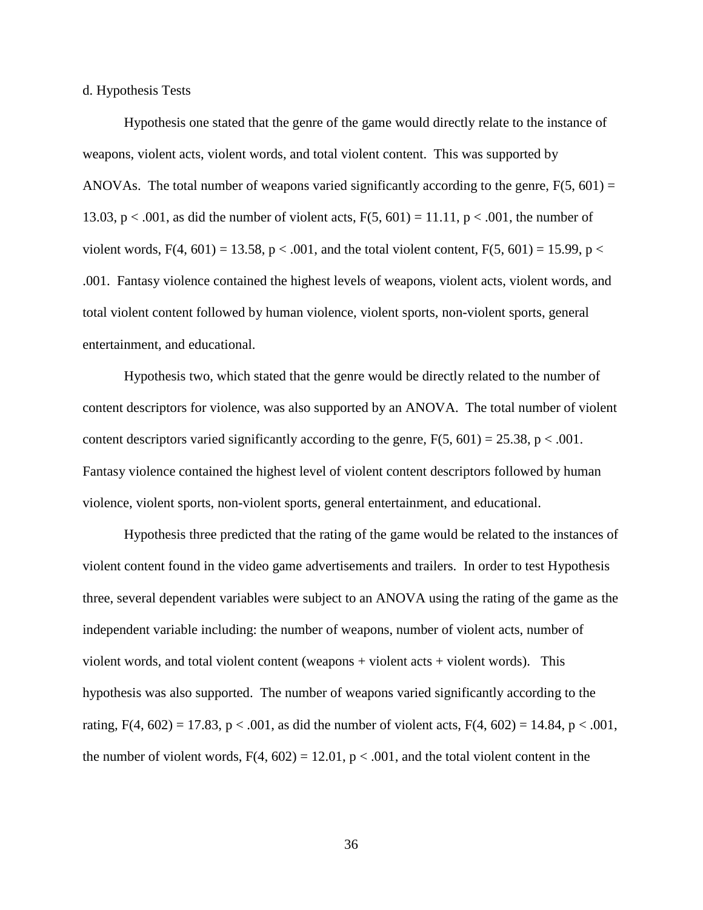d. Hypothesis Tests

Hypothesis one stated that the genre of the game would directly relate to the instance of weapons, violent acts, violent words, and total violent content. This was supported by ANOVAs. The total number of weapons varied significantly according to the genre, $F(5, 601) = 13.03$, $p < .001$, as did the number of violent acts, $F(5, 601) = 11.11$, $p < .001$, the number of violent words, $F(4, 601) = 13.58$, $p < .001$, and the total violent content, $F(5, 601) = 15.99$, $p < .001$. Fantasy violence contained the highest levels of weapons, violent acts, violent words, and total violent content followed by human violence, violent sports, non-violent sports, general entertainment, and educational.

Hypothesis two, which stated that the genre would be directly related to the number of content descriptors for violence, was also supported by an ANOVA. The total number of violent content descriptors varied significantly according to the genre, $F(5, 601) = 25.38$, $p < .001$. Fantasy violence contained the highest level of violent content descriptors followed by human violence, violent sports, non-violent sports, general entertainment, and educational.

Hypothesis three predicted that the rating of the game would be related to the instances of violent content found in the video game advertisements and trailers. In order to test Hypothesis three, several dependent variables were subject to an ANOVA using the rating of the game as the independent variable including: the number of weapons, number of violent acts, number of violent words, and total violent content (weapons + violent acts + violent words). This hypothesis was also supported. The number of weapons varied significantly according to the rating, $F(4, 602) = 17.83$, $p < .001$, as did the number of violent acts, $F(4, 602) = 14.84$, $p < .001$, the number of violent words, $F(4, 602) = 12.01$, $p < .001$, and the total violent content in the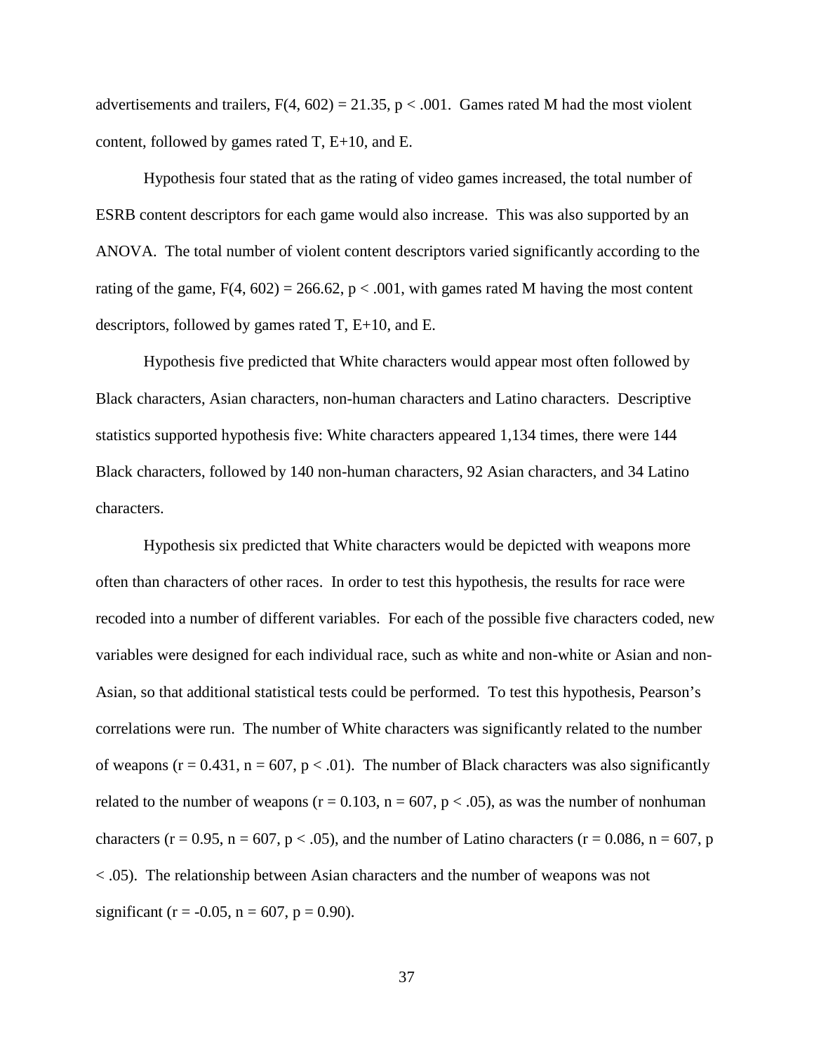advertisements and trailers, $F(4, 602) = 21.35$, $p < .001$. Games rated M had the most violent content, followed by games rated T, E+10, and E.

Hypothesis four stated that as the rating of video games increased, the total number of ESRB content descriptors for each game would also increase. This was also supported by an ANOVA. The total number of violent content descriptors varied significantly according to the rating of the game, $F(4, 602) = 266.62$, $p < .001$, with games rated M having the most content descriptors, followed by games rated T, E+10, and E.

Hypothesis five predicted that White characters would appear most often followed by Black characters, Asian characters, non-human characters and Latino characters. Descriptive statistics supported hypothesis five: White characters appeared 1,134 times, there were 144 Black characters, followed by 140 non-human characters, 92 Asian characters, and 34 Latino characters.

Hypothesis six predicted that White characters would be depicted with weapons more often than characters of other races. In order to test this hypothesis, the results for race were recoded into a number of different variables. For each of the possible five characters coded, new variables were designed for each individual race, such as white and non-white or Asian and non-Asian, so that additional statistical tests could be performed. To test this hypothesis, Pearson's correlations were run. The number of White characters was significantly related to the number of weapons ($r = 0.431$, $n = 607$, $p < .01$). The number of Black characters was also significantly related to the number of weapons ($r = 0.103$, $n = 607$, $p < .05$), as was the number of nonhuman characters ($r = 0.95$, $n = 607$, $p < .05$), and the number of Latino characters ($r = 0.086$, $n = 607$, $p < .05$). The relationship between Asian characters and the number of weapons was not significant ($r = -0.05$, $n = 607$, $p = 0.90$).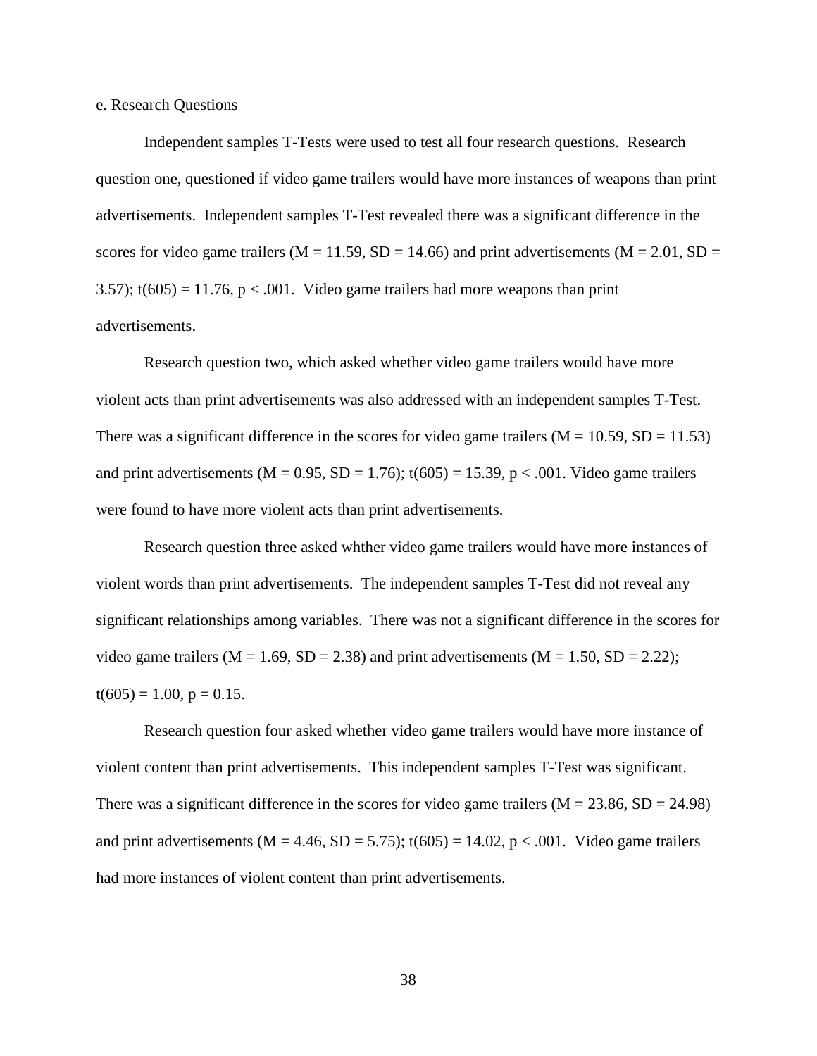e. Research Questions

Independent samples T-Tests were used to test all four research questions. Research question one, questioned if video game trailers would have more instances of weapons than print advertisements. Independent samples T-Test revealed there was a significant difference in the scores for video game trailers ($M = 11.59$, $SD = 14.66$) and print advertisements ($M = 2.01$, $SD = 3.57$); $t(605) = 11.76$, $p < .001$. Video game trailers had more weapons than print advertisements.

Research question two, which asked whether video game trailers would have more violent acts than print advertisements was also addressed with an independent samples T-Test. There was a significant difference in the scores for video game trailers ($M = 10.59$, $SD = 11.53$) and print advertisements ($M = 0.95$, $SD = 1.76$); $t(605) = 15.39$, $p < .001$. Video game trailers were found to have more violent acts than print advertisements.

Research question three asked whther video game trailers would have more instances of violent words than print advertisements. The independent samples T-Test did not reveal any significant relationships among variables. There was not a significant difference in the scores for video game trailers ($M = 1.69$, $SD = 2.38$) and print advertisements ($M = 1.50$, $SD = 2.22$); $t(605) = 1.00$, $p = 0.15$.

Research question four asked whether video game trailers would have more instance of violent content than print advertisements. This independent samples T-Test was significant. There was a significant difference in the scores for video game trailers ($M = 23.86$, $SD = 24.98$) and print advertisements ($M = 4.46$, $SD = 5.75$); $t(605) = 14.02$, $p < .001$. Video game trailers had more instances of violent content than print advertisements.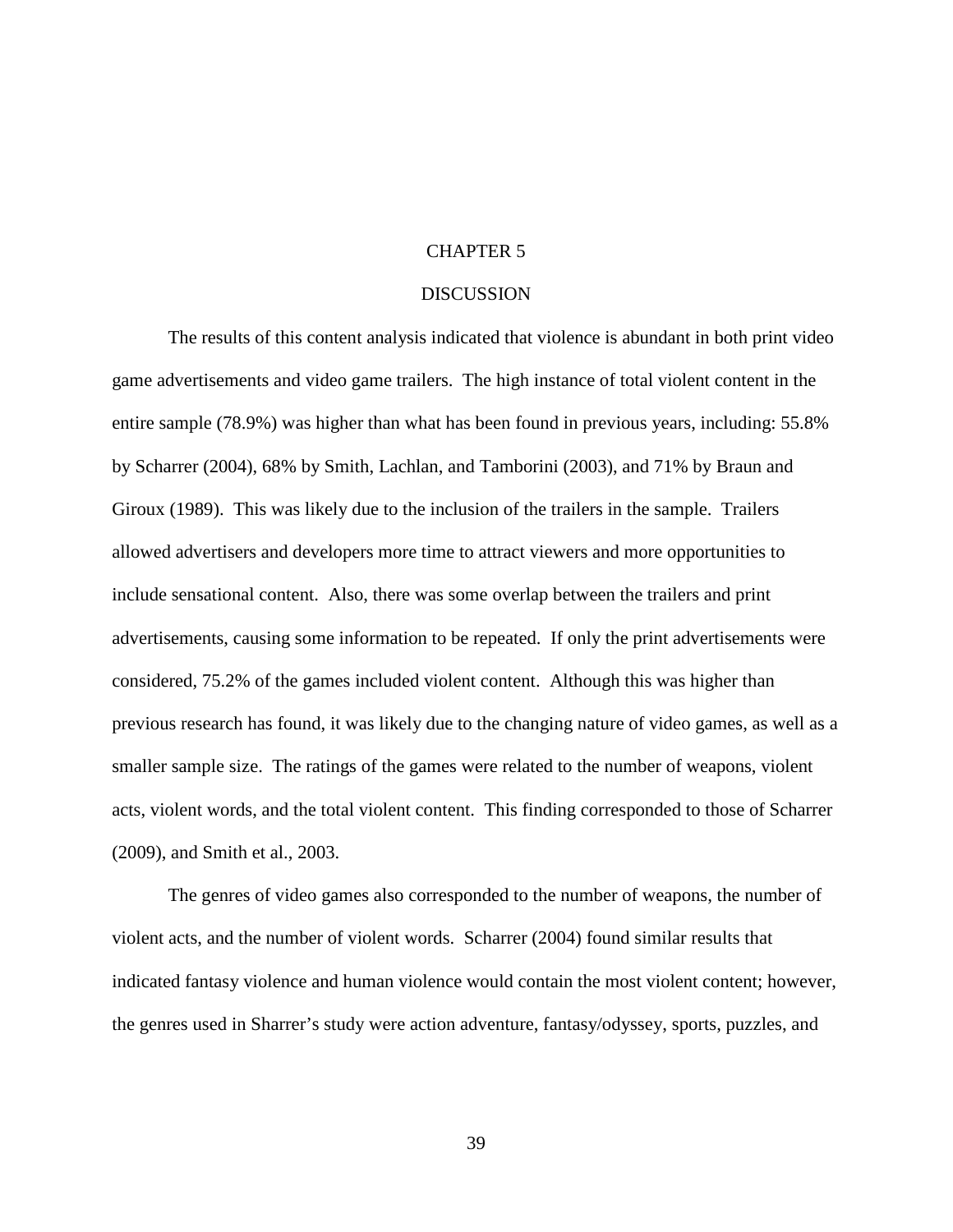# CHAPTER 5

# DISCUSSION

The results of this content analysis indicated that violence is abundant in both print video game advertisements and video game trailers. The high instance of total violent content in the entire sample (78.9%) was higher than what has been found in previous years, including: 55.8% by Scharrer (2004), 68% by Smith, Lachlan, and Tamborini (2003), and 71% by Braun and Giroux (1989). This was likely due to the inclusion of the trailers in the sample. Trailers allowed advertisers and developers more time to attract viewers and more opportunities to include sensational content. Also, there was some overlap between the trailers and print advertisements, causing some information to be repeated. If only the print advertisements were considered, 75.2% of the games included violent content. Although this was higher than previous research has found, it was likely due to the changing nature of video games, as well as a smaller sample size. The ratings of the games were related to the number of weapons, violent acts, violent words, and the total violent content. This finding corresponded to those of Scharrer (2009), and Smith et al., 2003.

The genres of video games also corresponded to the number of weapons, the number of violent acts, and the number of violent words. Scharrer (2004) found similar results that indicated fantasy violence and human violence would contain the most violent content; however, the genres used in Sharrer's study were action adventure, fantasy/odyssey, sports, puzzles, and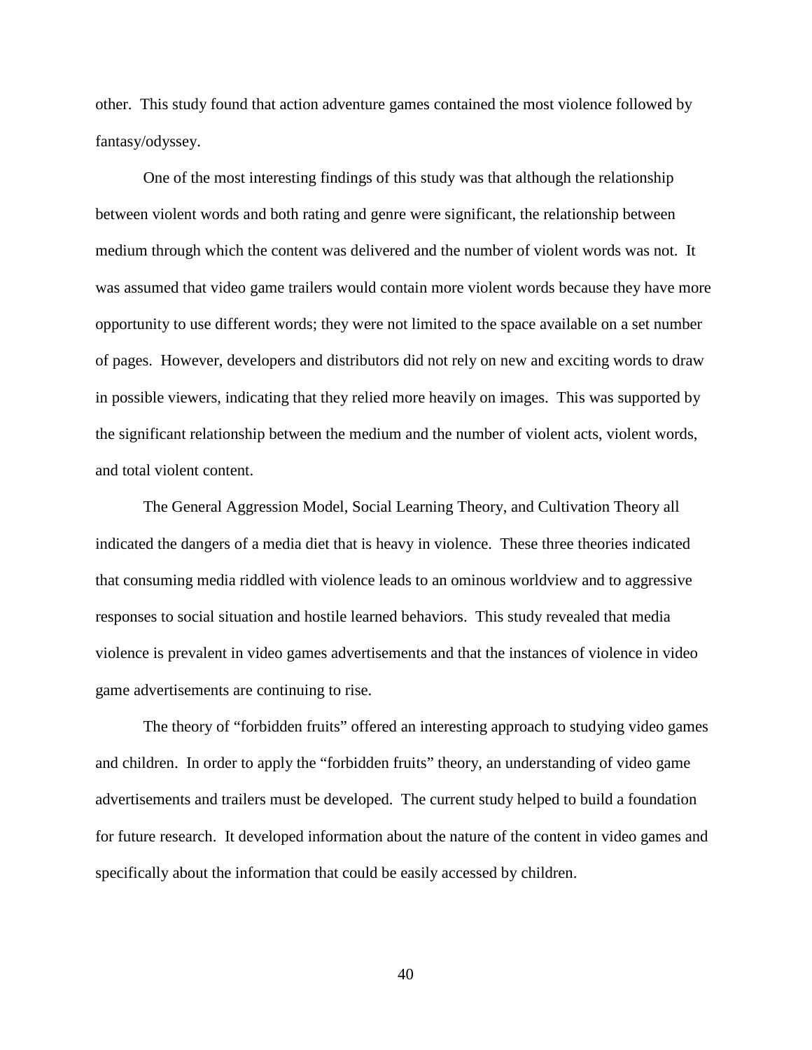other. This study found that action adventure games contained the most violence followed by fantasy/odyssey.

One of the most interesting findings of this study was that although the relationship between violent words and both rating and genre were significant, the relationship between medium through which the content was delivered and the number of violent words was not. It was assumed that video game trailers would contain more violent words because they have more opportunity to use different words; they were not limited to the space available on a set number of pages. However, developers and distributors did not rely on new and exciting words to draw in possible viewers, indicating that they relied more heavily on images. This was supported by the significant relationship between the medium and the number of violent acts, violent words, and total violent content.

The General Aggression Model, Social Learning Theory, and Cultivation Theory all indicated the dangers of a media diet that is heavy in violence. These three theories indicated that consuming media riddled with violence leads to an ominous worldview and to aggressive responses to social situation and hostile learned behaviors. This study revealed that media violence is prevalent in video games advertisements and that the instances of violence in video game advertisements are continuing to rise.

The theory of "forbidden fruits" offered an interesting approach to studying video games and children. In order to apply the "forbidden fruits" theory, an understanding of video game advertisements and trailers must be developed. The current study helped to build a foundation for future research. It developed information about the nature of the content in video games and specifically about the information that could be easily accessed by children.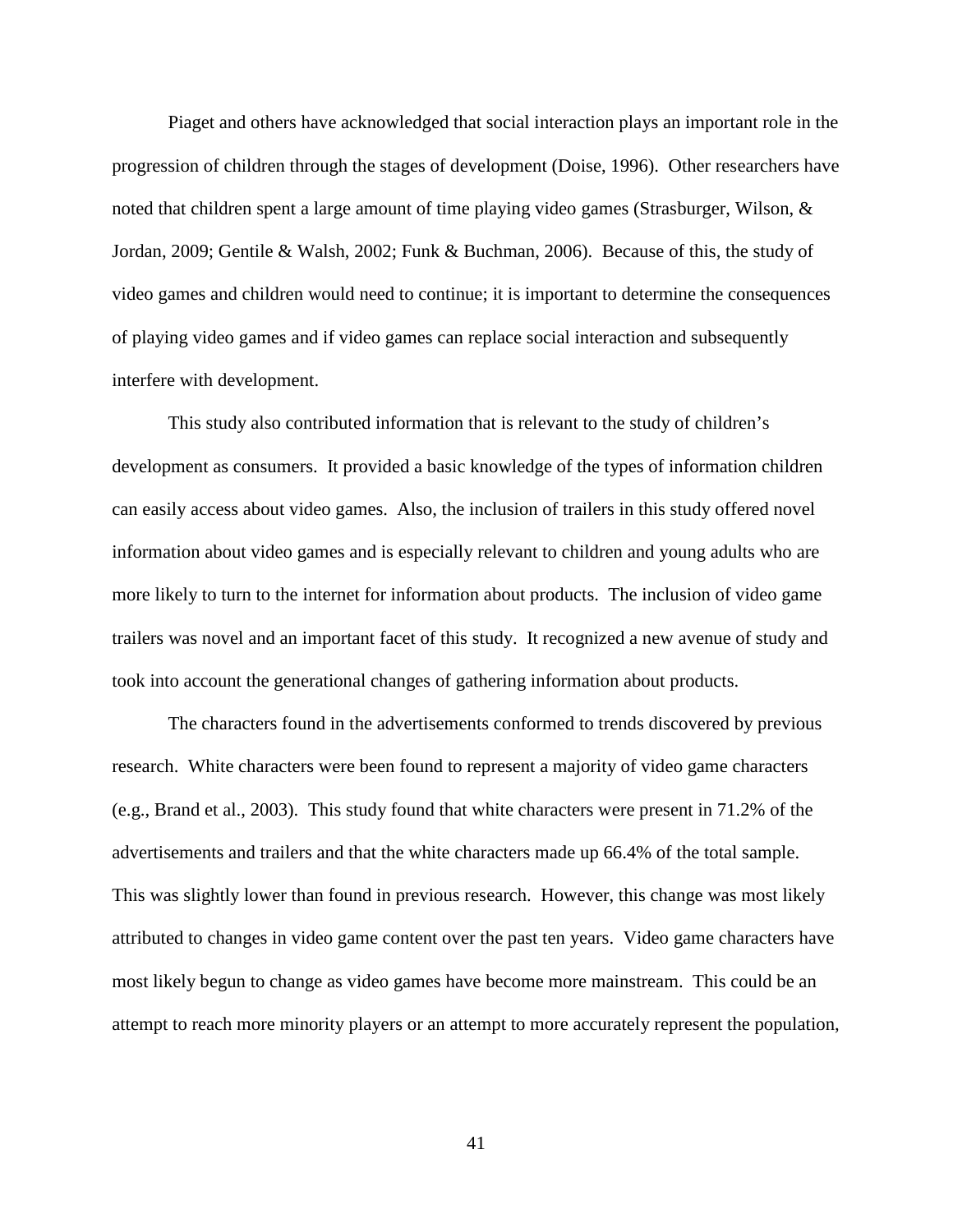Piaget and others have acknowledged that social interaction plays an important role in the progression of children through the stages of development (Doise, 1996). Other researchers have noted that children spent a large amount of time playing video games (Strasburger, Wilson, & Jordan, 2009; Gentile & Walsh, 2002; Funk & Buchman, 2006). Because of this, the study of video games and children would need to continue; it is important to determine the consequences of playing video games and if video games can replace social interaction and subsequently interfere with development.

This study also contributed information that is relevant to the study of children's development as consumers. It provided a basic knowledge of the types of information children can easily access about video games. Also, the inclusion of trailers in this study offered novel information about video games and is especially relevant to children and young adults who are more likely to turn to the internet for information about products. The inclusion of video game trailers was novel and an important facet of this study. It recognized a new avenue of study and took into account the generational changes of gathering information about products.

The characters found in the advertisements conformed to trends discovered by previous research. White characters were been found to represent a majority of video game characters (e.g., Brand et al., 2003). This study found that white characters were present in 71.2% of the advertisements and trailers and that the white characters made up 66.4% of the total sample. This was slightly lower than found in previous research. However, this change was most likely attributed to changes in video game content over the past ten years. Video game characters have most likely begun to change as video games have become more mainstream. This could be an attempt to reach more minority players or an attempt to more accurately represent the population,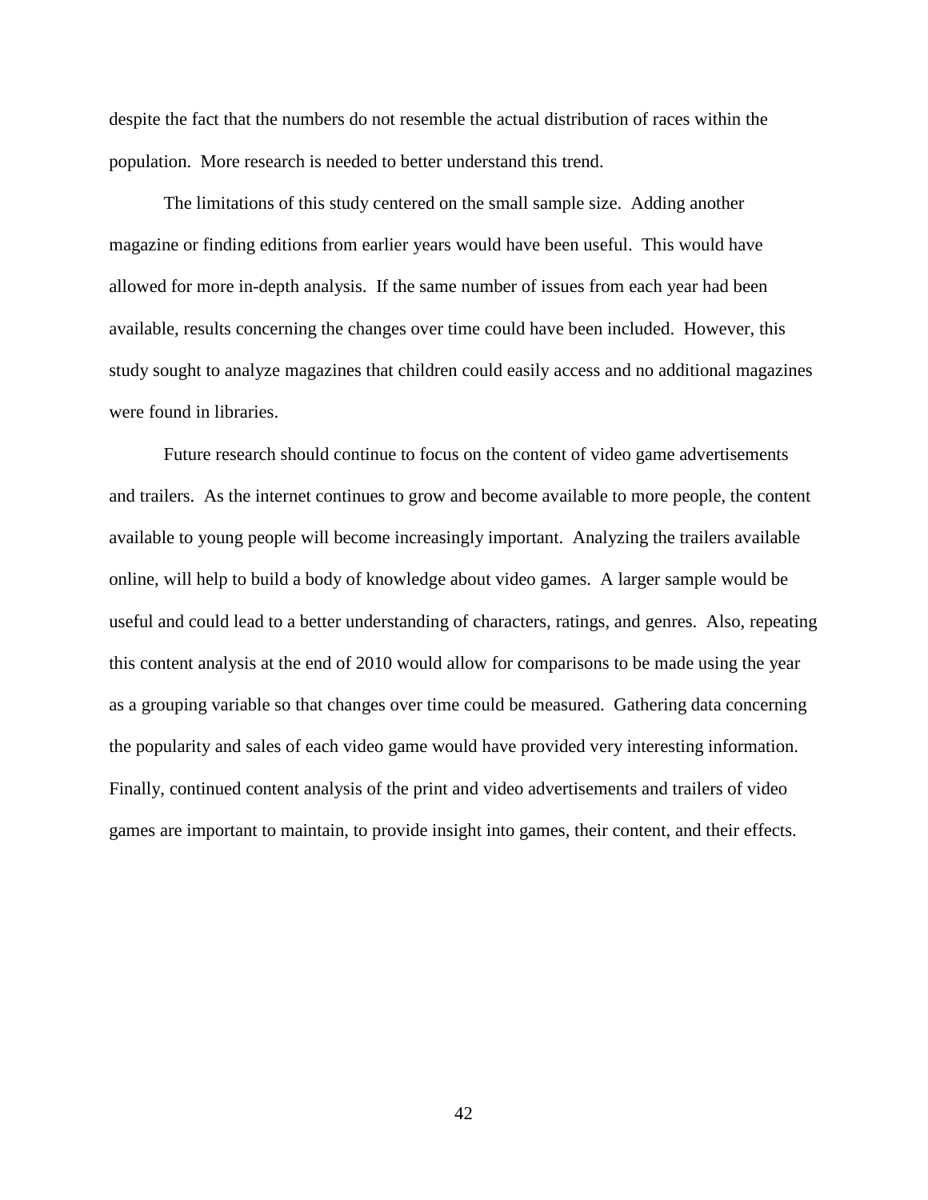despite the fact that the numbers do not resemble the actual distribution of races within the population. More research is needed to better understand this trend.

The limitations of this study centered on the small sample size. Adding another magazine or finding editions from earlier years would have been useful. This would have allowed for more in-depth analysis. If the same number of issues from each year had been available, results concerning the changes over time could have been included. However, this study sought to analyze magazines that children could easily access and no additional magazines were found in libraries.

Future research should continue to focus on the content of video game advertisements and trailers. As the internet continues to grow and become available to more people, the content available to young people will become increasingly important. Analyzing the trailers available online, will help to build a body of knowledge about video games. A larger sample would be useful and could lead to a better understanding of characters, ratings, and genres. Also, repeating this content analysis at the end of 2010 would allow for comparisons to be made using the year as a grouping variable so that changes over time could be measured. Gathering data concerning the popularity and sales of each video game would have provided very interesting information. Finally, continued content analysis of the print and video advertisements and trailers of video games are important to maintain, to provide insight into games, their content, and their effects.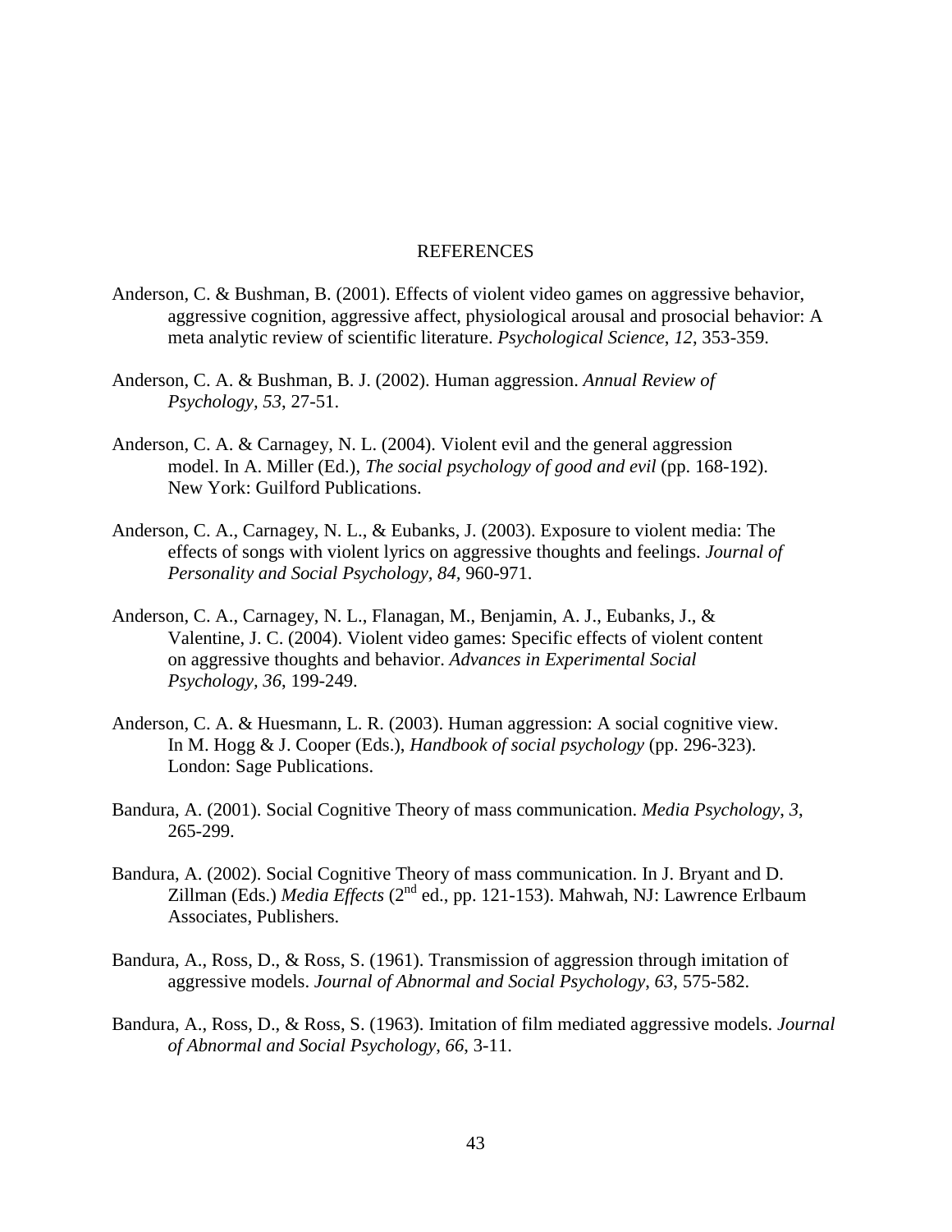# REFERENCES

Anderson, C. & Bushman, B. (2001). Effects of violent video games on aggressive behavior, aggressive cognition, aggressive affect, physiological arousal and prosocial behavior: A meta analytic review of scientific literature. *Psychological Science, 12*, 353-359.

Anderson, C. A. & Bushman, B. J. (2002). Human aggression. *Annual Review of Psychology, 53*, 27-51.

Anderson, C. A. & Carnagey, N. L. (2004). Violent evil and the general aggression model. In A. Miller (Ed.), *The social psychology of good and evil* (pp. 168-192). New York: Guilford Publications.

Anderson, C. A., Carnagey, N. L., & Eubanks, J. (2003). Exposure to violent media: The effects of songs with violent lyrics on aggressive thoughts and feelings. *Journal of Personality and Social Psychology, 84*, 960-971.

Anderson, C. A., Carnagey, N. L., Flanagan, M., Benjamin, A. J., Eubanks, J., & Valentine, J. C. (2004). Violent video games: Specific effects of violent content on aggressive thoughts and behavior. *Advances in Experimental Social Psychology, 36*, 199-249.

Anderson, C. A. & Huesmann, L. R. (2003). Human aggression: A social cognitive view. In M. Hogg & J. Cooper (Eds.), *Handbook of social psychology* (pp. 296-323). London: Sage Publications.

Bandura, A. (2001). Social Cognitive Theory of mass communication. *Media Psychology, 3*, 265-299.

Bandura, A. (2002). Social Cognitive Theory of mass communication. In J. Bryant and D. Zillman (Eds.) *Media Effects* (2nd ed., pp. 121-153). Mahwah, NJ: Lawrence Erlbaum Associates, Publishers.

Bandura, A., Ross, D., & Ross, S. (1961). Transmission of aggression through imitation of aggressive models. *Journal of Abnormal and Social Psychology, 63*, 575-582.

Bandura, A., Ross, D., & Ross, S. (1963). Imitation of film mediated aggressive models. *Journal of Abnormal and Social Psychology, 66*, 3-11.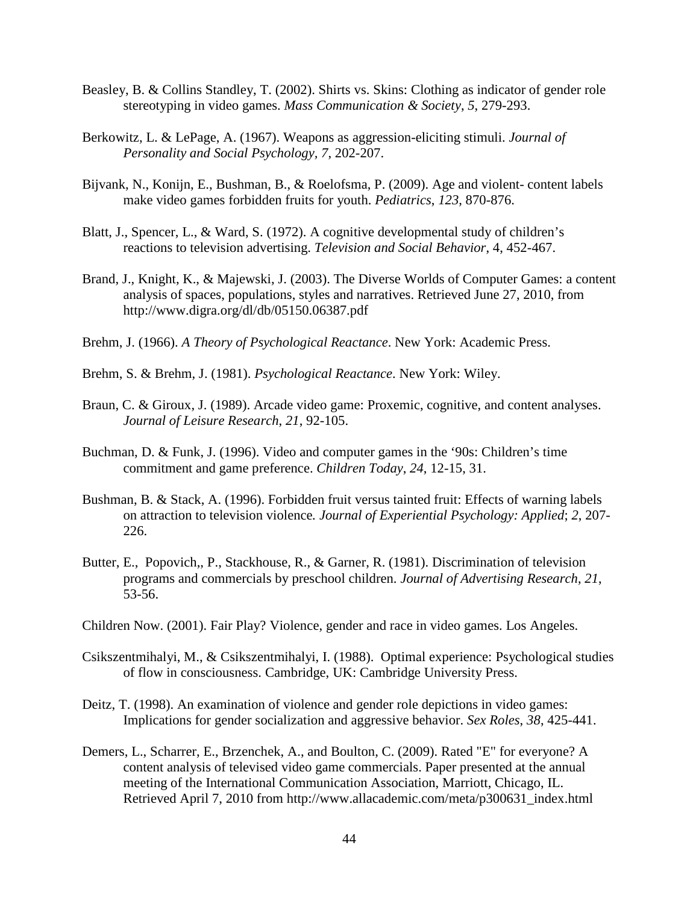Beasley, B. & Collins Standley, T. (2002). Shirts vs. Skins: Clothing as indicator of gender role stereotyping in video games. *Mass Communication & Society*, *5*, 279-293.

Berkowitz, L. & LePage, A. (1967). Weapons as aggression-eliciting stimuli. *Journal of Personality and Social Psychology*, *7*, 202-207.

Bijvank, N., Konijn, E., Bushman, B., & Roelofsma, P. (2009). Age and violent- content labels make video games forbidden fruits for youth. *Pediatrics*, *123*, 870-876.

Blatt, J., Spencer, L., & Ward, S. (1972). A cognitive developmental study of children's reactions to television advertising. *Television and Social Behavior*, 4, 452-467.

Brand, J., Knight, K., & Majewski, J. (2003). The Diverse Worlds of Computer Games: a content analysis of spaces, populations, styles and narratives. Retrieved June 27, 2010, from http://www.digra.org/dl/db/05150.06387.pdf

Brehm, J. (1966). *A Theory of Psychological Reactance*. New York: Academic Press.

Brehm, S. & Brehm, J. (1981). *Psychological Reactance*. New York: Wiley.

Braun, C. & Giroux, J. (1989). Arcade video game: Proxemic, cognitive, and content analyses. *Journal of Leisure Research*, *21*, 92-105.

Buchman, D. & Funk, J. (1996). Video and computer games in the '90s: Children's time commitment and game preference. *Children Today*, *24*, 12-15, 31.

Bushman, B. & Stack, A. (1996). Forbidden fruit versus tainted fruit: Effects of warning labels on attraction to television violence. *Journal of Experiential Psychology: Applied*; *2*, 207-226.

Butter, E., Popovich,, P., Stackhouse, R., & Garner, R. (1981). Discrimination of television programs and commercials by preschool children. *Journal of Advertising Research*, *21*, 53-56.

Children Now. (2001). Fair Play? Violence, gender and race in video games. Los Angeles.

Csikszentmihalyi, M., & Csikszentmihalyi, I. (1988). Optimal experience: Psychological studies of flow in consciousness. Cambridge, UK: Cambridge University Press.

Deitz, T. (1998). An examination of violence and gender role depictions in video games: Implications for gender socialization and aggressive behavior. *Sex Roles*, *38*, 425-441.

Demers, L., Scharrer, E., Brzenchek, A., and Boulton, C. (2009). Rated "E" for everyone? A content analysis of televised video game commercials. Paper presented at the annual meeting of the International Communication Association, Marriott, Chicago, IL. Retrieved April 7, 2010 from http://www.allacademic.com/meta/p300631_index.html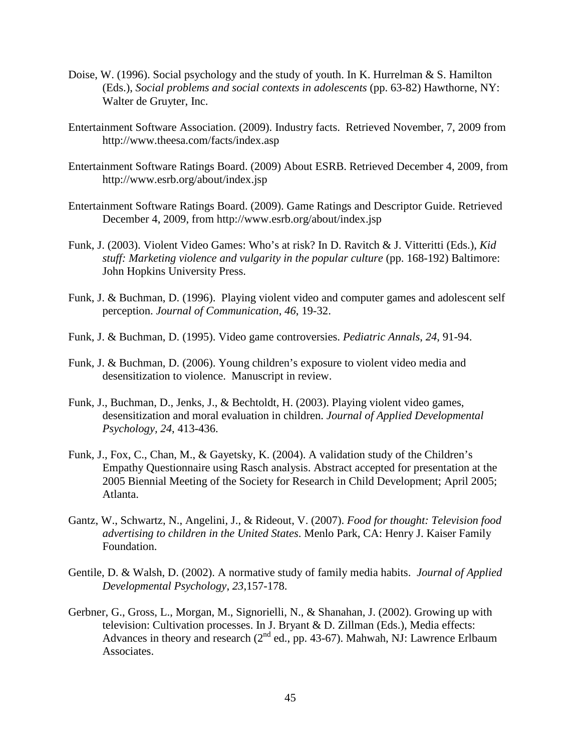Doise, W. (1996). Social psychology and the study of youth. In K. Hurrelman & S. Hamilton (Eds.), *Social problems and social contexts in adolescents* (pp. 63-82) Hawthorne, NY: Walter de Gruyter, Inc.

Entertainment Software Association. (2009). Industry facts. Retrieved November, 7, 2009 from http://www.theesa.com/facts/index.asp

Entertainment Software Ratings Board. (2009) About ESRB. Retrieved December 4, 2009, from http://www.esrb.org/about/index.jsp

Entertainment Software Ratings Board. (2009). Game Ratings and Descriptor Guide. Retrieved December 4, 2009, from http://www.esrb.org/about/index.jsp

Funk, J. (2003). Violent Video Games: Who's at risk? In D. Ravitch & J. Vitteritti (Eds.), *Kid stuff: Marketing violence and vulgarity in the popular culture* (pp. 168-192) Baltimore: John Hopkins University Press.

Funk, J. & Buchman, D. (1996). Playing violent video and computer games and adolescent self perception. *Journal of Communication, 46*, 19-32.

Funk, J. & Buchman, D. (1995). Video game controversies. *Pediatric Annals, 24*, 91-94.

Funk, J. & Buchman, D. (2006). Young children's exposure to violent video media and desensitization to violence. Manuscript in review.

Funk, J., Buchman, D., Jenks, J., & Bechtoldt, H. (2003). Playing violent video games, desensitization and moral evaluation in children. *Journal of Applied Developmental Psychology, 24*, 413-436.

Funk, J., Fox, C., Chan, M., & Gayetsky, K. (2004). A validation study of the Children's Empathy Questionnaire using Rasch analysis. Abstract accepted for presentation at the 2005 Biennial Meeting of the Society for Research in Child Development; April 2005; Atlanta.

Gantz, W., Schwartz, N., Angelini, J., & Rideout, V. (2007). *Food for thought: Television food advertising to children in the United States*. Menlo Park, CA: Henry J. Kaiser Family Foundation.

Gentile, D. & Walsh, D. (2002). A normative study of family media habits. *Journal of Applied Developmental Psychology, 23*,157-178.

Gerbner, G., Gross, L., Morgan, M., Signorielli, N., & Shanahan, J. (2002). Growing up with television: Cultivation processes. In J. Bryant & D. Zillman (Eds.), Media effects: Advances in theory and research (2nd ed., pp. 43-67). Mahwah, NJ: Lawrence Erlbaum Associates.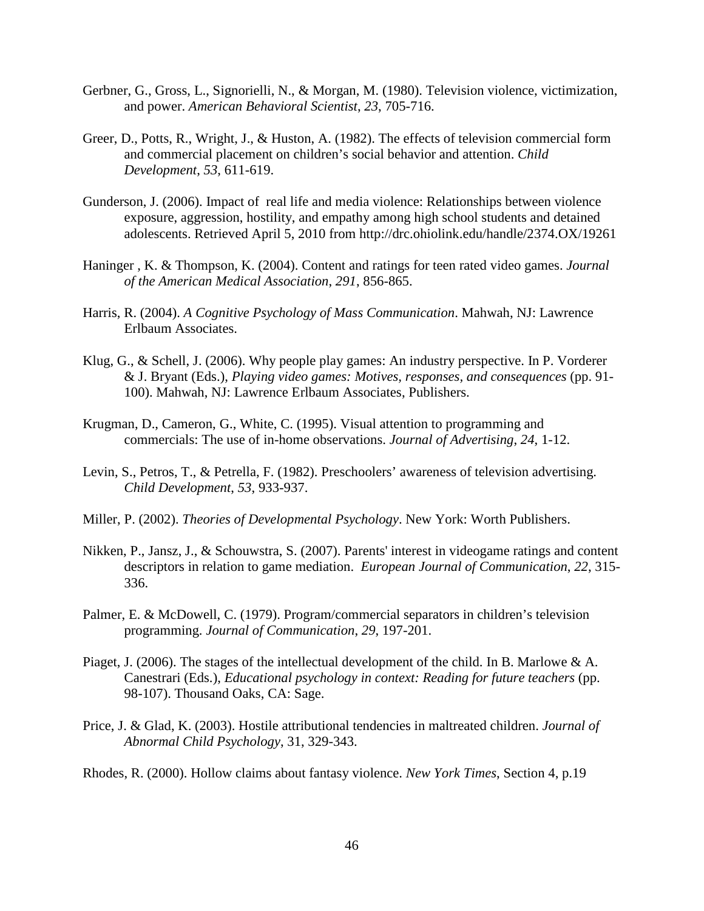Gerbner, G., Gross, L., Signorielli, N., & Morgan, M. (1980). Television violence, victimization, and power. *American Behavioral Scientist*, *23*, 705-716.

Greer, D., Potts, R., Wright, J., & Huston, A. (1982). The effects of television commercial form and commercial placement on children's social behavior and attention. *Child Development*, *53*, 611-619.

Gunderson, J. (2006). Impact of real life and media violence: Relationships between violence exposure, aggression, hostility, and empathy among high school students and detained adolescents. Retrieved April 5, 2010 from http://drc.ohiolink.edu/handle/2374.OX/19261

Haninger , K. & Thompson, K. (2004). Content and ratings for teen rated video games. *Journal of the American Medical Association*, *291*, 856-865.

Harris, R. (2004). *A Cognitive Psychology of Mass Communication*. Mahwah, NJ: Lawrence Erlbaum Associates.

Klug, G., & Schell, J. (2006). Why people play games: An industry perspective. In P. Vorderer & J. Bryant (Eds.), *Playing video games: Motives, responses, and consequences* (pp. 91-100). Mahwah, NJ: Lawrence Erlbaum Associates, Publishers.

Krugman, D., Cameron, G., White, C. (1995). Visual attention to programming and commercials: The use of in-home observations. *Journal of Advertising*, *24*, 1-12.

Levin, S., Petros, T., & Petrella, F. (1982). Preschoolers' awareness of television advertising. *Child Development*, *53*, 933-937.

Miller, P. (2002). *Theories of Developmental Psychology*. New York: Worth Publishers.

Nikken, P., Jansz, J., & Schouwstra, S. (2007). Parents' interest in videogame ratings and content descriptors in relation to game mediation. *European Journal of Communication*, *22*, 315-336.

Palmer, E. & McDowell, C. (1979). Program/commercial separators in children's television programming. *Journal of Communication*, *29*, 197-201.

Piaget, J. (2006). The stages of the intellectual development of the child. In B. Marlowe & A. Canestrari (Eds.), *Educational psychology in context: Reading for future teachers* (pp. 98-107). Thousand Oaks, CA: Sage.

Price, J. & Glad, K. (2003). Hostile attributional tendencies in maltreated children. *Journal of Abnormal Child Psychology*, 31, 329-343.

Rhodes, R. (2000). Hollow claims about fantasy violence. *New York Times*, Section 4, p.19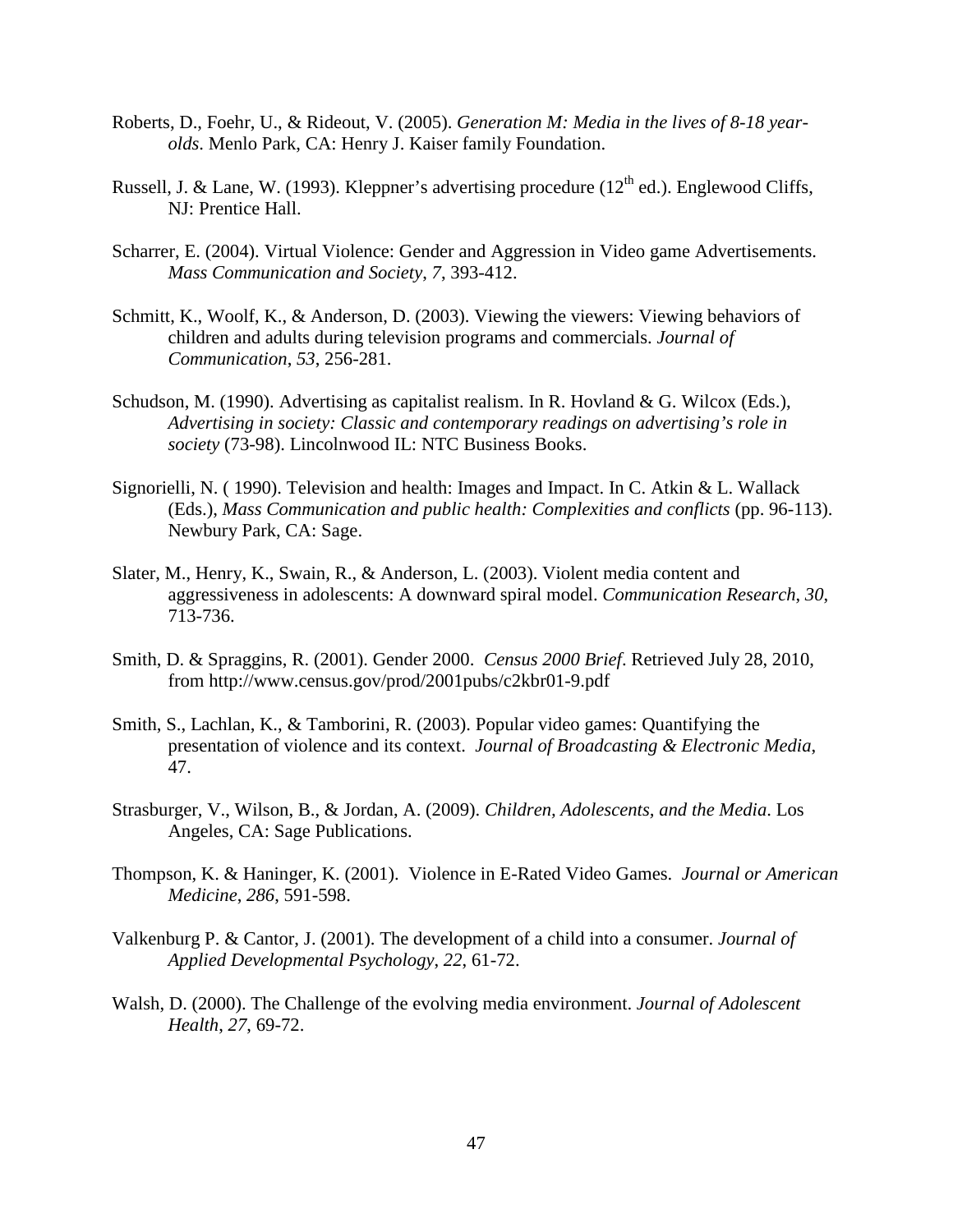Roberts, D., Foehr, U., & Rideout, V. (2005). *Generation M: Media in the lives of 8-18 year-olds*. Menlo Park, CA: Henry J. Kaiser family Foundation.

Russell, J. & Lane, W. (1993). Kleppner's advertising procedure (12th ed.). Englewood Cliffs, NJ: Prentice Hall.

Scharrer, E. (2004). Virtual Violence: Gender and Aggression in Video game Advertisements. *Mass Communication and Society*, *7*, 393-412.

Schmitt, K., Woolf, K., & Anderson, D. (2003). Viewing the viewers: Viewing behaviors of children and adults during television programs and commercials. *Journal of Communication*, *53*, 256-281.

Schudson, M. (1990). Advertising as capitalist realism. In R. Hovland & G. Wilcox (Eds.), *Advertising in society: Classic and contemporary readings on advertising's role in society* (73-98). Lincolnwood IL: NTC Business Books.

Signorielli, N. ( 1990). Television and health: Images and Impact. In C. Atkin & L. Wallack (Eds.), *Mass Communication and public health: Complexities and conflicts* (pp. 96-113). Newbury Park, CA: Sage.

Slater, M., Henry, K., Swain, R., & Anderson, L. (2003). Violent media content and aggressiveness in adolescents: A downward spiral model. *Communication Research*, *30*, 713-736.

Smith, D. & Spraggins, R. (2001). Gender 2000. *Census 2000 Brief*. Retrieved July 28, 2010, from http://www.census.gov/prod/2001pubs/c2kbr01-9.pdf

Smith, S., Lachlan, K., & Tamborini, R. (2003). Popular video games: Quantifying the presentation of violence and its context. *Journal of Broadcasting & Electronic Media*, 47.

Strasburger, V., Wilson, B., & Jordan, A. (2009). *Children, Adolescents, and the Media*. Los Angeles, CA: Sage Publications.

Thompson, K. & Haninger, K. (2001). Violence in E-Rated Video Games. *Journal or American Medicine*, *286*, 591-598.

Valkenburg P. & Cantor, J. (2001). The development of a child into a consumer. *Journal of Applied Developmental Psychology*, *22*, 61-72.

Walsh, D. (2000). The Challenge of the evolving media environment. *Journal of Adolescent Health*, *27*, 69-72.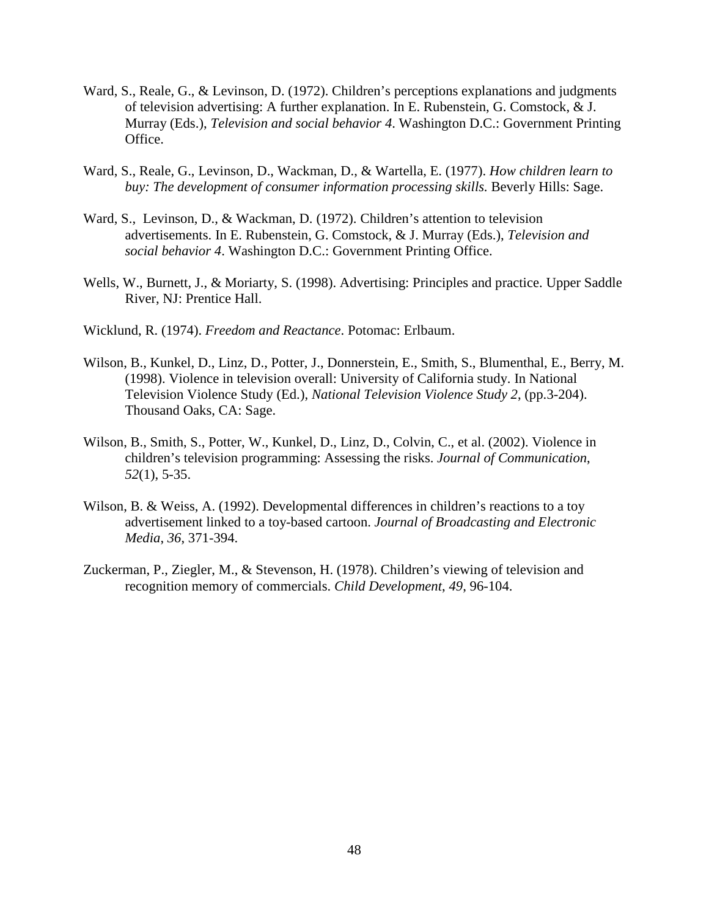Ward, S., Reale, G., & Levinson, D. (1972). Children's perceptions explanations and judgments of television advertising: A further explanation. In E. Rubenstein, G. Comstock, & J. Murray (Eds.), *Television and social behavior 4*. Washington D.C.: Government Printing Office.

Ward, S., Reale, G., Levinson, D., Wackman, D., & Wartella, E. (1977). *How children learn to buy: The development of consumer information processing skills.* Beverly Hills: Sage.

Ward, S., Levinson, D., & Wackman, D. (1972). Children's attention to television advertisements. In E. Rubenstein, G. Comstock, & J. Murray (Eds.), *Television and social behavior 4*. Washington D.C.: Government Printing Office.

Wells, W., Burnett, J., & Moriarty, S. (1998). Advertising: Principles and practice. Upper Saddle River, NJ: Prentice Hall.

Wicklund, R. (1974). *Freedom and Reactance*. Potomac: Erlbaum.

Wilson, B., Kunkel, D., Linz, D., Potter, J., Donnerstein, E., Smith, S., Blumenthal, E., Berry, M. (1998). Violence in television overall: University of California study. In National Television Violence Study (Ed.), *National Television Violence Study 2*, (pp.3-204). Thousand Oaks, CA: Sage.

Wilson, B., Smith, S., Potter, W., Kunkel, D., Linz, D., Colvin, C., et al. (2002). Violence in children's television programming: Assessing the risks. *Journal of Communication*, *52*(1), 5-35.

Wilson, B. & Weiss, A. (1992). Developmental differences in children's reactions to a toy advertisement linked to a toy-based cartoon. *Journal of Broadcasting and Electronic Media*, *36*, 371-394.

Zuckerman, P., Ziegler, M., & Stevenson, H. (1978). Children's viewing of television and recognition memory of commercials. *Child Development*, *49*, 96-104.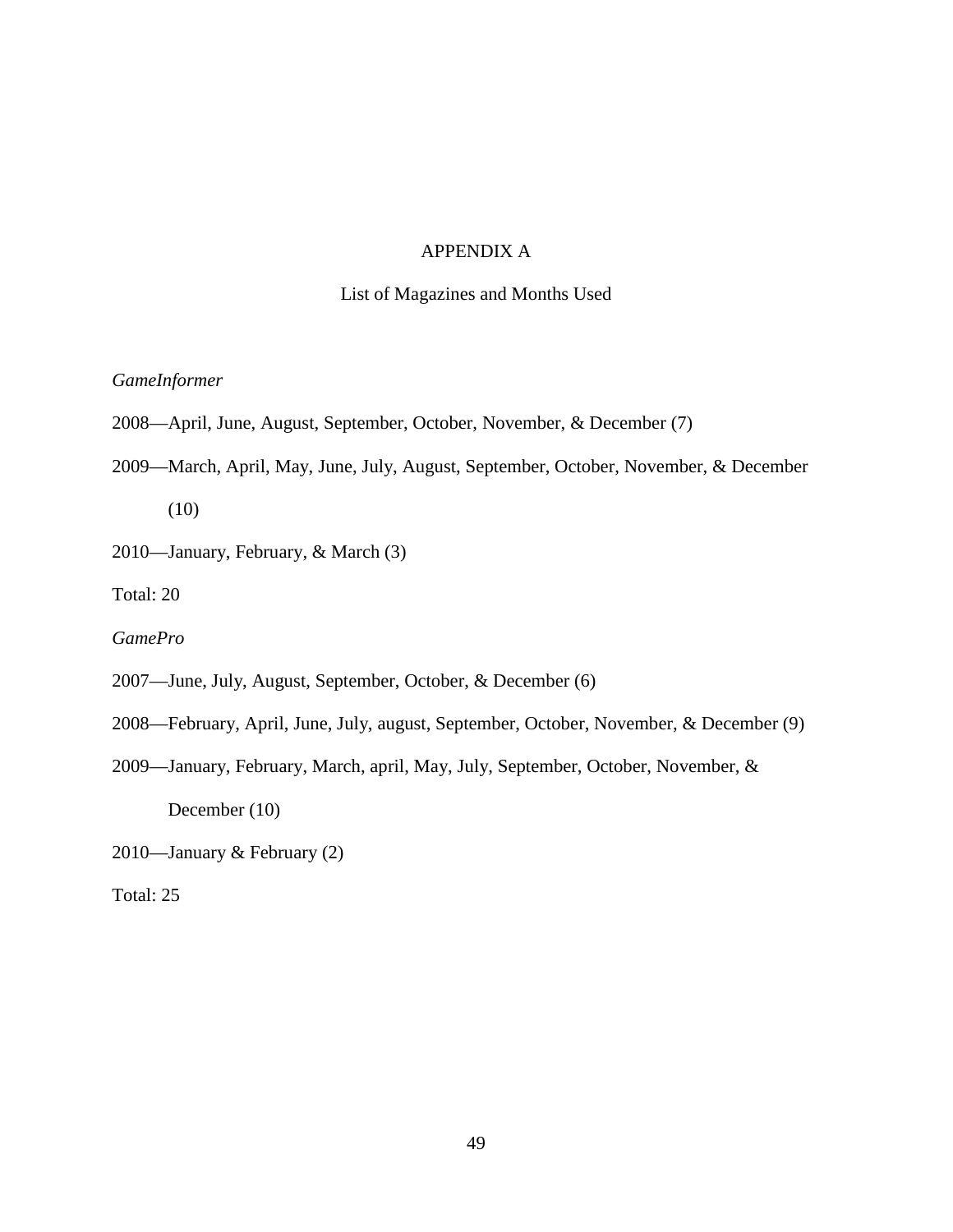# APPENDIX A

## List of Magazines and Months Used

*GameInformer*

2008—April, June, August, September, October, November, & December (7)

2009—March, April, May, June, July, August, September, October, November, & December (10)

2010—January, February, & March (3)

Total: 20

*GamePro*

2007—June, July, August, September, October, & December (6)

2008—February, April, June, July, august, September, October, November, & December (9)

2009—January, February, March, april, May, July, September, October, November, & December (10)

2010—January & February (2)

Total: 25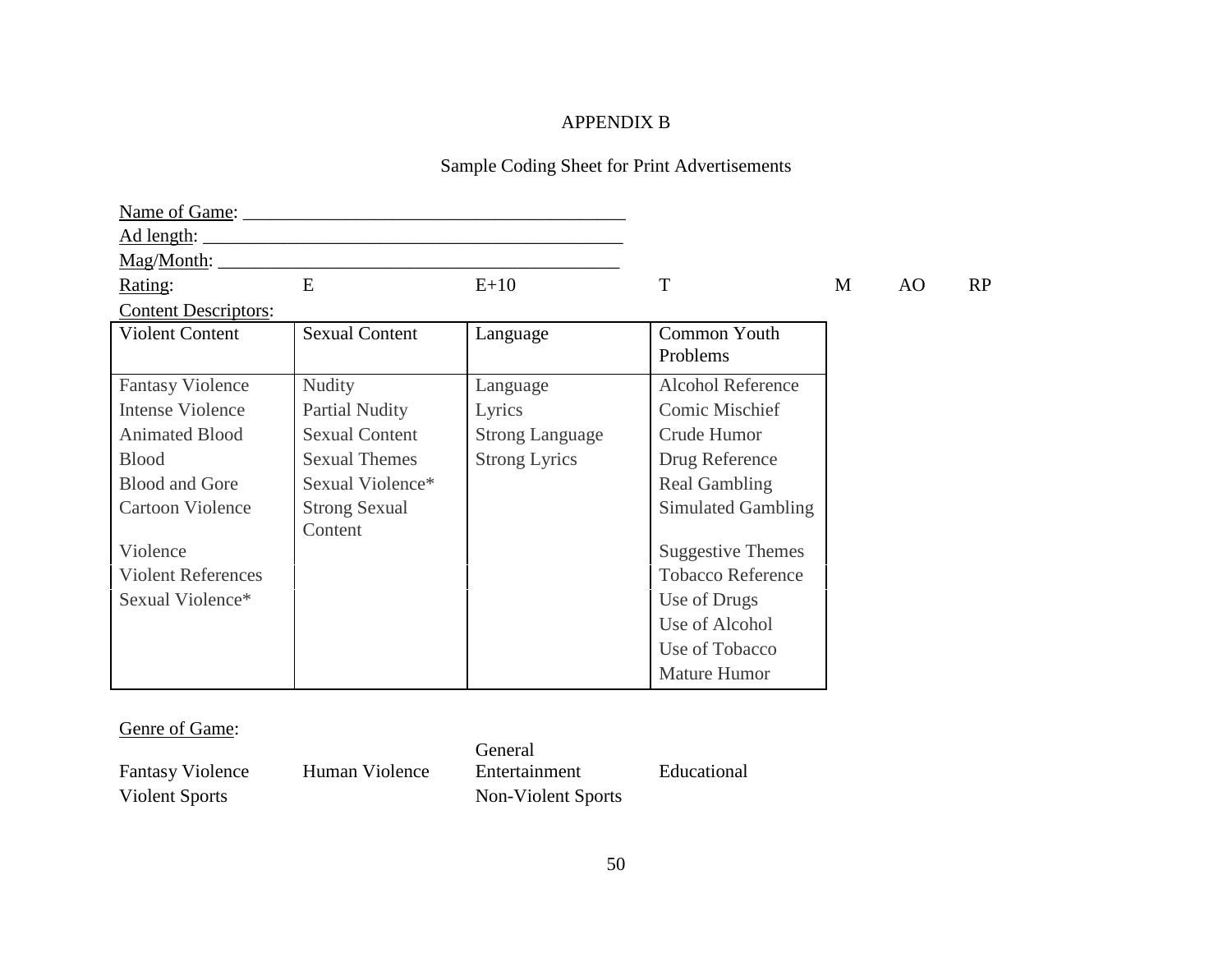# APPENDIX B

## Sample Coding Sheet for Print Advertisements

Name of Game: ___________________________________________

Ad length: _______________________________________________

Mag/Month: ____________________________________________

Rating: E | E+10 | T | M | AO | RP

Content Descriptors:

| Violent Content | Sexual Content | Language | Common Youth Problems |
|---|---|---|---|
| Fantasy Violence | Nudity | Language | Alcohol Reference |
| Intense Violence | Partial Nudity | Lyrics | Comic Mischief |
| Animated Blood | Sexual Content | Strong Language | Crude Humor |
| Blood | Sexual Themes | Strong Lyrics | Drug Reference |
| Blood and Gore | Sexual Violence* | | Real Gambling |
| Cartoon Violence | Strong Sexual Content | | Simulated Gambling |
| Violence | | | Suggestive Themes |
| Violent References | | | Tobacco Reference |
| Sexual Violence* | | | Use of Drugs |
| | | | Use of Alcohol |
| | | | Use of Tobacco |
| | | | Mature Humor |

Genre of Game:

| | | | |
|---|---|---|---|
| Fantasy Violence | Human Violence | General Entertainment | Educational |
| Violent Sports | | Non-Violent Sports | |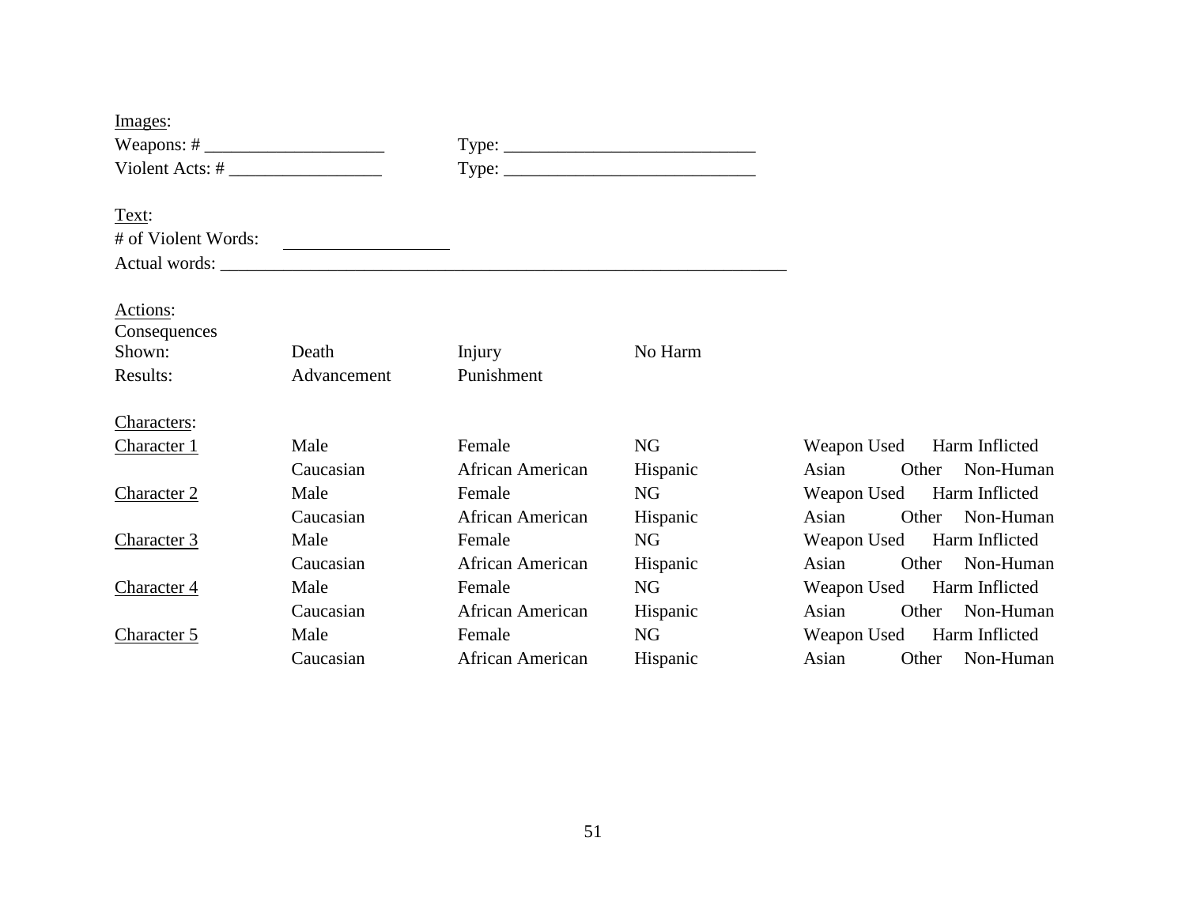<u>Images</u>:

Weapons: # ____________________ Type: ____________________________

Violent Acts: # _________________ Type: ____________________________

<u>Text</u>:

# of Violent Words: __________________

Actual words: _________________________________________________________________

<u>Actions</u>:

| | | | | |
|---|---|---|---|---|
| Consequences Shown: | Death | Injury | No Harm | |
| Results: | Advancement | Punishment | | |

<u>Characters</u>:

| | | | | |
|---|---|---|---|---|
| <u>Character 1</u> | Male | Female | NG | Weapon Used Harm Inflicted |
| | Caucasian | African American | Hispanic | Asian Other Non-Human |
| <u>Character 2</u> | Male | Female | NG | Weapon Used Harm Inflicted |
| | Caucasian | African American | Hispanic | Asian Other Non-Human |
| <u>Character 3</u> | Male | Female | NG | Weapon Used Harm Inflicted |
| | Caucasian | African American | Hispanic | Asian Other Non-Human |
| <u>Character 4</u> | Male | Female | NG | Weapon Used Harm Inflicted |
| | Caucasian | African American | Hispanic | Asian Other Non-Human |
| <u>Character 5</u> | Male | Female | NG | Weapon Used Harm Inflicted |
| | Caucasian | African American | Hispanic | Asian Other Non-Human |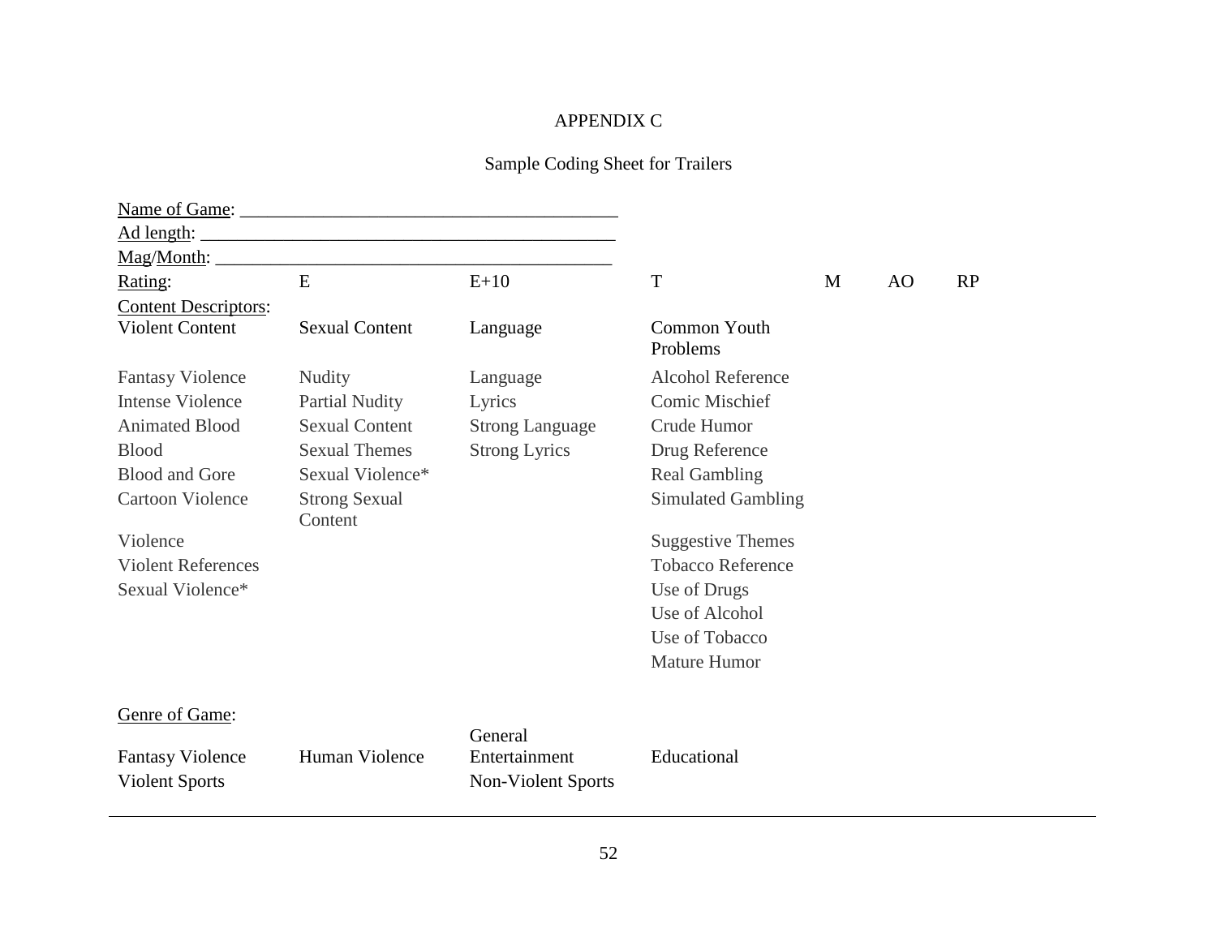# APPENDIX C

## Sample Coding Sheet for Trailers

Name of Game: ________________________________________

Ad length: ____________________________________________

Mag/Month: ___________________________________________

| Rating: | E | E+10 | T | M | AO | RP |
|---|---|---|---|---|---|---|

Content Descriptors:

| Violent Content | Sexual Content | Language | Common Youth Problems |
|---|---|---|---|
| Fantasy Violence | Nudity | Language | Alcohol Reference |
| Intense Violence | Partial Nudity | Lyrics | Comic Mischief |
| Animated Blood | Sexual Content | Strong Language | Crude Humor |
| Blood | Sexual Themes | Strong Lyrics | Drug Reference |
| Blood and Gore | Sexual Violence* | | Real Gambling |
| Cartoon Violence | Strong Sexual Content | | Simulated Gambling |
| Violence | | | Suggestive Themes |
| Violent References | | | Tobacco Reference |
| Sexual Violence* | | | Use of Drugs |
| | | | Use of Alcohol |
| | | | Use of Tobacco |
| | | | Mature Humor |

Genre of Game:

| | | | |
|---|---|---|---|
| Fantasy Violence | Human Violence | General Entertainment | Educational |
| Violent Sports | | Non-Violent Sports | |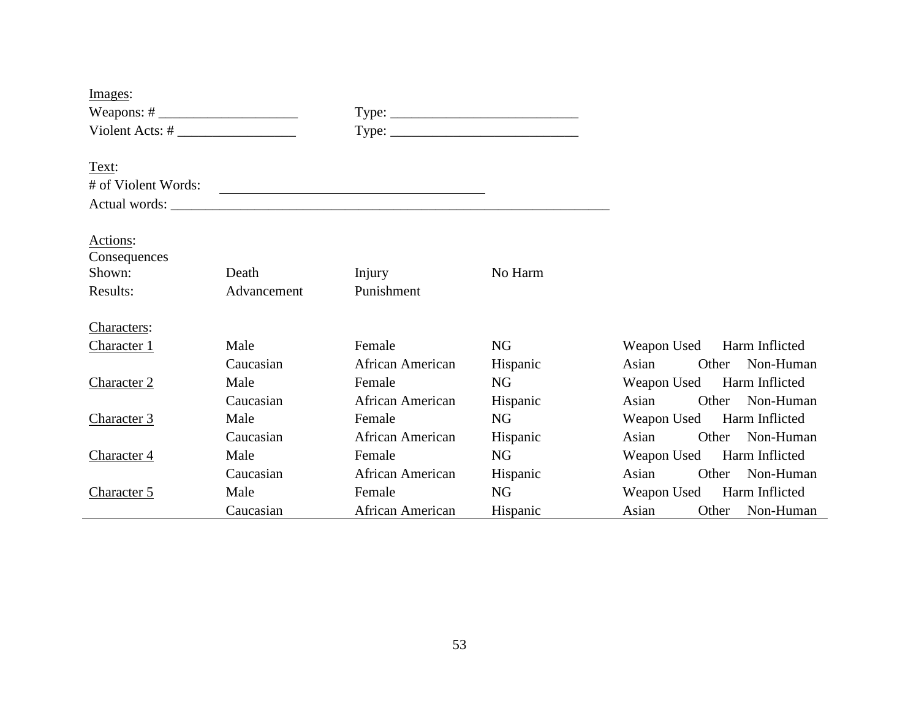Images:

Weapons: # ____________________ Type: ___________________________

Violent Acts: # ________________ Type: ___________________________

Text:

# of Violent Words: ______________________________________

Actual words: _______________________________________________________________

Actions:

| | | | |
|---|---|---|---|
| Consequences Shown: | Death | Injury | No Harm |
| Results: | Advancement | Punishment | |

Characters:

| | | | | | | |
|---|---|---|---|---|---|---|
| Character 1 | Male | Female | NG | Weapon Used | Harm Inflicted | |
| | Caucasian | African American | Hispanic | Asian | Other | Non-Human |
| Character 2 | Male | Female | NG | Weapon Used | Harm Inflicted | |
| | Caucasian | African American | Hispanic | Asian | Other | Non-Human |
| Character 3 | Male | Female | NG | Weapon Used | Harm Inflicted | |
| | Caucasian | African American | Hispanic | Asian | Other | Non-Human |
| Character 4 | Male | Female | NG | Weapon Used | Harm Inflicted | |
| | Caucasian | African American | Hispanic | Asian | Other | Non-Human |
| Character 5 | Male | Female | NG | Weapon Used | Harm Inflicted | |
| | Caucasian | African American | Hispanic | Asian | Other | Non-Human |